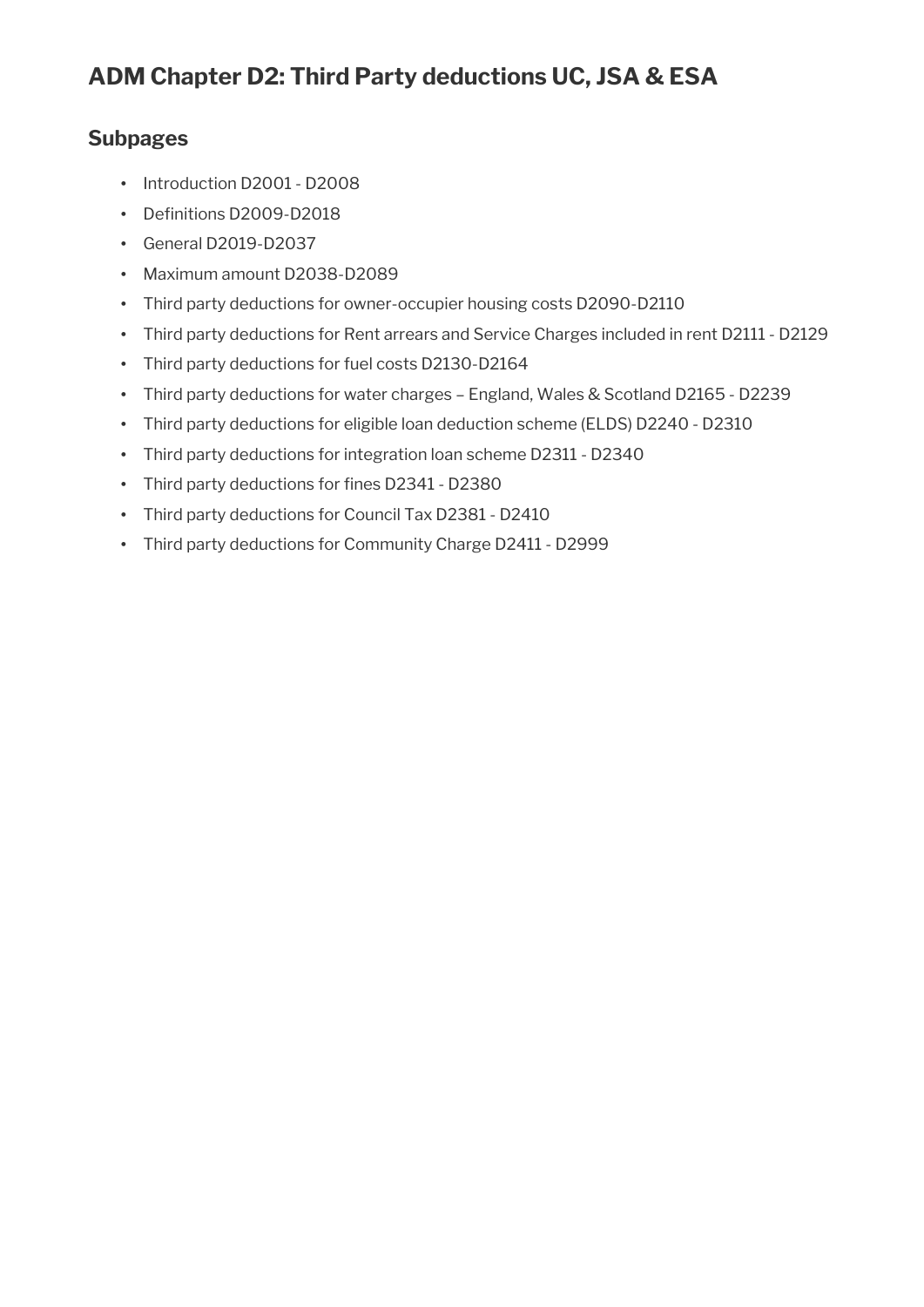# ADM Chapter D2: Third Party deductions UC, JSA & ESA

## Subpages

- Introduction D2001 - D2008
- Definitions D2009-D2018
- General D2019-D2037
- Maximum amount D2038-D2089
- Third party deductions for owner-occupier housing costs D2090-D2110
- Third party deductions for Rent arrears and Service Charges included in rent D2111 - D2129
- Third party deductions for fuel costs D2130-D2164
- Third party deductions for water charges – England, Wales & Scotland D2165 - D2239
- Third party deductions for eligible loan deduction scheme (ELDS) D2240 - D2310
- Third party deductions for integration loan scheme D2311 - D2340
- Third party deductions for fines D2341 - D2380
- Third party deductions for Council Tax D2381 - D2410
- Third party deductions for Community Charge D2411 - D2999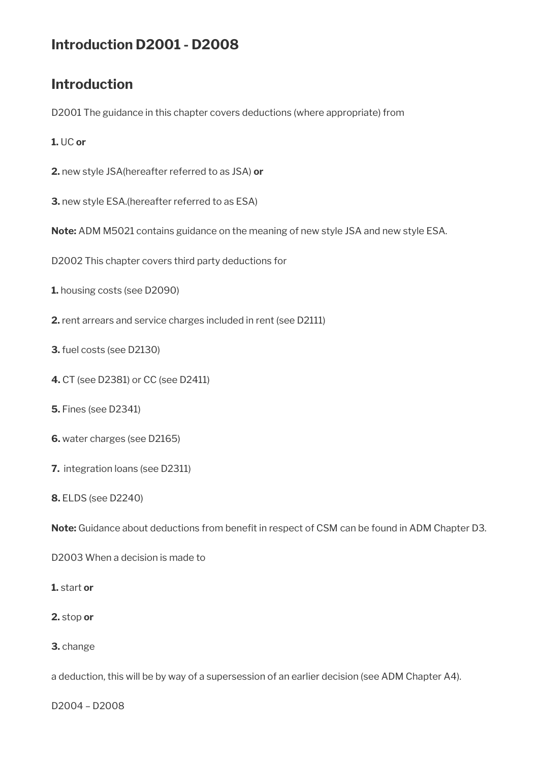## Introduction D2001 - D2008

## Introduction

D2001 The guidance in this chapter covers deductions (where appropriate) from

**1.** UC **or**

**2.** new style JSA(hereafter referred to as JSA) **or**

**3.** new style ESA.(hereafter referred to as ESA)

**Note:** ADM M5021 contains guidance on the meaning of new style JSA and new style ESA.

D2002 This chapter covers third party deductions for

**1.** housing costs (see D2090)

**2.** rent arrears and service charges included in rent (see D2111)

**3.** fuel costs (see D2130)

**4.** CT (see D2381) or CC (see D2411)

**5.** Fines (see D2341)

**6.** water charges (see D2165)

**7.** integration loans (see D2311)

**8.** ELDS (see D2240)

**Note:** Guidance about deductions from benefit in respect of CSM can be found in ADM Chapter D3.

D2003 When a decision is made to

**1.** start **or**

**2.** stop **or**

**3.** change

a deduction, this will be by way of a supersession of an earlier decision (see ADM Chapter A4).

D2004 – D2008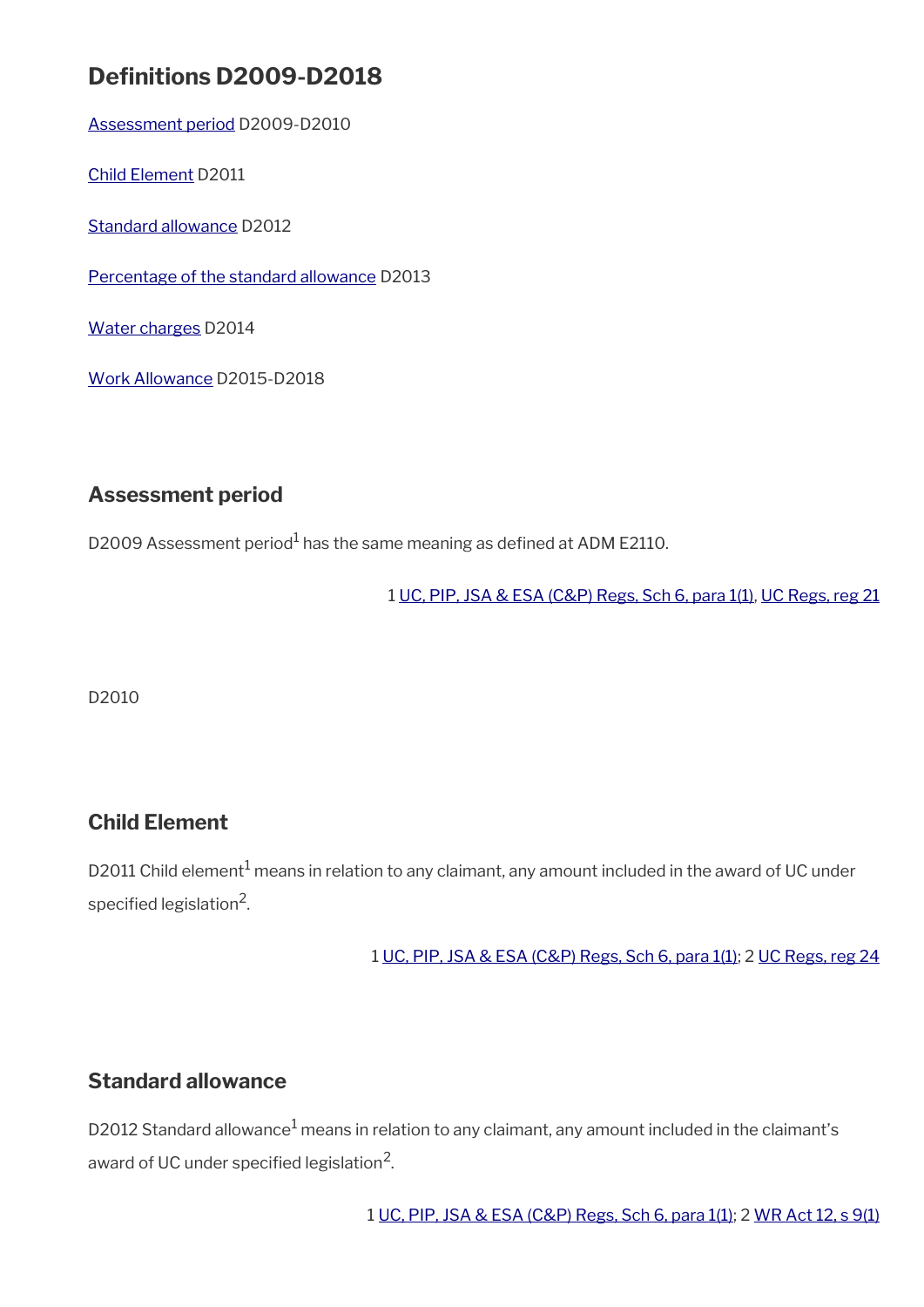## Definitions D2009-D2018

[Assessment period](#) D2009-D2010

[Child Element](#) D2011

[Standard allowance](#) D2012

[Percentage of the standard allowance](#) D2013

[Water charges](#) D2014

[Work Allowance](#) D2015-D2018

### Assessment period

D2009 Assessment period[1] has the same meaning as defined at ADM E2110.

1 UC, PIP, JSA & ESA (C&P) Regs, Sch 6, para 1(1), UC Regs, reg 21

D2010

### Child Element

D2011 Child element[1] means in relation to any claimant, any amount included in the award of UC under specified legislation[2].

1 UC, PIP, JSA & ESA (C&P) Regs, Sch 6, para 1(1); 2 UC Regs, reg 24

### Standard allowance

D2012 Standard allowance[1] means in relation to any claimant, any amount included in the claimant's award of UC under specified legislation[2].

1 UC, PIP, JSA & ESA (C&P) Regs, Sch 6, para 1(1); 2 WR Act 12, s 9(1)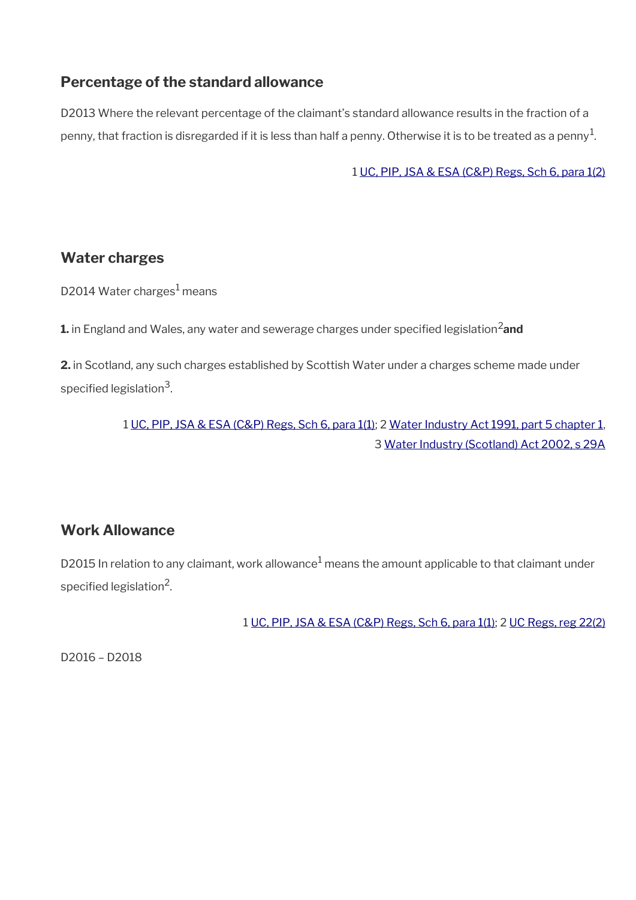### Percentage of the standard allowance

D2013 Where the relevant percentage of the claimant's standard allowance results in the fraction of a penny, that fraction is disregarded if it is less than half a penny. Otherwise it is to be treated as a penny[1].

1 UC, PIP, JSA & ESA (C&P) Regs, Sch 6, para 1(2)

### Water charges

D2014 Water charges[1] means

**1.** in England and Wales, any water and sewerage charges under specified legislation[2] **and**

**2.** in Scotland, any such charges established by Scottish Water under a charges scheme made under specified legislation[3].

1 UC, PIP, JSA & ESA (C&P) Regs, Sch 6, para 1(1); 2 Water Industry Act 1991, part 5 chapter 1, 3 Water Industry (Scotland) Act 2002, s 29A

### Work Allowance

D2015 In relation to any claimant, work allowance[1] means the amount applicable to that claimant under specified legislation[2].

1 UC, PIP, JSA & ESA (C&P) Regs, Sch 6, para 1(1); 2 UC Regs, reg 22(2)

D2016 – D2018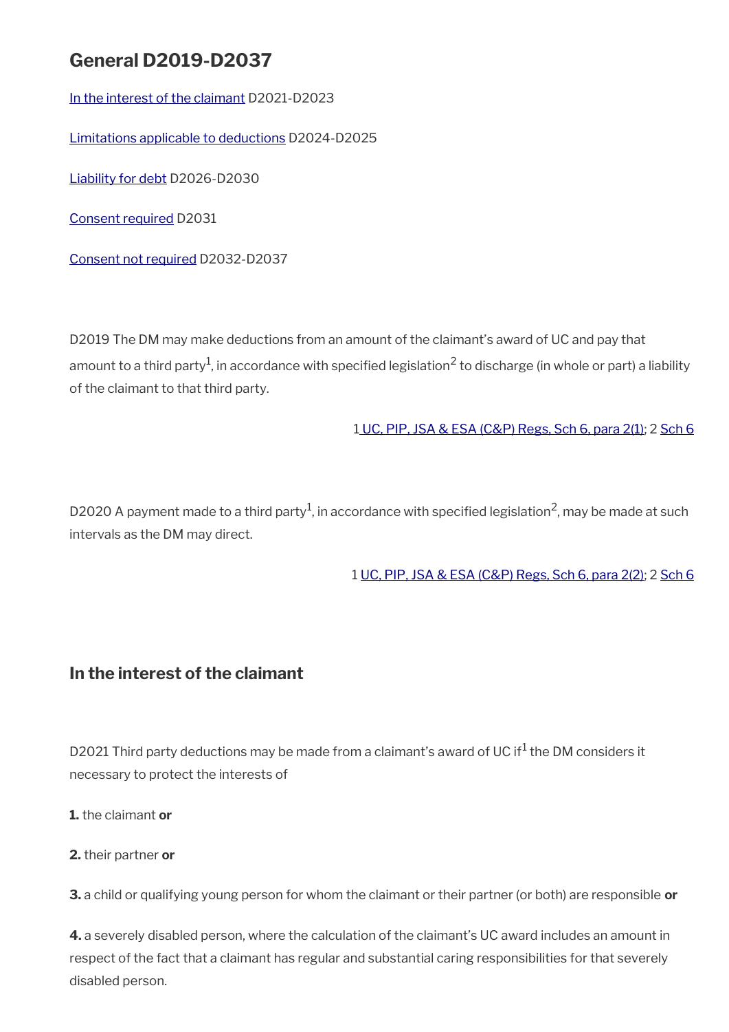## General D2019-D2037

[In the interest of the claimant](#) D2021-D2023

[Limitations applicable to deductions](#) D2024-D2025

[Liability for debt](#) D2026-D2030

[Consent required](#) D2031

[Consent not required](#) D2032-D2037

D2019 The DM may make deductions from an amount of the claimant's award of UC and pay that amount to a third party[1], in accordance with specified legislation[2] to discharge (in whole or part) a liability of the claimant to that third party.

1 UC, PIP, JSA & ESA (C&P) Regs, Sch 6, para 2(1); 2 Sch 6

D2020 A payment made to a third party[1], in accordance with specified legislation[2], may be made at such intervals as the DM may direct.

1 UC, PIP, JSA & ESA (C&P) Regs, Sch 6, para 2(2); 2 Sch 6

### In the interest of the claimant

D2021 Third party deductions may be made from a claimant's award of UC if[1] the DM considers it necessary to protect the interests of

**1.** the claimant **or**

**2.** their partner **or**

**3.** a child or qualifying young person for whom the claimant or their partner (or both) are responsible **or**

**4.** a severely disabled person, where the calculation of the claimant's UC award includes an amount in respect of the fact that a claimant has regular and substantial caring responsibilities for that severely disabled person.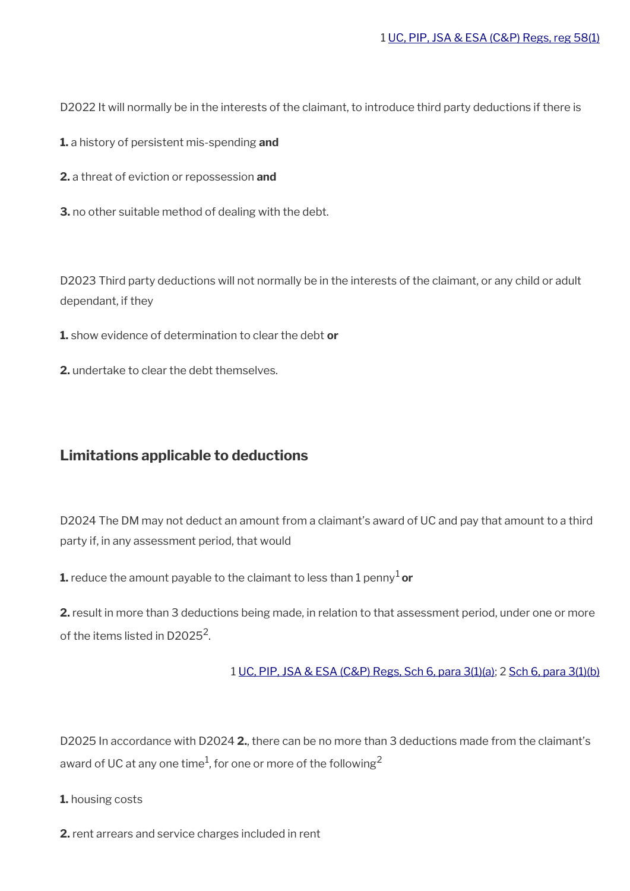1 UC, PIP, JSA & ESA (C&P) Regs, reg 58(1)

D2022 It will normally be in the interests of the claimant, to introduce third party deductions if there is

**1.** a history of persistent mis-spending **and**

**2.** a threat of eviction or repossession **and**

**3.** no other suitable method of dealing with the debt.

D2023 Third party deductions will not normally be in the interests of the claimant, or any child or adult dependant, if they

**1.** show evidence of determination to clear the debt **or**

**2.** undertake to clear the debt themselves.

## Limitations applicable to deductions

D2024 The DM may not deduct an amount from a claimant's award of UC and pay that amount to a third party if, in any assessment period, that would

**1.** reduce the amount payable to the claimant to less than 1 penny[1] **or**

**2.** result in more than 3 deductions being made, in relation to that assessment period, under one or more of the items listed in D2025[2].

1 UC, PIP, JSA & ESA (C&P) Regs, Sch 6, para 3(1)(a); 2 Sch 6, para 3(1)(b)

D2025 In accordance with D2024 **2.**, there can be no more than 3 deductions made from the claimant's award of UC at any one time[1], for one or more of the following[2]

**1.** housing costs

**2.** rent arrears and service charges included in rent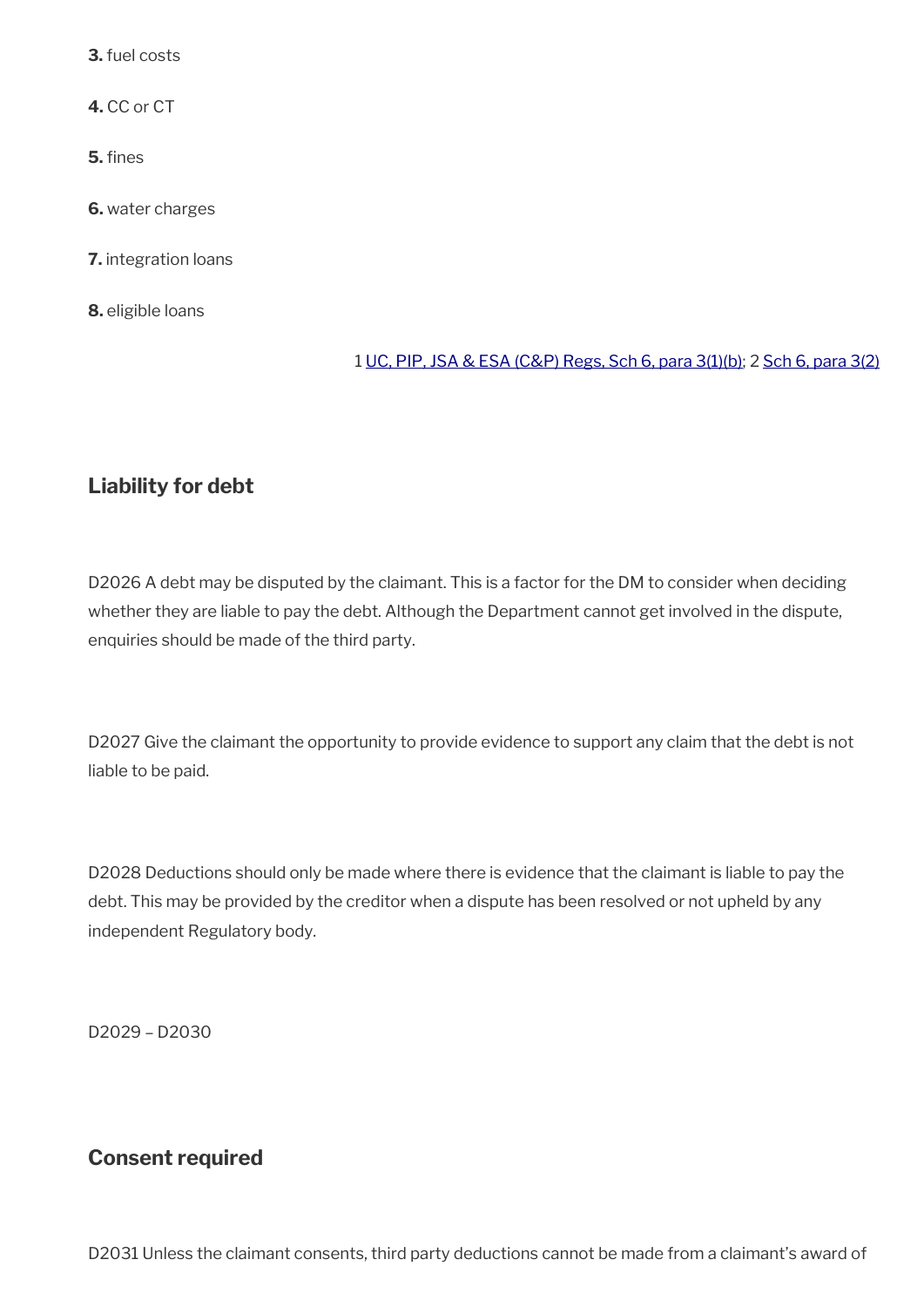**3.** fuel costs

**4.** CC or CT

**5.** fines

**6.** water charges

**7.** integration loans

**8.** eligible loans

1 [UC, PIP, JSA & ESA (C&P) Regs, Sch 6, para 3(1)(b)](); 2 [Sch 6, para 3(2)]()

## Liability for debt

D2026 A debt may be disputed by the claimant. This is a factor for the DM to consider when deciding whether they are liable to pay the debt. Although the Department cannot get involved in the dispute, enquiries should be made of the third party.

D2027 Give the claimant the opportunity to provide evidence to support any claim that the debt is not liable to be paid.

D2028 Deductions should only be made where there is evidence that the claimant is liable to pay the debt. This may be provided by the creditor when a dispute has been resolved or not upheld by any independent Regulatory body.

D2029 – D2030

## Consent required

D2031 Unless the claimant consents, third party deductions cannot be made from a claimant's award of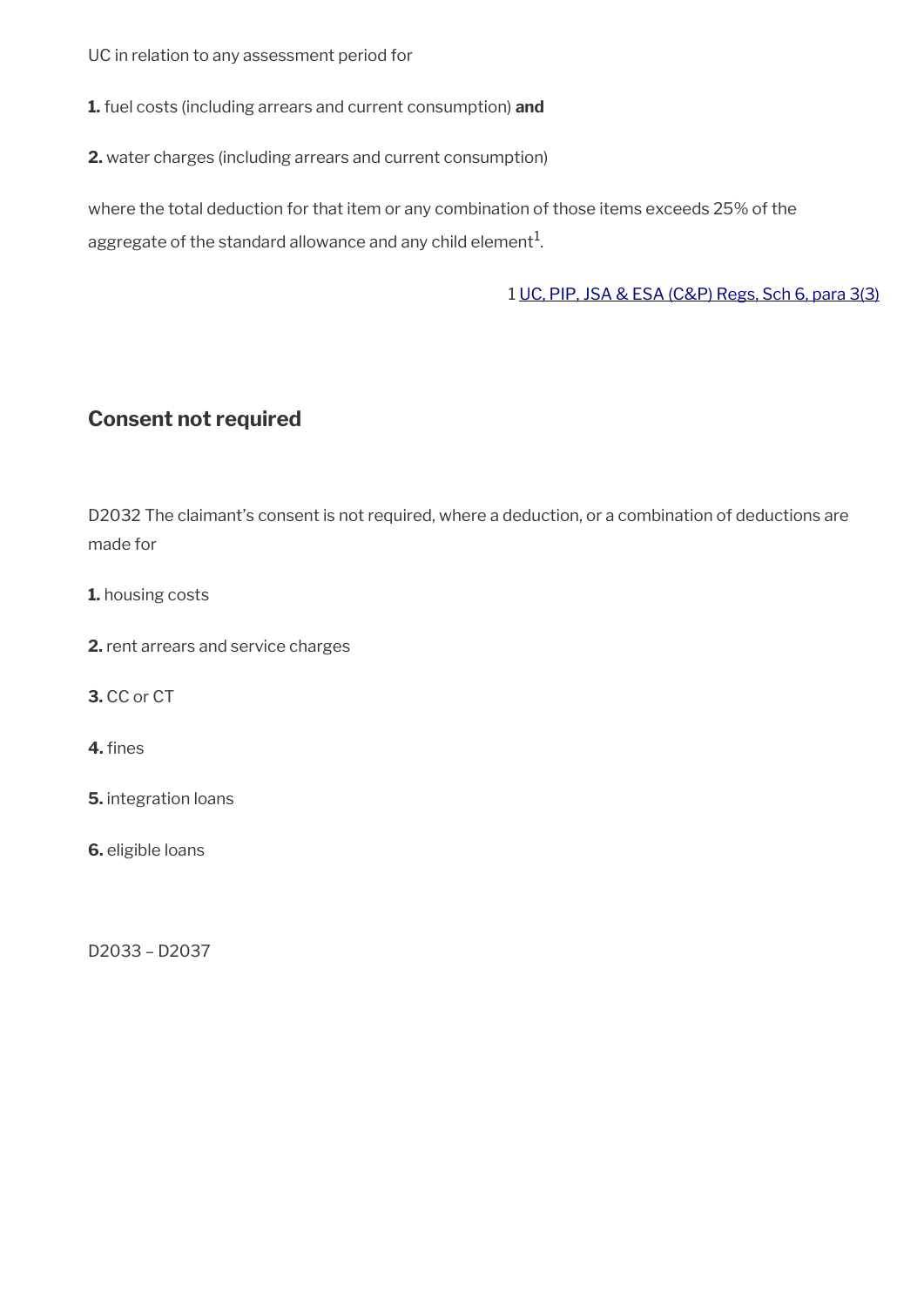UC in relation to any assessment period for

**1.** fuel costs (including arrears and current consumption) **and**

**2.** water charges (including arrears and current consumption)

where the total deduction for that item or any combination of those items exceeds 25% of the aggregate of the standard allowance and any child element[1].

1 UC, PIP, JSA & ESA (C&P) Regs, Sch 6, para 3(3)

## Consent not required

D2032 The claimant's consent is not required, where a deduction, or a combination of deductions are made for

**1.** housing costs

**2.** rent arrears and service charges

**3.** CC or CT

**4.** fines

**5.** integration loans

**6.** eligible loans

D2033 – D2037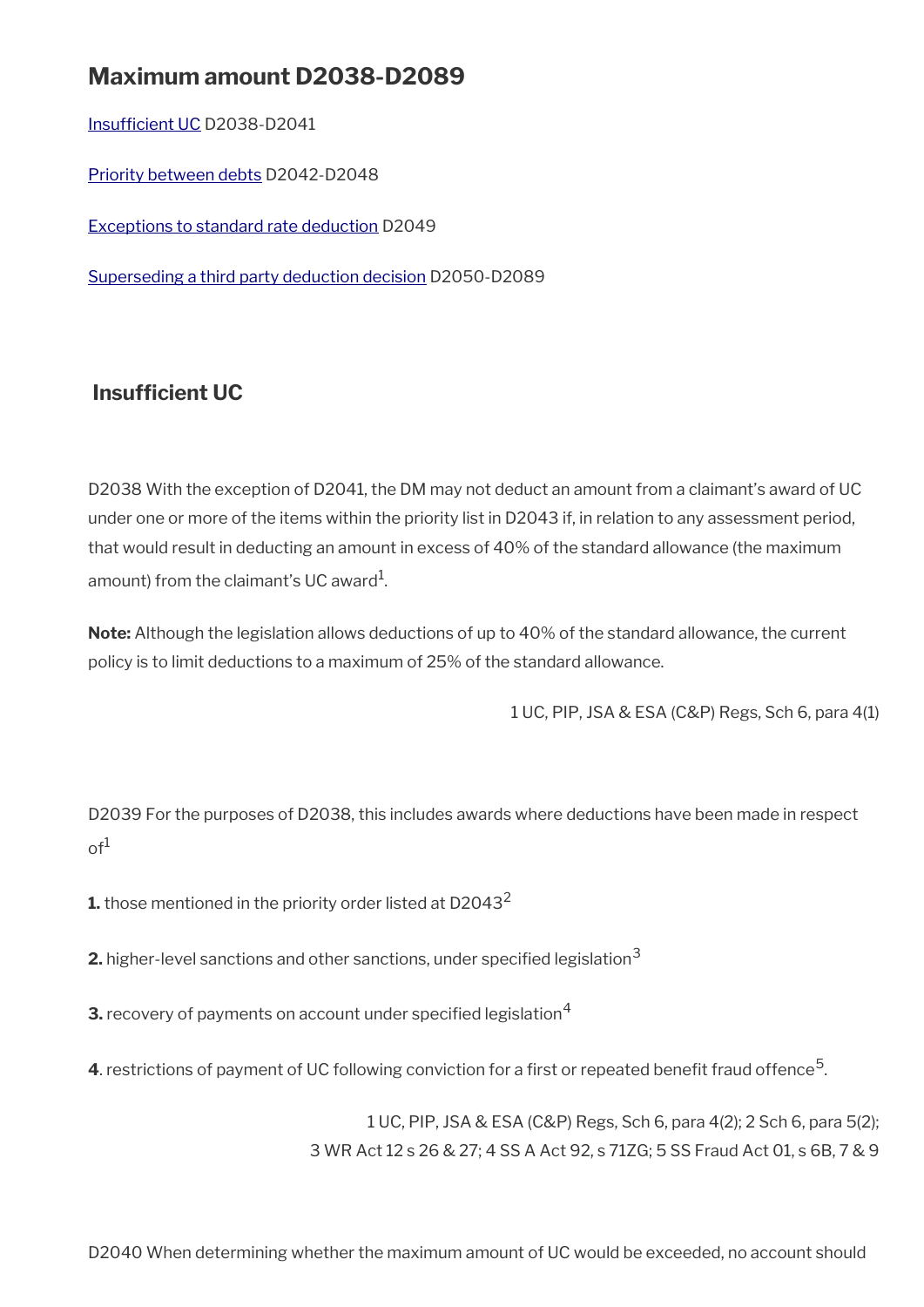## Maximum amount D2038-D2089

[Insufficient UC](#) D2038-D2041

[Priority between debts](#) D2042-D2048

[Exceptions to standard rate deduction](#) D2049

[Superseding a third party deduction decision](#) D2050-D2089

### Insufficient UC

D2038 With the exception of D2041, the DM may not deduct an amount from a claimant's award of UC under one or more of the items within the priority list in D2043 if, in relation to any assessment period, that would result in deducting an amount in excess of 40% of the standard allowance (the maximum amount) from the claimant's UC award[1].

**Note:** Although the legislation allows deductions of up to 40% of the standard allowance, the current policy is to limit deductions to a maximum of 25% of the standard allowance.

1 UC, PIP, JSA & ESA (C&P) Regs, Sch 6, para 4(1)

D2039 For the purposes of D2038, this includes awards where deductions have been made in respect of[1]

**1.** those mentioned in the priority order listed at D2043[2]

**2.** higher-level sanctions and other sanctions, under specified legislation[3]

**3.** recovery of payments on account under specified legislation[4]

**4**. restrictions of payment of UC following conviction for a first or repeated benefit fraud offence[5].

1 UC, PIP, JSA & ESA (C&P) Regs, Sch 6, para 4(2); 2 Sch 6, para 5(2);
3 WR Act 12 s 26 & 27; 4 SS A Act 92, s 71ZG; 5 SS Fraud Act 01, s 6B, 7 & 9

D2040 When determining whether the maximum amount of UC would be exceeded, no account should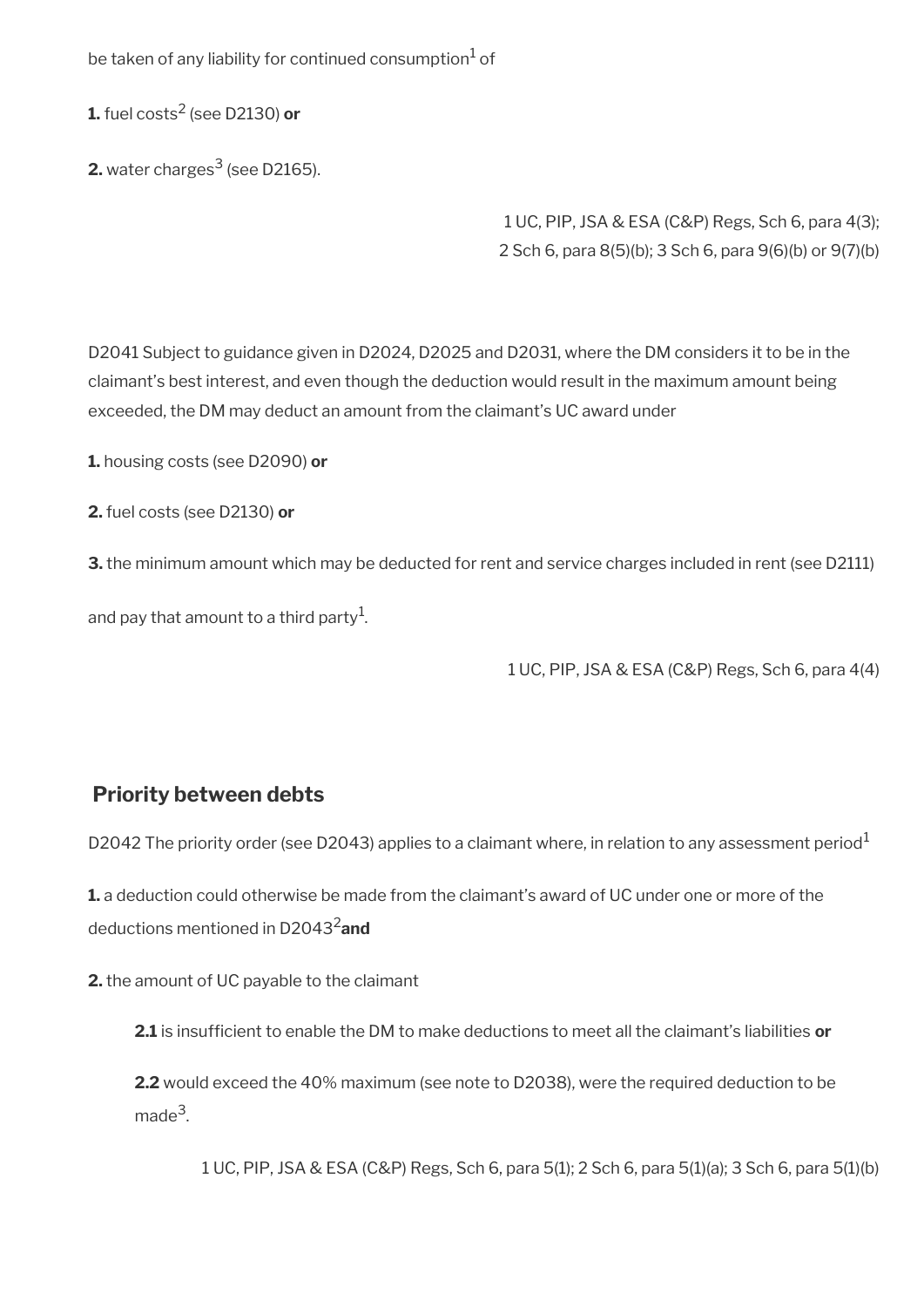be taken of any liability for continued consumption[1] of

**1.** fuel costs[2] (see D2130) **or**

**2.** water charges[3] (see D2165).

1 UC, PIP, JSA & ESA (C&P) Regs, Sch 6, para 4(3);
2 Sch 6, para 8(5)(b); 3 Sch 6, para 9(6)(b) or 9(7)(b)

D2041 Subject to guidance given in D2024, D2025 and D2031, where the DM considers it to be in the claimant's best interest, and even though the deduction would result in the maximum amount being exceeded, the DM may deduct an amount from the claimant's UC award under

**1.** housing costs (see D2090) **or**

**2.** fuel costs (see D2130) **or**

**3.** the minimum amount which may be deducted for rent and service charges included in rent (see D2111)

and pay that amount to a third party[1].

1 UC, PIP, JSA & ESA (C&P) Regs, Sch 6, para 4(4)

## Priority between debts

D2042 The priority order (see D2043) applies to a claimant where, in relation to any assessment period[1]

**1.** a deduction could otherwise be made from the claimant's award of UC under one or more of the deductions mentioned in D2043[2] **and**

**2.** the amount of UC payable to the claimant

  **2.1** is insufficient to enable the DM to make deductions to meet all the claimant's liabilities **or**

  **2.2** would exceed the 40% maximum (see note to D2038), were the required deduction to be made[3].

1 UC, PIP, JSA & ESA (C&P) Regs, Sch 6, para 5(1); 2 Sch 6, para 5(1)(a); 3 Sch 6, para 5(1)(b)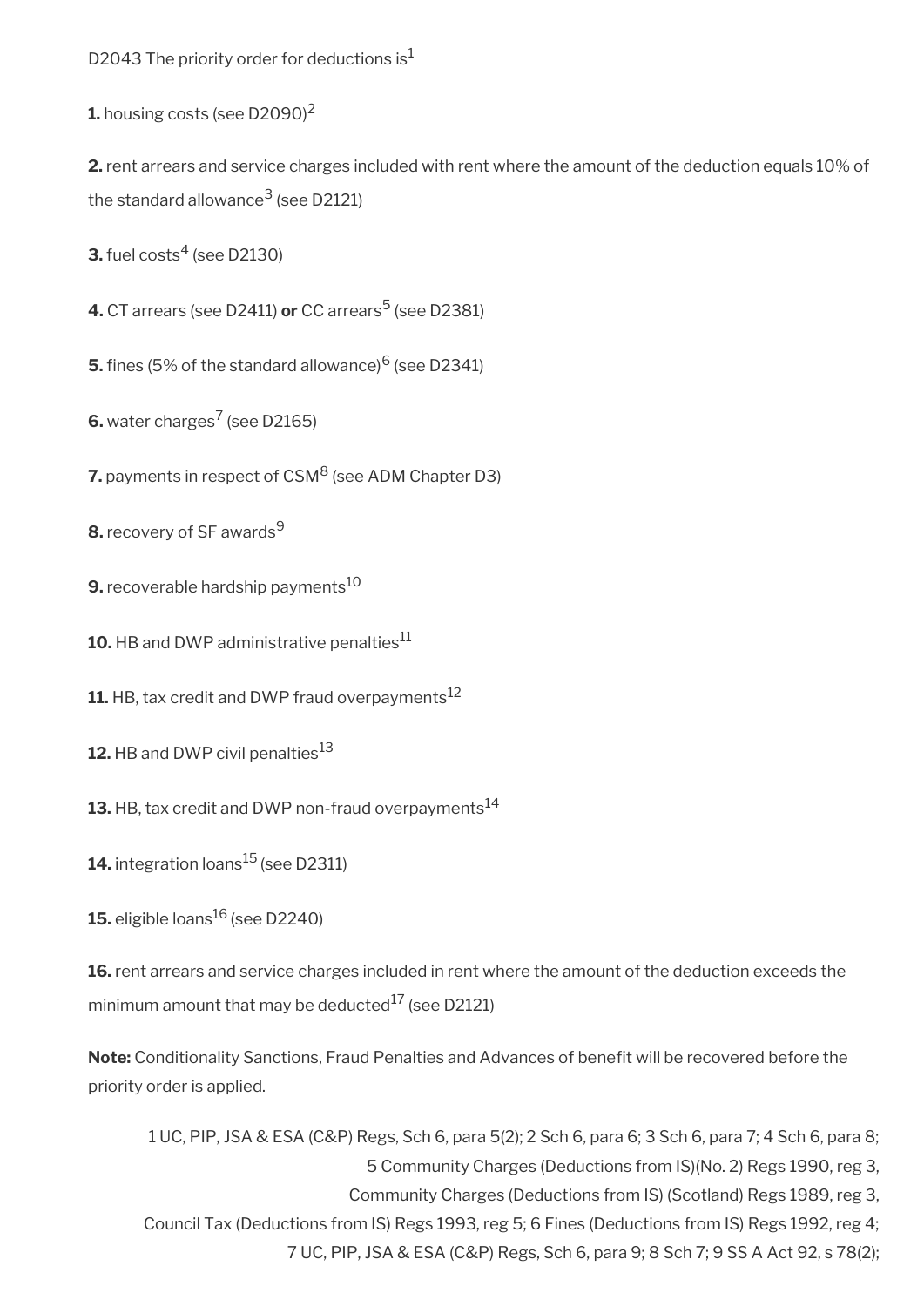D2043 The priority order for deductions is[1]

**1.** housing costs (see D2090)[2]

**2.** rent arrears and service charges included with rent where the amount of the deduction equals 10% of the standard allowance[3] (see D2121)

**3.** fuel costs[4] (see D2130)

**4.** CT arrears (see D2411) **or** CC arrears[5] (see D2381)

**5.** fines (5% of the standard allowance)[6] (see D2341)

**6.** water charges[7] (see D2165)

**7.** payments in respect of CSM[8] (see ADM Chapter D3)

**8.** recovery of SF awards[9]

**9.** recoverable hardship payments[10]

**10.** HB and DWP administrative penalties[11]

**11.** HB, tax credit and DWP fraud overpayments[12]

**12.** HB and DWP civil penalties[13]

**13.** HB, tax credit and DWP non-fraud overpayments[14]

**14.** integration loans[15] (see D2311)

**15.** eligible loans[16] (see D2240)

**16.** rent arrears and service charges included in rent where the amount of the deduction exceeds the minimum amount that may be deducted[17] (see D2121)

**Note:** Conditionality Sanctions, Fraud Penalties and Advances of benefit will be recovered before the priority order is applied.

1 UC, PIP, JSA & ESA (C&P) Regs, Sch 6, para 5(2); 2 Sch 6, para 6; 3 Sch 6, para 7; 4 Sch 6, para 8; 5 Community Charges (Deductions from IS)(No. 2) Regs 1990, reg 3, Community Charges (Deductions from IS) (Scotland) Regs 1989, reg 3, Council Tax (Deductions from IS) Regs 1993, reg 5; 6 Fines (Deductions from IS) Regs 1992, reg 4; 7 UC, PIP, JSA & ESA (C&P) Regs, Sch 6, para 9; 8 Sch 7; 9 SS A Act 92, s 78(2);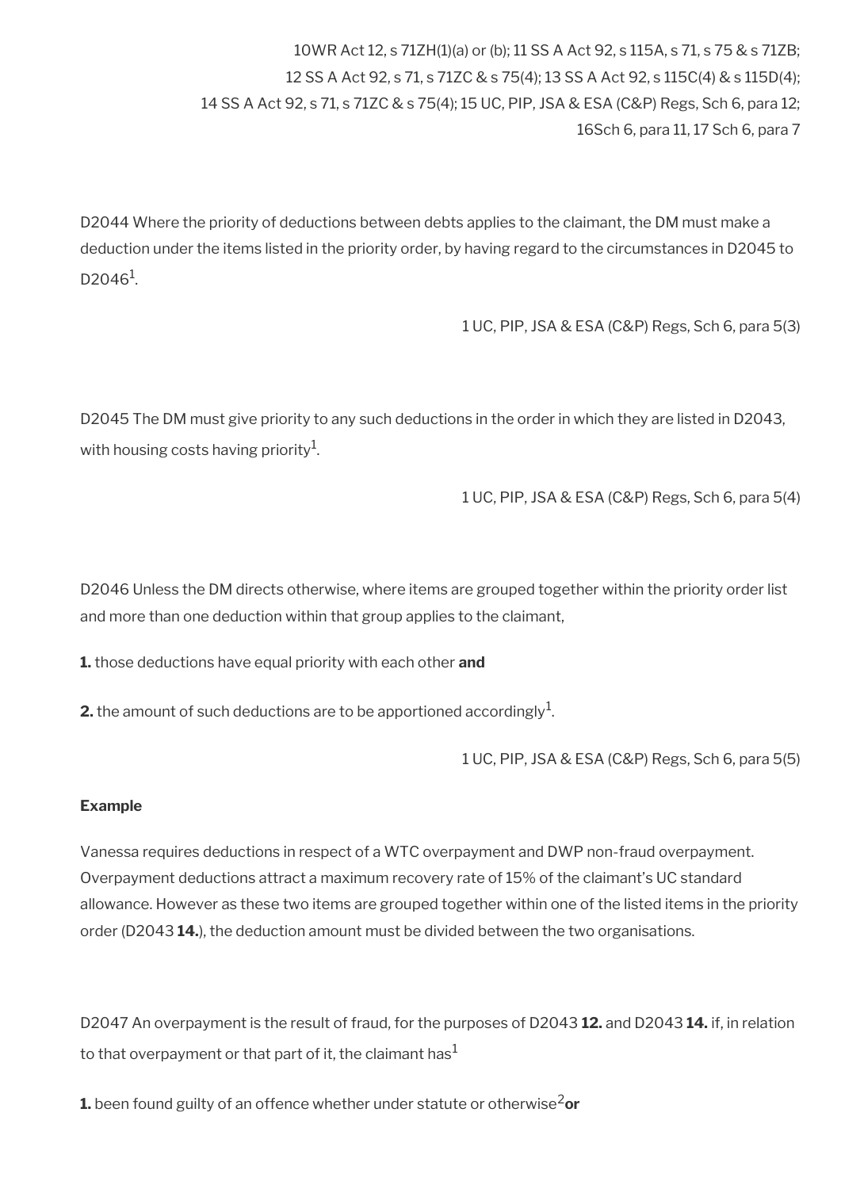10WR Act 12, s 71ZH(1)(a) or (b); 11 SS A Act 92, s 115A, s 71, s 75 & s 71ZB; 12 SS A Act 92, s 71, s 71ZC & s 75(4); 13 SS A Act 92, s 115C(4) & s 115D(4); 14 SS A Act 92, s 71, s 71ZC & s 75(4); 15 UC, PIP, JSA & ESA (C&P) Regs, Sch 6, para 12; 16Sch 6, para 11, 17 Sch 6, para 7

D2044 Where the priority of deductions between debts applies to the claimant, the DM must make a deduction under the items listed in the priority order, by having regard to the circumstances in D2045 to D2046[1].

1 UC, PIP, JSA & ESA (C&P) Regs, Sch 6, para 5(3)

D2045 The DM must give priority to any such deductions in the order in which they are listed in D2043, with housing costs having priority[1].

1 UC, PIP, JSA & ESA (C&P) Regs, Sch 6, para 5(4)

D2046 Unless the DM directs otherwise, where items are grouped together within the priority order list and more than one deduction within that group applies to the claimant,

**1.** those deductions have equal priority with each other **and**

**2.** the amount of such deductions are to be apportioned accordingly[1].

1 UC, PIP, JSA & ESA (C&P) Regs, Sch 6, para 5(5)

**Example**

Vanessa requires deductions in respect of a WTC overpayment and DWP non-fraud overpayment. Overpayment deductions attract a maximum recovery rate of 15% of the claimant's UC standard allowance. However as these two items are grouped together within one of the listed items in the priority order (D2043 **14.**), the deduction amount must be divided between the two organisations.

D2047 An overpayment is the result of fraud, for the purposes of D2043 **12.** and D2043 **14.** if, in relation to that overpayment or that part of it, the claimant has[1]

**1.** been found guilty of an offence whether under statute or otherwise[2] **or**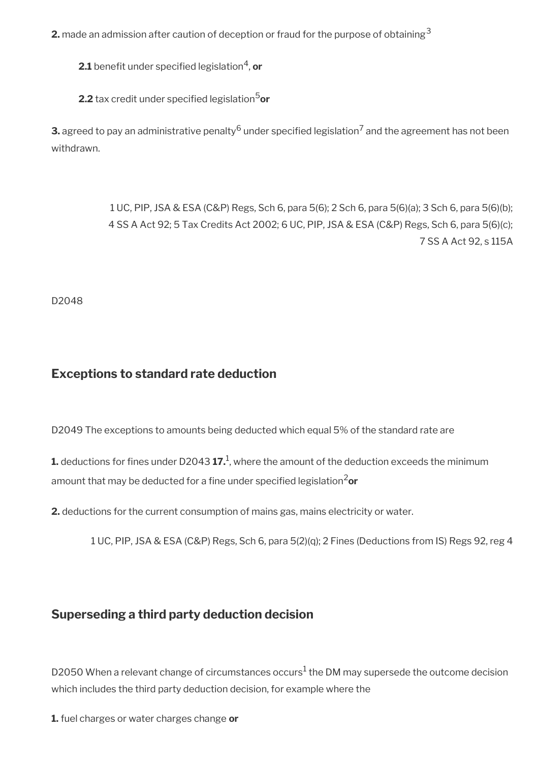**2.** made an admission after caution of deception or fraud for the purpose of obtaining[3]

**2.1** benefit under specified legislation[4], **or**

**2.2** tax credit under specified legislation[5] **or**

**3.** agreed to pay an administrative penalty[6] under specified legislation[7] and the agreement has not been withdrawn.

1 UC, PIP, JSA & ESA (C&P) Regs, Sch 6, para 5(6); 2 Sch 6, para 5(6)(a); 3 Sch 6, para 5(6)(b); 4 SS A Act 92; 5 Tax Credits Act 2002; 6 UC, PIP, JSA & ESA (C&P) Regs, Sch 6, para 5(6)(c); 7 SS A Act 92, s 115A

D2048

## Exceptions to standard rate deduction

D2049 The exceptions to amounts being deducted which equal 5% of the standard rate are

**1.** deductions for fines under D2043 **17.**[1], where the amount of the deduction exceeds the minimum amount that may be deducted for a fine under specified legislation[2] **or**

**2.** deductions for the current consumption of mains gas, mains electricity or water.

1 UC, PIP, JSA & ESA (C&P) Regs, Sch 6, para 5(2)(q); 2 Fines (Deductions from IS) Regs 92, reg 4

## Superseding a third party deduction decision

D2050 When a relevant change of circumstances occurs[1] the DM may supersede the outcome decision which includes the third party deduction decision, for example where the

**1.** fuel charges or water charges change **or**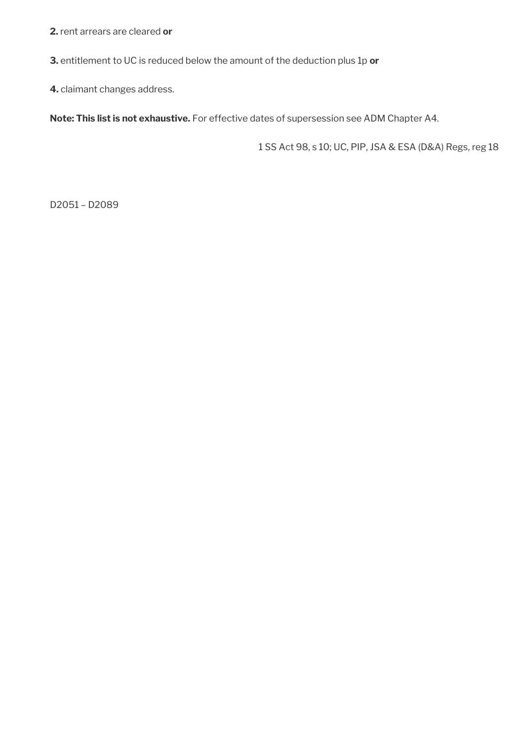**2.** rent arrears are cleared **or**

**3.** entitlement to UC is reduced below the amount of the deduction plus 1p **or**

**4.** claimant changes address.

**Note: This list is not exhaustive.** For effective dates of supersession see ADM Chapter A4.

1 SS Act 98, s 10; UC, PIP, JSA & ESA (D&A) Regs, reg 18

D2051 – D2089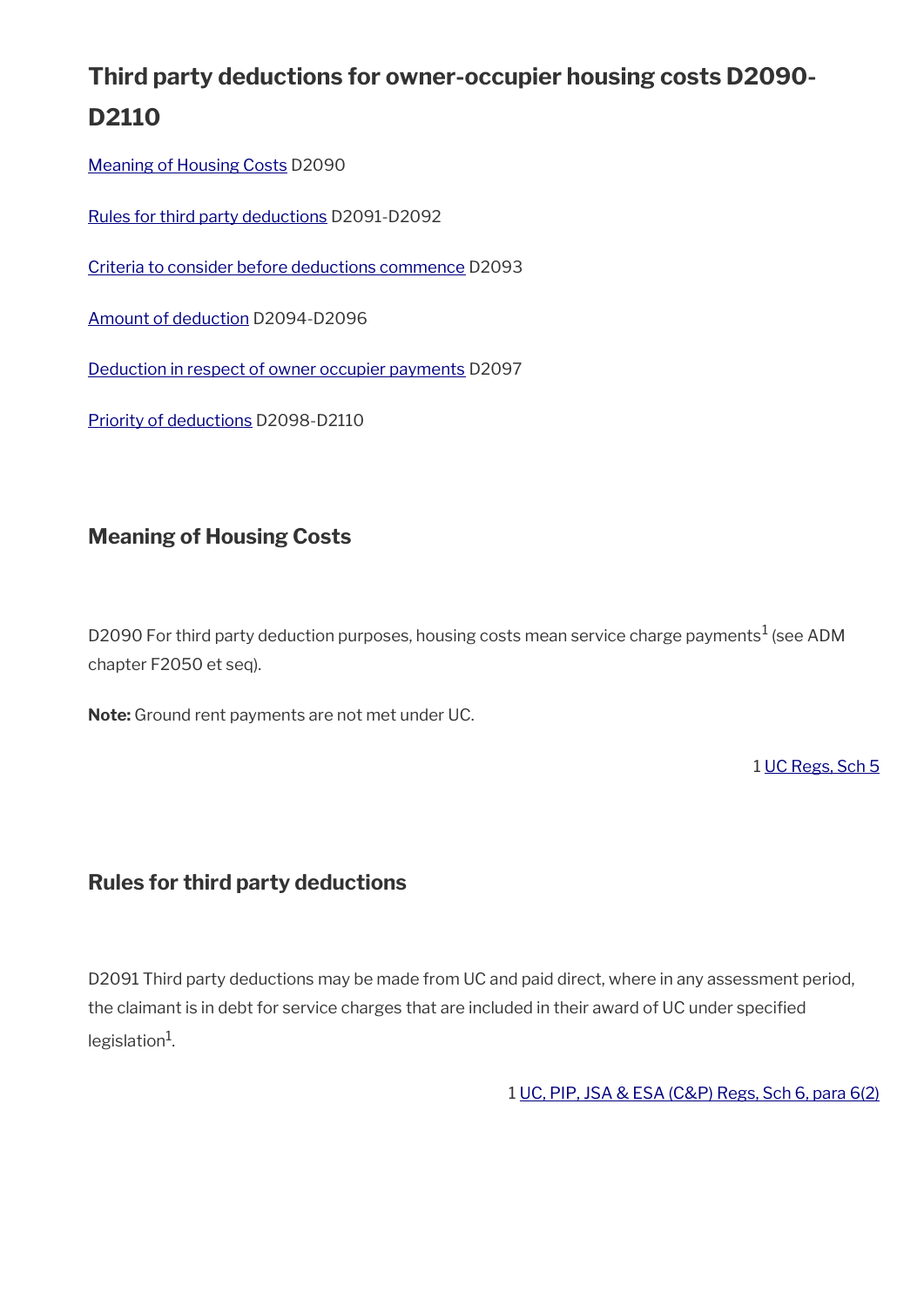## Third party deductions for owner-occupier housing costs D2090-D2110

Meaning of Housing Costs D2090

Rules for third party deductions D2091-D2092

Criteria to consider before deductions commence D2093

Amount of deduction D2094-D2096

Deduction in respect of owner occupier payments D2097

Priority of deductions D2098-D2110

### Meaning of Housing Costs

D2090 For third party deduction purposes, housing costs mean service charge payments[1] (see ADM chapter F2050 et seq).

**Note:** Ground rent payments are not met under UC.

1 UC Regs, Sch 5

### Rules for third party deductions

D2091 Third party deductions may be made from UC and paid direct, where in any assessment period, the claimant is in debt for service charges that are included in their award of UC under specified legislation[1].

1 UC, PIP, JSA & ESA (C&P) Regs, Sch 6, para 6(2)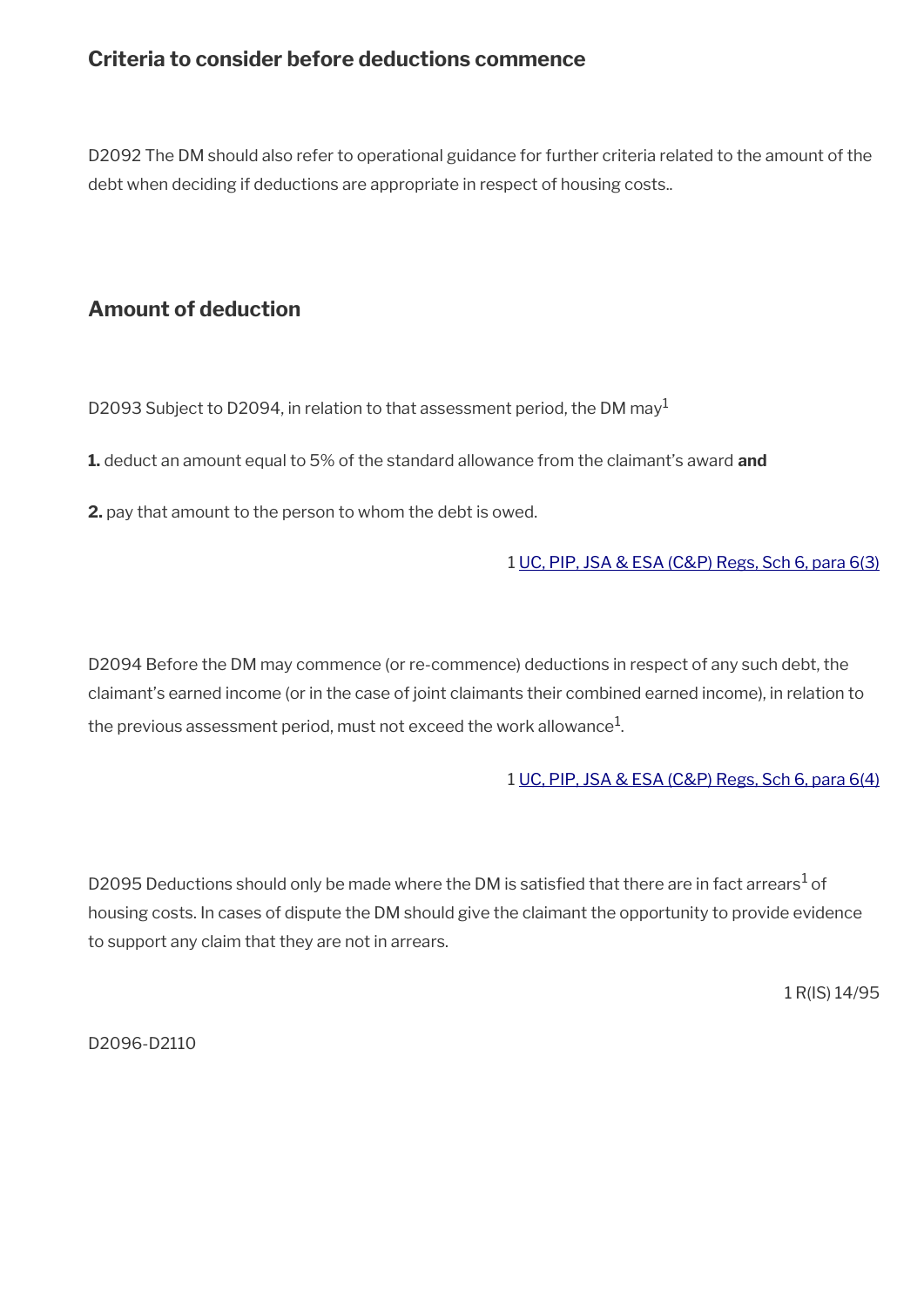## Criteria to consider before deductions commence

D2092 The DM should also refer to operational guidance for further criteria related to the amount of the debt when deciding if deductions are appropriate in respect of housing costs..

## Amount of deduction

D2093 Subject to D2094, in relation to that assessment period, the DM may[1]

**1.** deduct an amount equal to 5% of the standard allowance from the claimant's award **and**

**2.** pay that amount to the person to whom the debt is owed.

1 UC, PIP, JSA & ESA (C&P) Regs, Sch 6, para 6(3)

D2094 Before the DM may commence (or re-commence) deductions in respect of any such debt, the claimant's earned income (or in the case of joint claimants their combined earned income), in relation to the previous assessment period, must not exceed the work allowance[1].

1 UC, PIP, JSA & ESA (C&P) Regs, Sch 6, para 6(4)

D2095 Deductions should only be made where the DM is satisfied that there are in fact arrears[1] of housing costs. In cases of dispute the DM should give the claimant the opportunity to provide evidence to support any claim that they are not in arrears.

1 R(IS) 14/95

D2096-D2110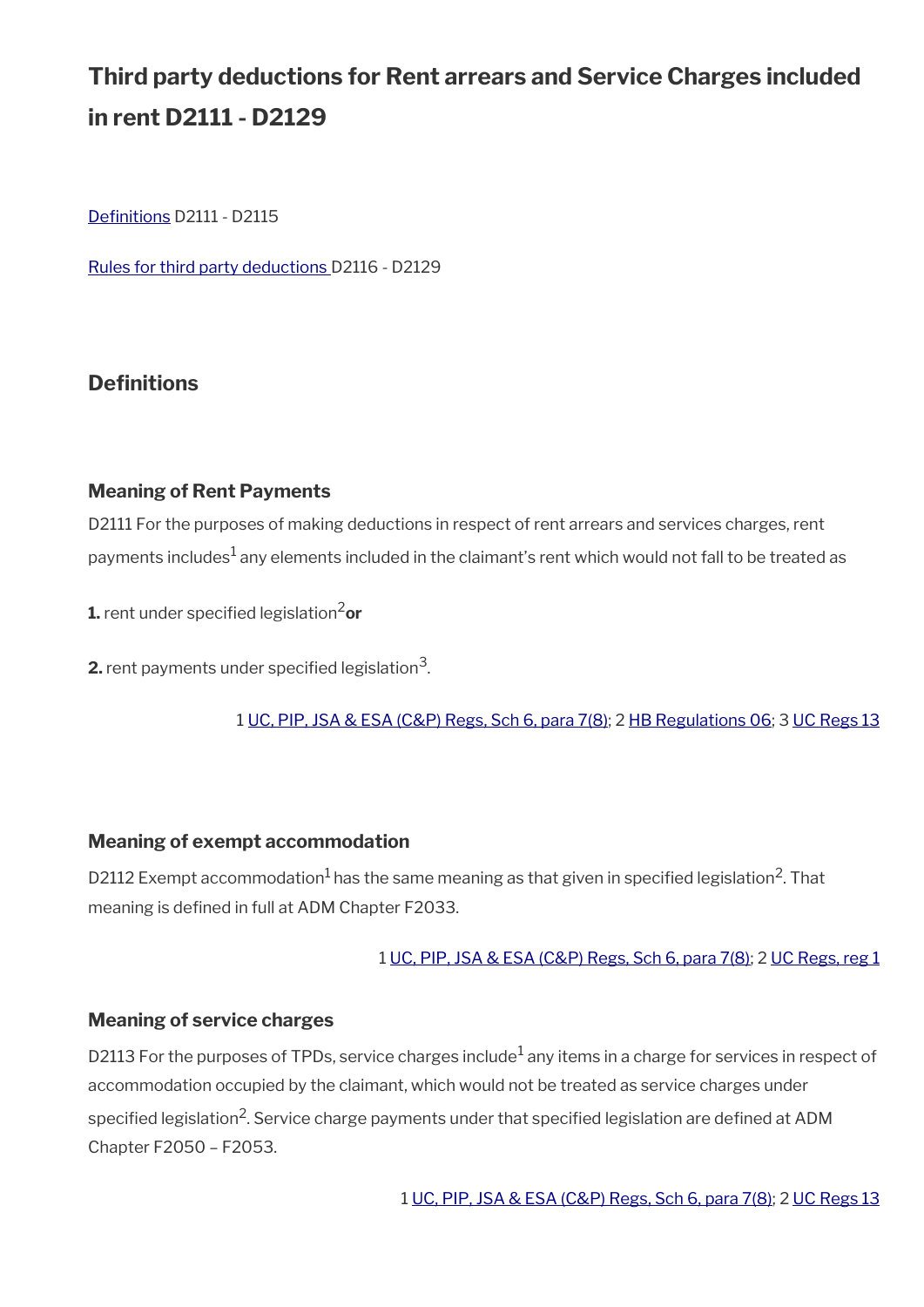# Third party deductions for Rent arrears and Service Charges included in rent D2111 - D2129

Definitions D2111 - D2115

Rules for third party deductions D2116 - D2129

## Definitions

### Meaning of Rent Payments

D2111 For the purposes of making deductions in respect of rent arrears and services charges, rent payments includes[1] any elements included in the claimant's rent which would not fall to be treated as

**1.** rent under specified legislation[2] **or**

**2.** rent payments under specified legislation[3].

1 UC, PIP, JSA & ESA (C&P) Regs, Sch 6, para 7(8); 2 HB Regulations 06; 3 UC Regs 13

### Meaning of exempt accommodation

D2112 Exempt accommodation[1] has the same meaning as that given in specified legislation[2]. That meaning is defined in full at ADM Chapter F2033.

1 UC, PIP, JSA & ESA (C&P) Regs, Sch 6, para 7(8); 2 UC Regs, reg 1

### Meaning of service charges

D2113 For the purposes of TPDs, service charges include[1] any items in a charge for services in respect of accommodation occupied by the claimant, which would not be treated as service charges under specified legislation[2]. Service charge payments under that specified legislation are defined at ADM Chapter F2050 – F2053.

1 UC, PIP, JSA & ESA (C&P) Regs, Sch 6, para 7(8); 2 UC Regs 13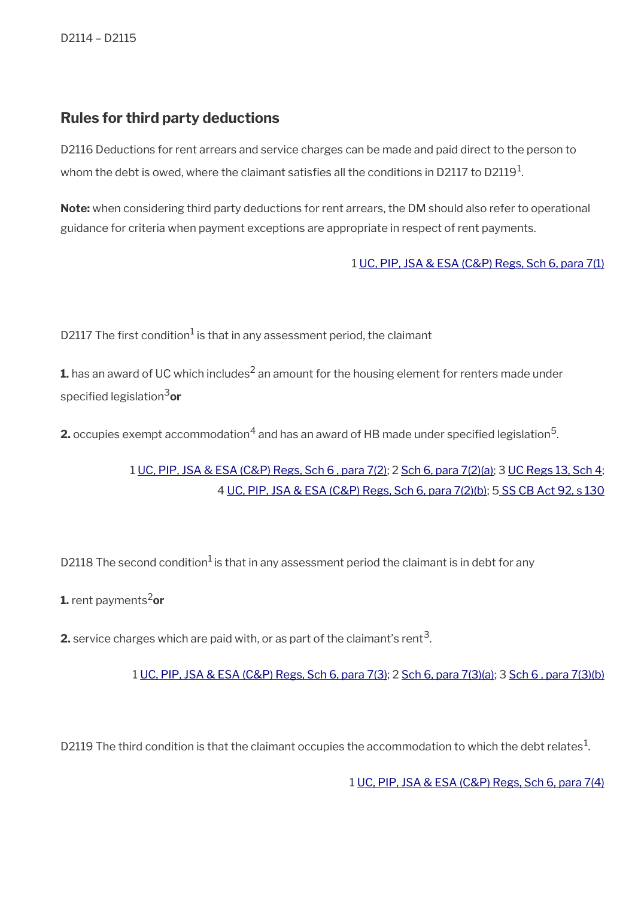D2114 – D2115

## Rules for third party deductions

D2116 Deductions for rent arrears and service charges can be made and paid direct to the person to whom the debt is owed, where the claimant satisfies all the conditions in D2117 to D2119[1].

**Note:** when considering third party deductions for rent arrears, the DM should also refer to operational guidance for criteria when payment exceptions are appropriate in respect of rent payments.

1 UC, PIP, JSA & ESA (C&P) Regs, Sch 6, para 7(1)

D2117 The first condition[1] is that in any assessment period, the claimant

**1.** has an award of UC which includes[2] an amount for the housing element for renters made under specified legislation[3] **or**

**2.** occupies exempt accommodation[4] and has an award of HB made under specified legislation[5].

1 UC, PIP, JSA & ESA (C&P) Regs, Sch 6 , para 7(2); 2 Sch 6, para 7(2)(a); 3 UC Regs 13, Sch 4; 4 UC, PIP, JSA & ESA (C&P) Regs, Sch 6, para 7(2)(b); 5 SS CB Act 92, s 130

D2118 The second condition[1] is that in any assessment period the claimant is in debt for any

**1.** rent payments[2] **or**

**2.** service charges which are paid with, or as part of the claimant's rent[3].

1 UC, PIP, JSA & ESA (C&P) Regs, Sch 6 , para 7(3); 2 Sch 6, para 7(3)(a); 3 Sch 6 , para 7(3)(b)

D2119 The third condition is that the claimant occupies the accommodation to which the debt relates[1].

1 UC, PIP, JSA & ESA (C&P) Regs, Sch 6, para 7(4)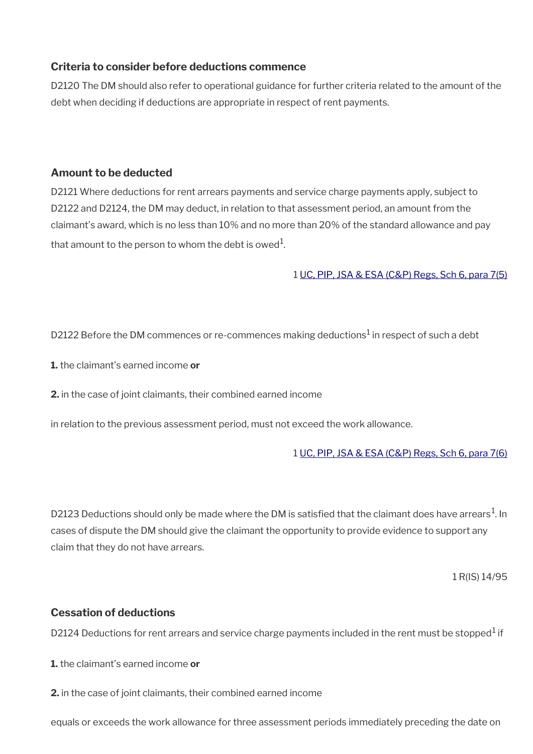### Criteria to consider before deductions commence

D2120 The DM should also refer to operational guidance for further criteria related to the amount of the debt when deciding if deductions are appropriate in respect of rent payments.

### Amount to be deducted

D2121 Where deductions for rent arrears payments and service charge payments apply, subject to D2122 and D2124, the DM may deduct, in relation to that assessment period, an amount from the claimant's award, which is no less than 10% and no more than 20% of the standard allowance and pay that amount to the person to whom the debt is owed[1].

1 UC, PIP, JSA & ESA (C&P) Regs, Sch 6, para 7(5)

D2122 Before the DM commences or re-commences making deductions[1] in respect of such a debt

**1.** the claimant's earned income **or**

**2.** in the case of joint claimants, their combined earned income

in relation to the previous assessment period, must not exceed the work allowance.

1 UC, PIP, JSA & ESA (C&P) Regs, Sch 6, para 7(6)

D2123 Deductions should only be made where the DM is satisfied that the claimant does have arrears[1]. In cases of dispute the DM should give the claimant the opportunity to provide evidence to support any claim that they do not have arrears.

1 R(IS) 14/95

### Cessation of deductions

D2124 Deductions for rent arrears and service charge payments included in the rent must be stopped[1] if

**1.** the claimant's earned income **or**

**2.** in the case of joint claimants, their combined earned income

equals or exceeds the work allowance for three assessment periods immediately preceding the date on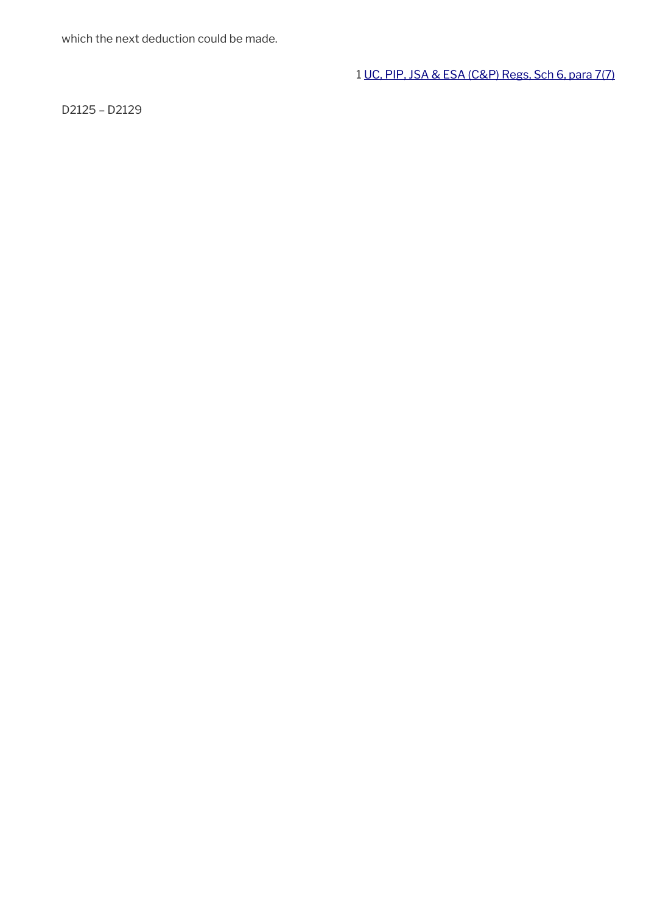which the next deduction could be made.

1 [UC, PIP, JSA & ESA (C&P) Regs, Sch 6, para 7(7)]

D2125 – D2129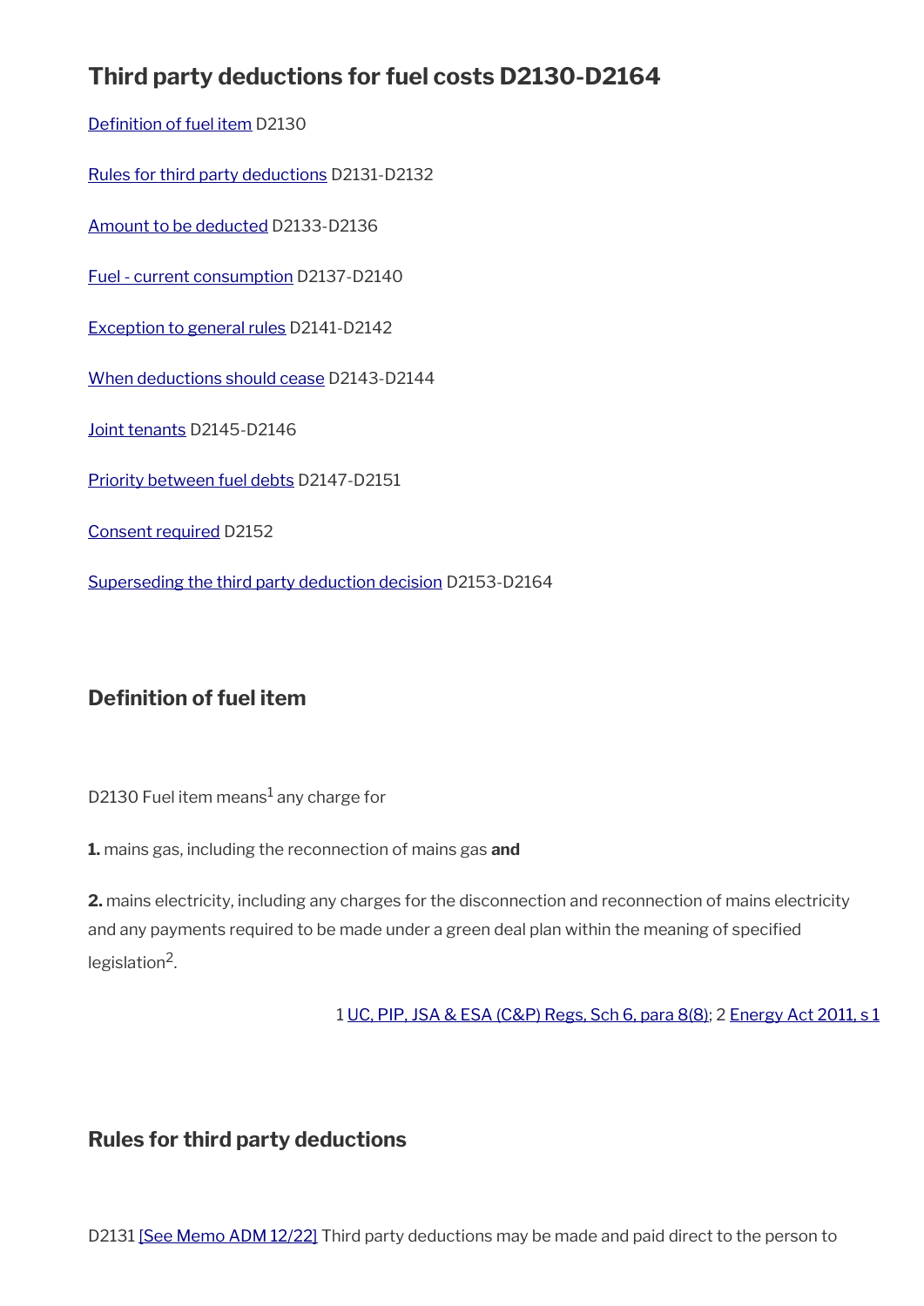## Third party deductions for fuel costs D2130-D2164

[Definition of fuel item](#) D2130

[Rules for third party deductions](#) D2131-D2132

[Amount to be deducted](#) D2133-D2136

[Fuel - current consumption](#) D2137-D2140

[Exception to general rules](#) D2141-D2142

[When deductions should cease](#) D2143-D2144

[Joint tenants](#) D2145-D2146

[Priority between fuel debts](#) D2147-D2151

[Consent required](#) D2152

[Superseding the third party deduction decision](#) D2153-D2164

### Definition of fuel item

D2130 Fuel item means[1] any charge for

**1.** mains gas, including the reconnection of mains gas **and**

**2.** mains electricity, including any charges for the disconnection and reconnection of mains electricity and any payments required to be made under a green deal plan within the meaning of specified legislation[2].

1 UC, PIP, JSA & ESA (C&P) Regs, Sch 6, para 8(8); 2 Energy Act 2011, s 1

### Rules for third party deductions

D2131 [See Memo ADM 12/22] Third party deductions may be made and paid direct to the person to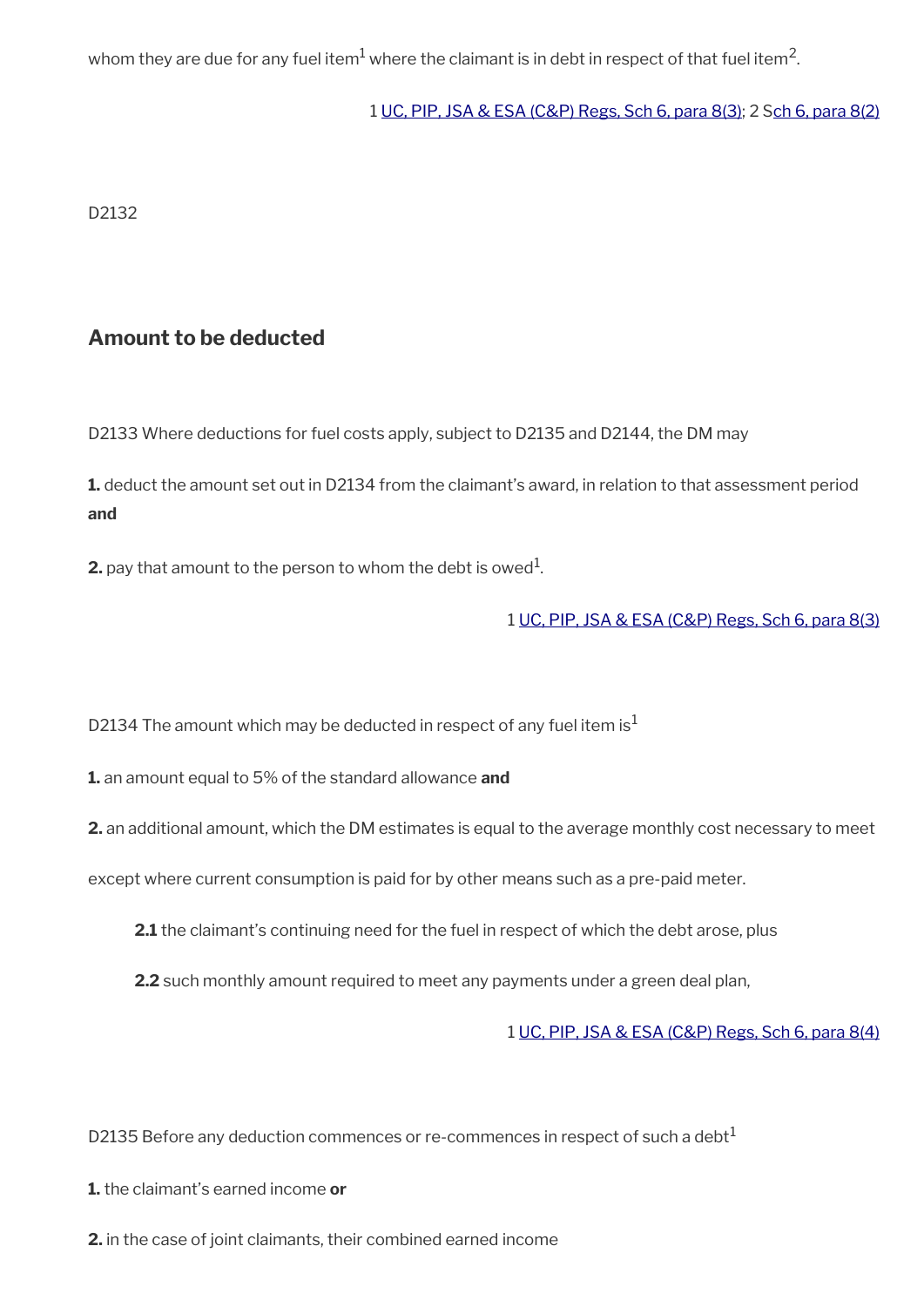whom they are due for any fuel item[1] where the claimant is in debt in respect of that fuel item[2].

1 UC, PIP, JSA & ESA (C&P) Regs, Sch 6, para 8(3); 2 Sch 6, para 8(2)

D2132

## Amount to be deducted

D2133 Where deductions for fuel costs apply, subject to D2135 and D2144, the DM may

**1.** deduct the amount set out in D2134 from the claimant's award, in relation to that assessment period **and**

**2.** pay that amount to the person to whom the debt is owed[1].

1 UC, PIP, JSA & ESA (C&P) Regs, Sch 6, para 8(3)

D2134 The amount which may be deducted in respect of any fuel item is[1]

**1.** an amount equal to 5% of the standard allowance **and**

**2.** an additional amount, which the DM estimates is equal to the average monthly cost necessary to meet

except where current consumption is paid for by other means such as a pre-paid meter.

> **2.1** the claimant's continuing need for the fuel in respect of which the debt arose, plus
>
> **2.2** such monthly amount required to meet any payments under a green deal plan,

1 UC, PIP, JSA & ESA (C&P) Regs, Sch 6, para 8(4)

D2135 Before any deduction commences or re-commences in respect of such a debt[1]

**1.** the claimant's earned income **or**

**2.** in the case of joint claimants, their combined earned income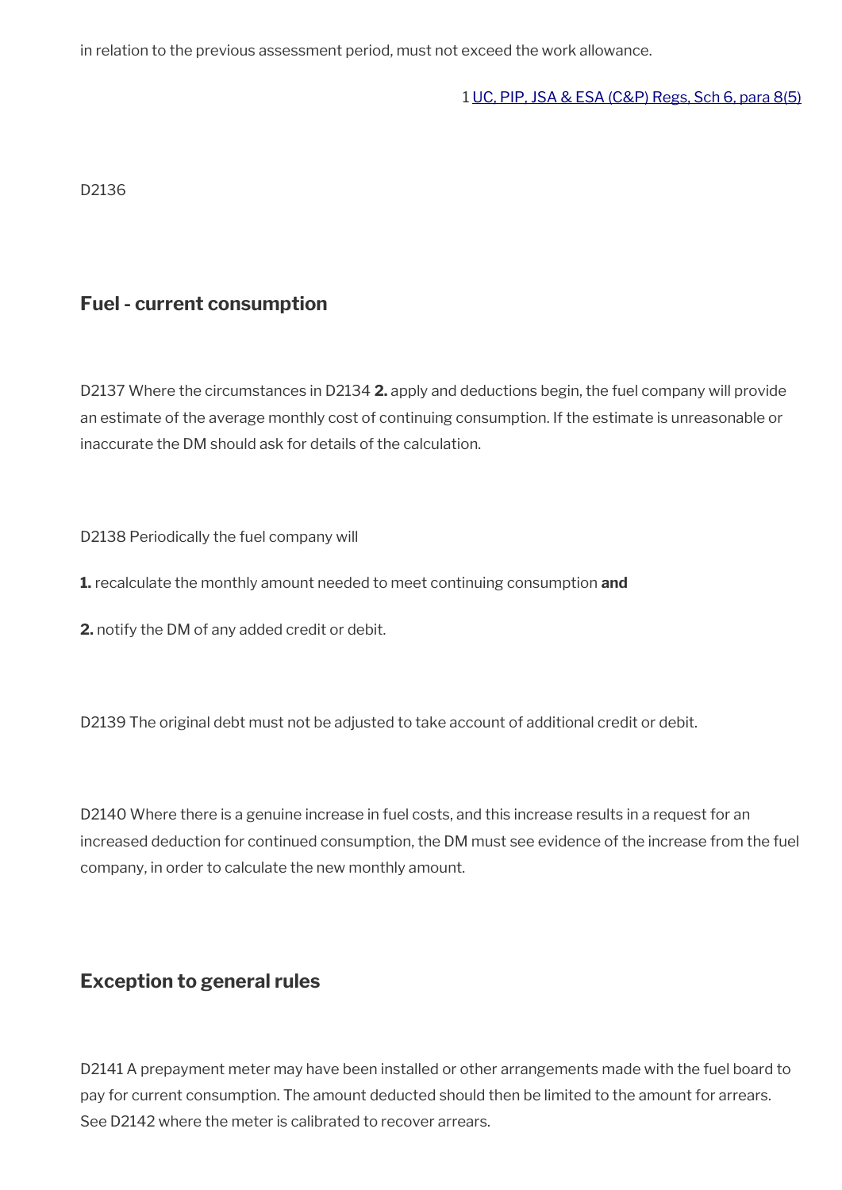in relation to the previous assessment period, must not exceed the work allowance.

1 [UC, PIP, JSA & ESA (C&P) Regs, Sch 6, para 8(5)]

D2136

## Fuel - current consumption

D2137 Where the circumstances in D2134 **2.** apply and deductions begin, the fuel company will provide an estimate of the average monthly cost of continuing consumption. If the estimate is unreasonable or inaccurate the DM should ask for details of the calculation.

D2138 Periodically the fuel company will

**1.** recalculate the monthly amount needed to meet continuing consumption **and**

**2.** notify the DM of any added credit or debit.

D2139 The original debt must not be adjusted to take account of additional credit or debit.

D2140 Where there is a genuine increase in fuel costs, and this increase results in a request for an increased deduction for continued consumption, the DM must see evidence of the increase from the fuel company, in order to calculate the new monthly amount.

## Exception to general rules

D2141 A prepayment meter may have been installed or other arrangements made with the fuel board to pay for current consumption. The amount deducted should then be limited to the amount for arrears. See D2142 where the meter is calibrated to recover arrears.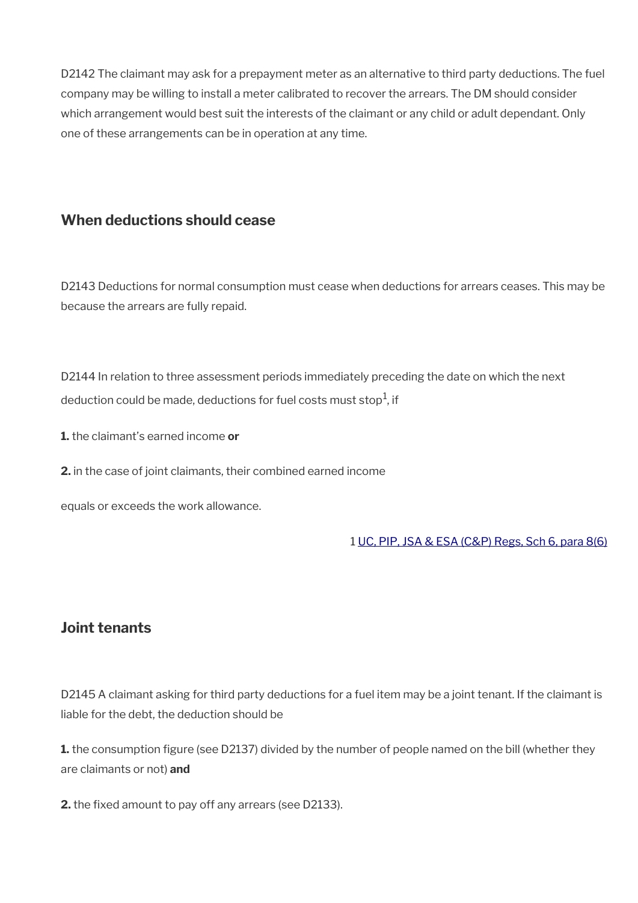D2142 The claimant may ask for a prepayment meter as an alternative to third party deductions. The fuel company may be willing to install a meter calibrated to recover the arrears. The DM should consider which arrangement would best suit the interests of the claimant or any child or adult dependant. Only one of these arrangements can be in operation at any time.

### When deductions should cease

D2143 Deductions for normal consumption must cease when deductions for arrears ceases. This may be because the arrears are fully repaid.

D2144 In relation to three assessment periods immediately preceding the date on which the next deduction could be made, deductions for fuel costs must stop[1], if

**1.** the claimant's earned income **or**

**2.** in the case of joint claimants, their combined earned income

equals or exceeds the work allowance.

1 UC, PIP, JSA & ESA (C&P) Regs, Sch 6, para 8(6)

### Joint tenants

D2145 A claimant asking for third party deductions for a fuel item may be a joint tenant. If the claimant is liable for the debt, the deduction should be

**1.** the consumption figure (see D2137) divided by the number of people named on the bill (whether they are claimants or not) **and**

**2.** the fixed amount to pay off any arrears (see D2133).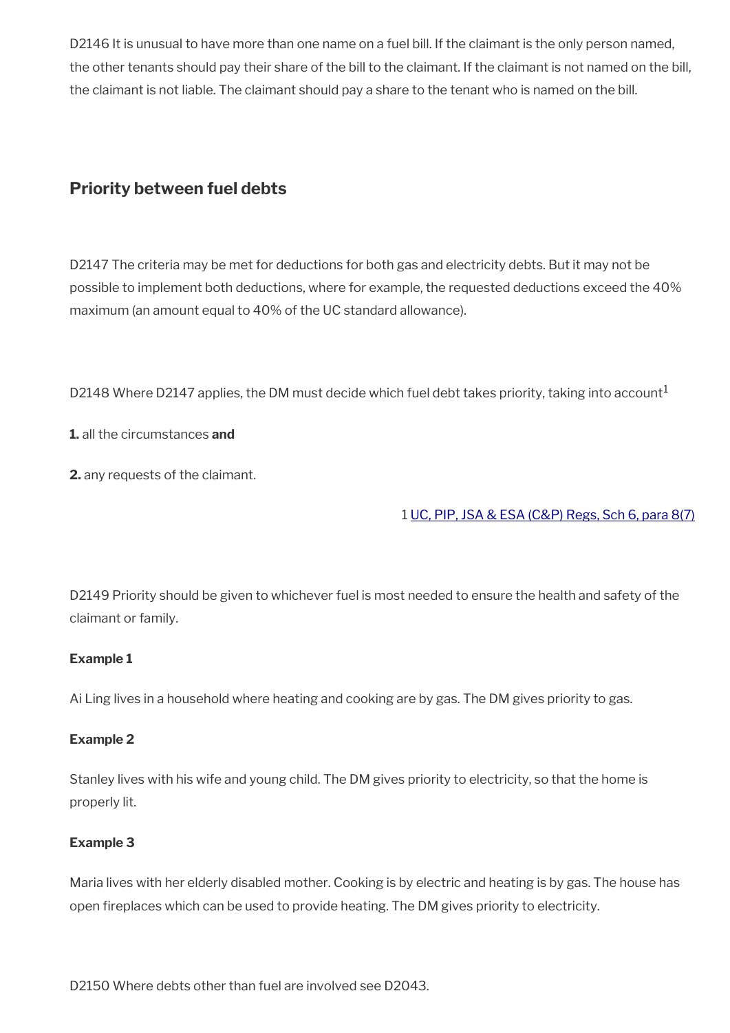D2146 It is unusual to have more than one name on a fuel bill. If the claimant is the only person named, the other tenants should pay their share of the bill to the claimant. If the claimant is not named on the bill, the claimant is not liable. The claimant should pay a share to the tenant who is named on the bill.

## Priority between fuel debts

D2147 The criteria may be met for deductions for both gas and electricity debts. But it may not be possible to implement both deductions, where for example, the requested deductions exceed the 40% maximum (an amount equal to 40% of the UC standard allowance).

D2148 Where D2147 applies, the DM must decide which fuel debt takes priority, taking into account[1]

**1.** all the circumstances **and**

**2.** any requests of the claimant.

1 [UC, PIP, JSA & ESA (C&P) Regs, Sch 6, para 8(7)]()

D2149 Priority should be given to whichever fuel is most needed to ensure the health and safety of the claimant or family.

**Example 1**

Ai Ling lives in a household where heating and cooking are by gas. The DM gives priority to gas.

**Example 2**

Stanley lives with his wife and young child. The DM gives priority to electricity, so that the home is properly lit.

**Example 3**

Maria lives with her elderly disabled mother. Cooking is by electric and heating is by gas. The house has open fireplaces which can be used to provide heating. The DM gives priority to electricity.

D2150 Where debts other than fuel are involved see D2043.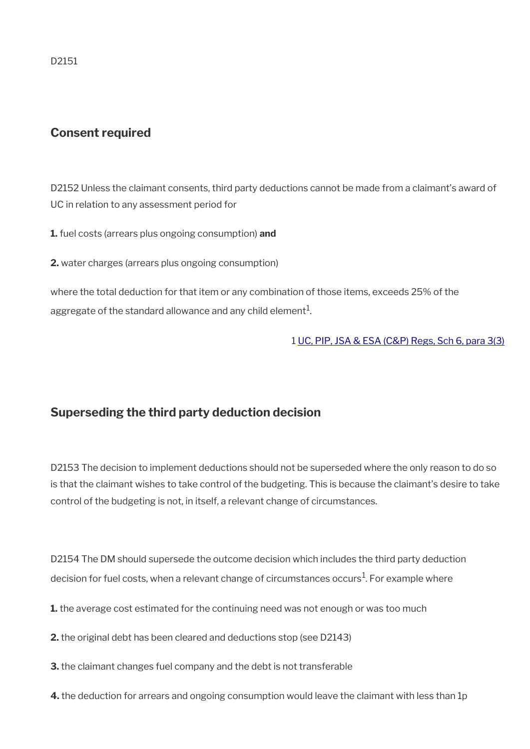D2151

## Consent required

D2152 Unless the claimant consents, third party deductions cannot be made from a claimant's award of UC in relation to any assessment period for

**1.** fuel costs (arrears plus ongoing consumption) **and**

**2.** water charges (arrears plus ongoing consumption)

where the total deduction for that item or any combination of those items, exceeds 25% of the aggregate of the standard allowance and any child element[1].

1 UC, PIP, JSA & ESA (C&P) Regs, Sch 6, para 3(3)

## Superseding the third party deduction decision

D2153 The decision to implement deductions should not be superseded where the only reason to do so is that the claimant wishes to take control of the budgeting. This is because the claimant's desire to take control of the budgeting is not, in itself, a relevant change of circumstances.

D2154 The DM should supersede the outcome decision which includes the third party deduction decision for fuel costs, when a relevant change of circumstances occurs[1]. For example where

**1.** the average cost estimated for the continuing need was not enough or was too much

**2.** the original debt has been cleared and deductions stop (see D2143)

**3.** the claimant changes fuel company and the debt is not transferable

**4.** the deduction for arrears and ongoing consumption would leave the claimant with less than 1p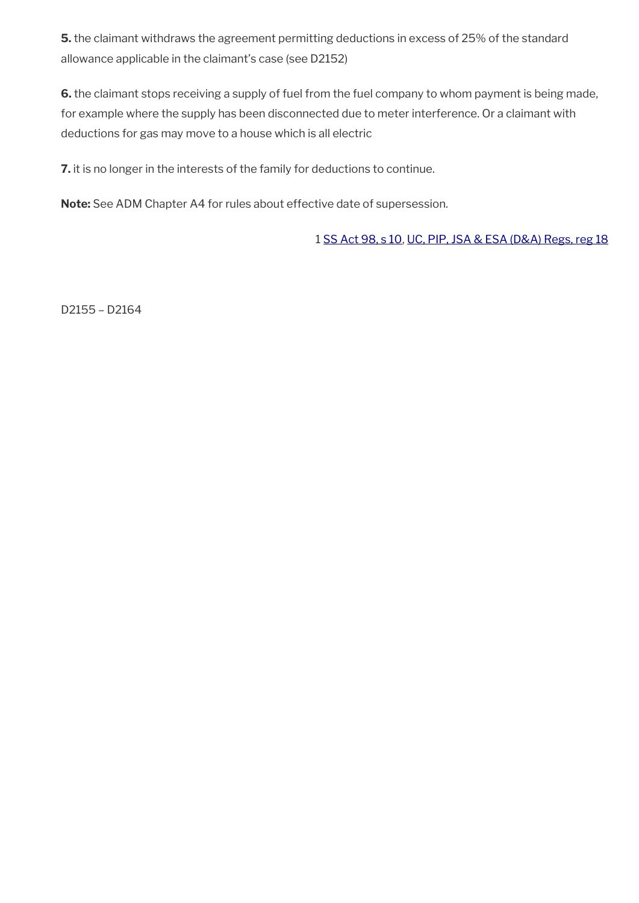**5.** the claimant withdraws the agreement permitting deductions in excess of 25% of the standard allowance applicable in the claimant's case (see D2152)

**6.** the claimant stops receiving a supply of fuel from the fuel company to whom payment is being made, for example where the supply has been disconnected due to meter interference. Or a claimant with deductions for gas may move to a house which is all electric

**7.** it is no longer in the interests of the family for deductions to continue.

**Note:** See ADM Chapter A4 for rules about effective date of supersession.

1 SS Act 98, s 10, UC, PIP, JSA & ESA (D&A) Regs, reg 18

D2155 – D2164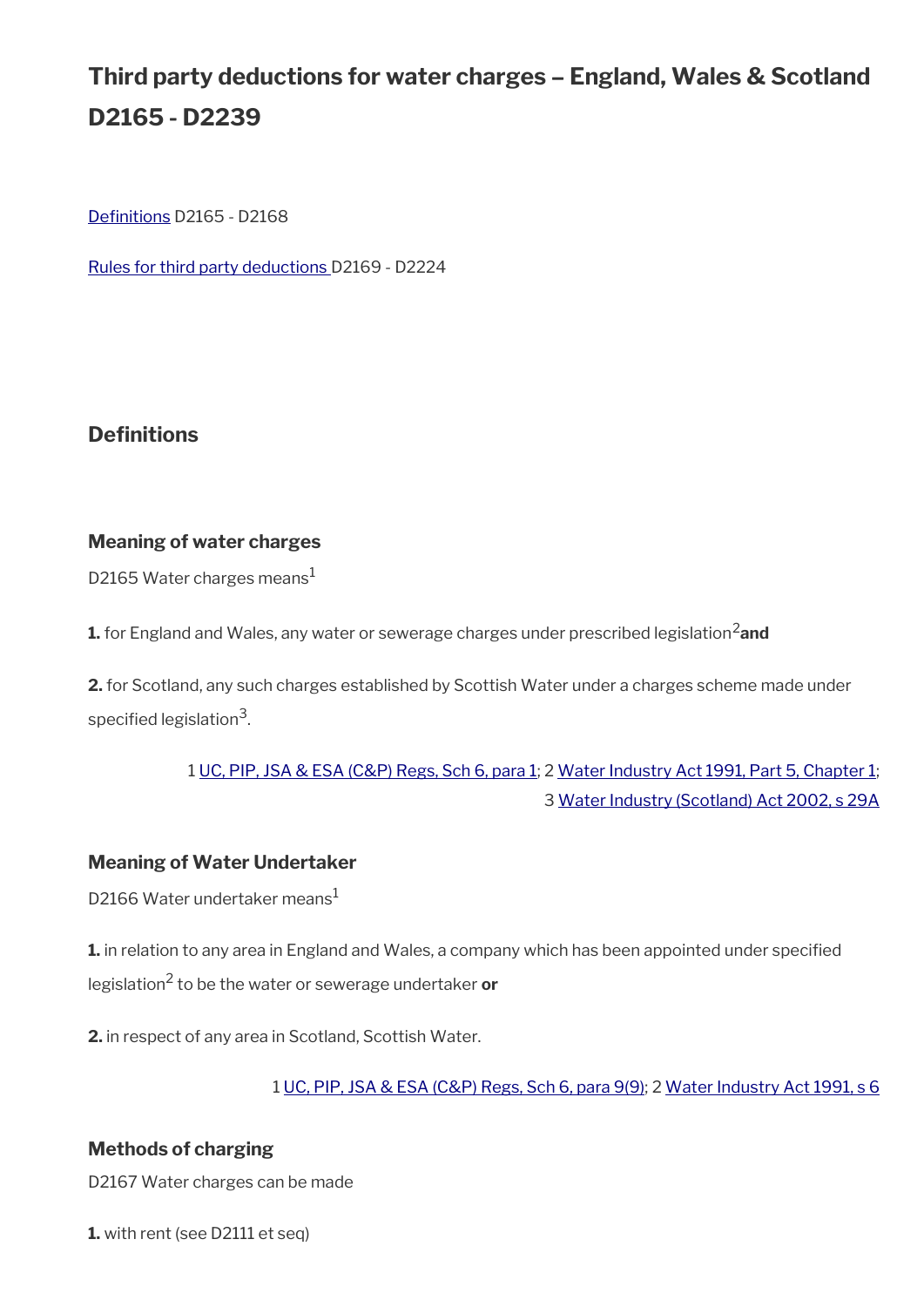# Third party deductions for water charges – England, Wales & Scotland D2165 - D2239

Definitions D2165 - D2168

Rules for third party deductions D2169 - D2224

## Definitions

### Meaning of water charges

D2165 Water charges means[1]

**1.** for England and Wales, any water or sewerage charges under prescribed legislation[2] **and**

**2.** for Scotland, any such charges established by Scottish Water under a charges scheme made under specified legislation[3].

1 UC, PIP, JSA & ESA (C&P) Regs, Sch 6, para 1; 2 Water Industry Act 1991, Part 5, Chapter 1; 3 Water Industry (Scotland) Act 2002, s 29A

### Meaning of Water Undertaker

D2166 Water undertaker means[1]

**1.** in relation to any area in England and Wales, a company which has been appointed under specified legislation[2] to be the water or sewerage undertaker **or**

**2.** in respect of any area in Scotland, Scottish Water.

1 UC, PIP, JSA & ESA (C&P) Regs, Sch 6, para 9(9); 2 Water Industry Act 1991, s 6

### Methods of charging

D2167 Water charges can be made

**1.** with rent (see D2111 et seq)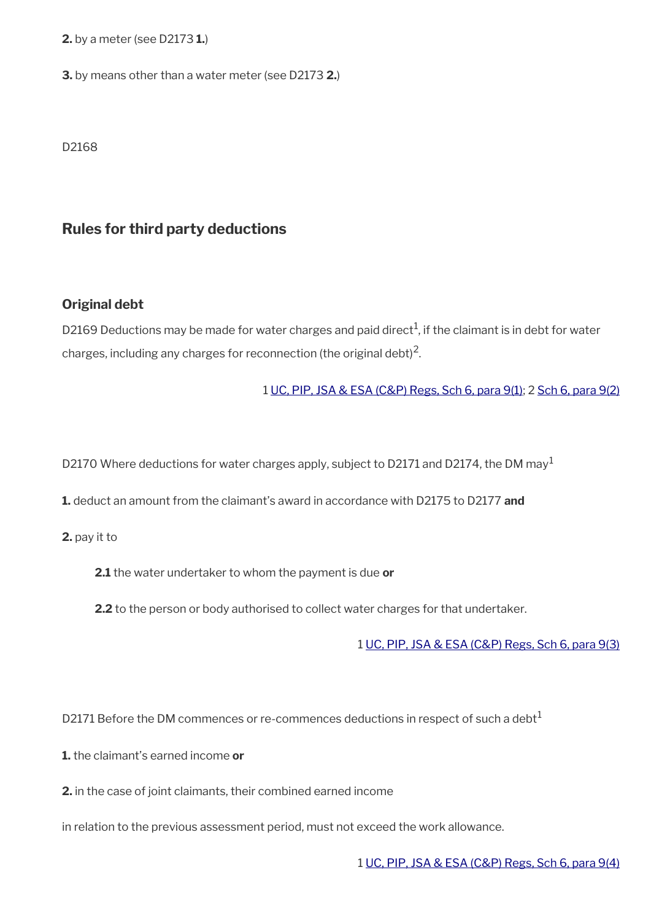**2.** by a meter (see D2173 **1.**)

**3.** by means other than a water meter (see D2173 **2.**)

D2168

## Rules for third party deductions

### Original debt

D2169 Deductions may be made for water charges and paid direct[1], if the claimant is in debt for water charges, including any charges for reconnection (the original debt)[2].

1 UC, PIP, JSA & ESA (C&P) Regs, Sch 6, para 9(1); 2 Sch 6, para 9(2)

D2170 Where deductions for water charges apply, subject to D2171 and D2174, the DM may[1]

**1.** deduct an amount from the claimant's award in accordance with D2175 to D2177 **and**

**2.** pay it to

> **2.1** the water undertaker to whom the payment is due **or**
>
> **2.2** to the person or body authorised to collect water charges for that undertaker.

1 UC, PIP, JSA & ESA (C&P) Regs, Sch 6, para 9(3)

D2171 Before the DM commences or re-commences deductions in respect of such a debt[1]

**1.** the claimant's earned income **or**

**2.** in the case of joint claimants, their combined earned income

in relation to the previous assessment period, must not exceed the work allowance.

1 UC, PIP, JSA & ESA (C&P) Regs, Sch 6, para 9(4)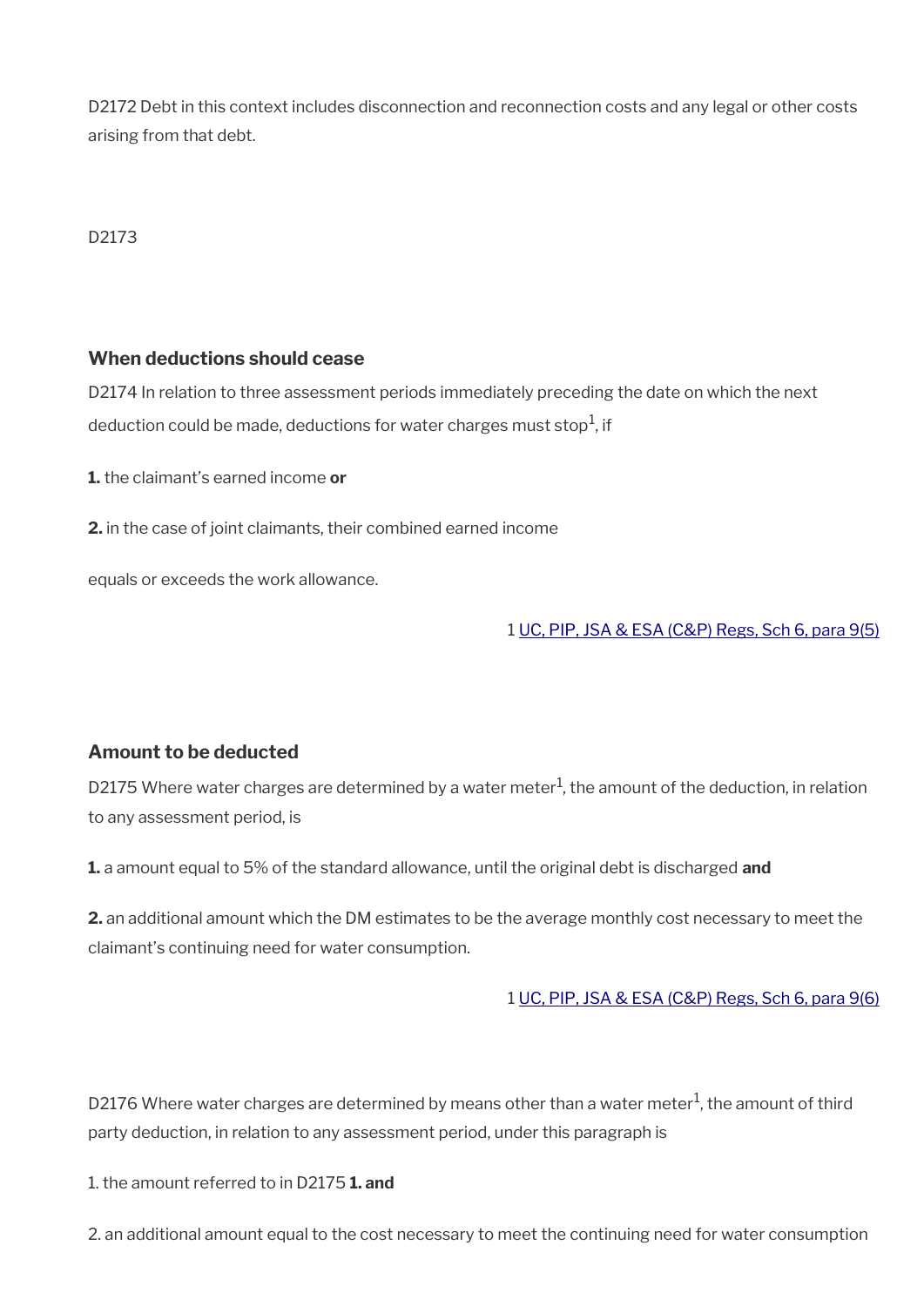D2172 Debt in this context includes disconnection and reconnection costs and any legal or other costs arising from that debt.

D2173

### When deductions should cease

D2174 In relation to three assessment periods immediately preceding the date on which the next deduction could be made, deductions for water charges must stop[1], if

**1.** the claimant's earned income **or**

**2.** in the case of joint claimants, their combined earned income

equals or exceeds the work allowance.

1 [UC, PIP, JSA & ESA (C&P) Regs, Sch 6, para 9(5)]

### Amount to be deducted

D2175 Where water charges are determined by a water meter[1], the amount of the deduction, in relation to any assessment period, is

**1.** a amount equal to 5% of the standard allowance, until the original debt is discharged **and**

**2.** an additional amount which the DM estimates to be the average monthly cost necessary to meet the claimant's continuing need for water consumption.

1 [UC, PIP, JSA & ESA (C&P) Regs, Sch 6, para 9(6)]

D2176 Where water charges are determined by means other than a water meter[1], the amount of third party deduction, in relation to any assessment period, under this paragraph is

1. the amount referred to in D2175 **1. and**

2. an additional amount equal to the cost necessary to meet the continuing need for water consumption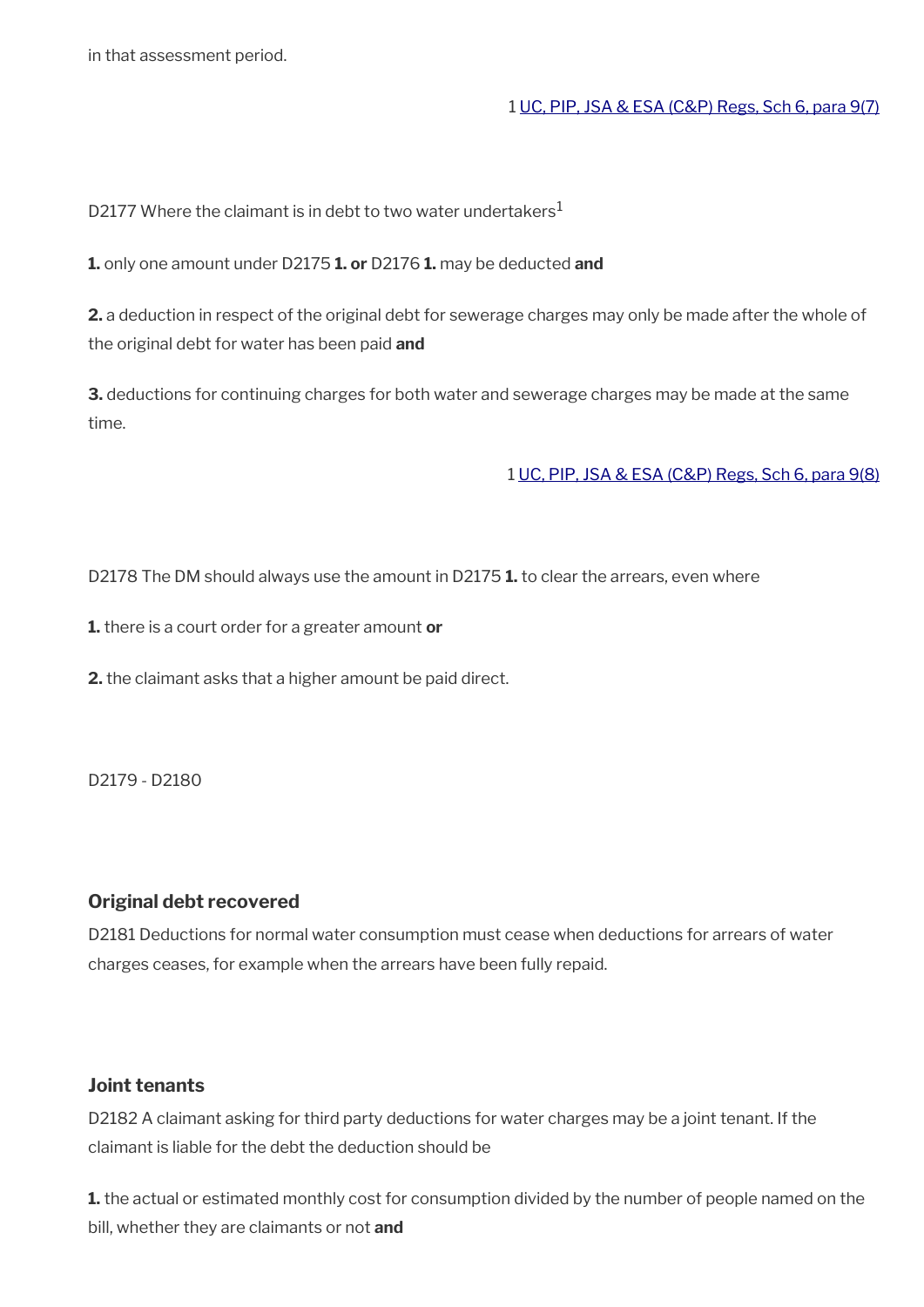in that assessment period.

1 [UC, PIP, JSA & ESA (C&P) Regs, Sch 6, para 9(7)]

D2177 Where the claimant is in debt to two water undertakers[1]

**1.** only one amount under D2175 **1. or** D2176 **1.** may be deducted **and**

**2.** a deduction in respect of the original debt for sewerage charges may only be made after the whole of the original debt for water has been paid **and**

**3.** deductions for continuing charges for both water and sewerage charges may be made at the same time.

1 [UC, PIP, JSA & ESA (C&P) Regs, Sch 6, para 9(8)]

D2178 The DM should always use the amount in D2175 **1.** to clear the arrears, even where

**1.** there is a court order for a greater amount **or**

**2.** the claimant asks that a higher amount be paid direct.

D2179 - D2180

### Original debt recovered

D2181 Deductions for normal water consumption must cease when deductions for arrears of water charges ceases, for example when the arrears have been fully repaid.

### Joint tenants

D2182 A claimant asking for third party deductions for water charges may be a joint tenant. If the claimant is liable for the debt the deduction should be

**1.** the actual or estimated monthly cost for consumption divided by the number of people named on the bill, whether they are claimants or not **and**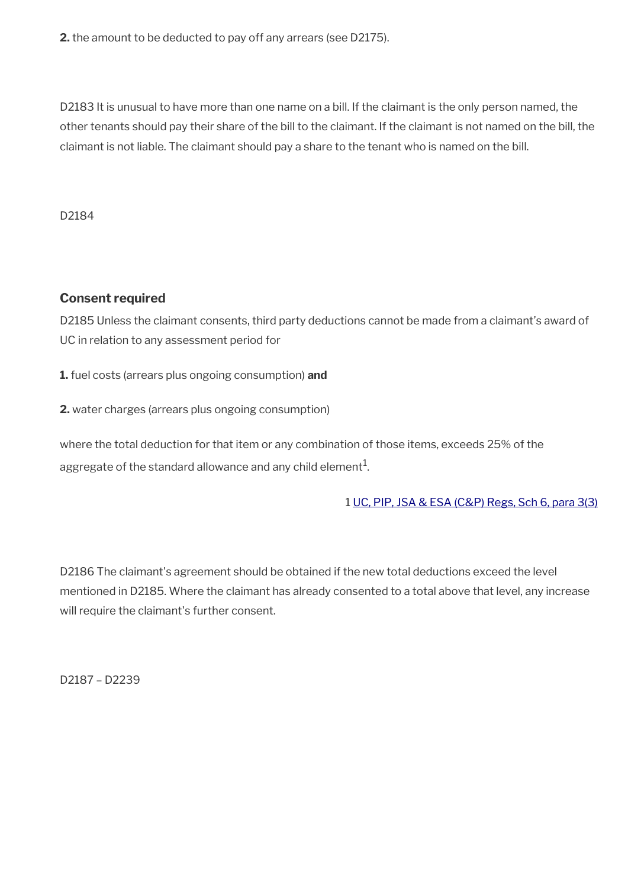**2.** the amount to be deducted to pay off any arrears (see D2175).

D2183 It is unusual to have more than one name on a bill. If the claimant is the only person named, the other tenants should pay their share of the bill to the claimant. If the claimant is not named on the bill, the claimant is not liable. The claimant should pay a share to the tenant who is named on the bill.

D2184

### Consent required

D2185 Unless the claimant consents, third party deductions cannot be made from a claimant's award of UC in relation to any assessment period for

**1.** fuel costs (arrears plus ongoing consumption) **and**

**2.** water charges (arrears plus ongoing consumption)

where the total deduction for that item or any combination of those items, exceeds 25% of the aggregate of the standard allowance and any child element[1].

1 [UC, PIP, JSA & ESA (C&P) Regs, Sch 6, para 3(3)]

D2186 The claimant's agreement should be obtained if the new total deductions exceed the level mentioned in D2185. Where the claimant has already consented to a total above that level, any increase will require the claimant's further consent.

D2187 – D2239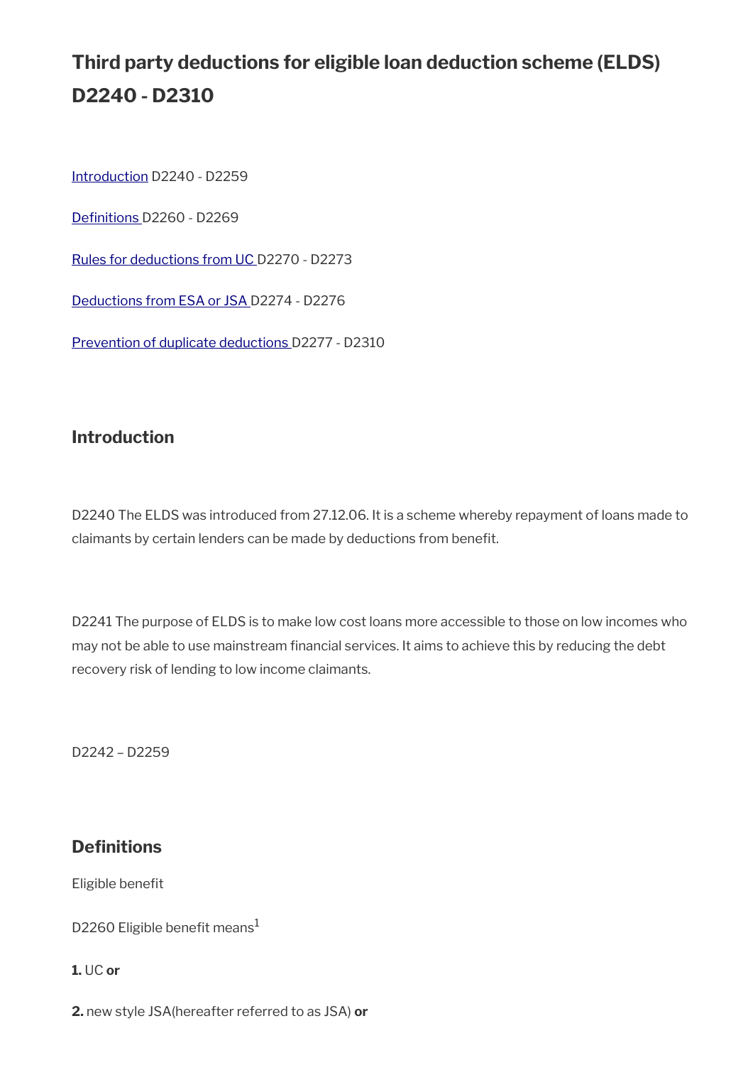# Third party deductions for eligible loan deduction scheme (ELDS) D2240 - D2310

[Introduction](#) D2240 - D2259

[Definitions](#) D2260 - D2269

[Rules for deductions from UC](#) D2270 - D2273

[Deductions from ESA or JSA](#) D2274 - D2276

[Prevention of duplicate deductions](#) D2277 - D2310

## Introduction

D2240 The ELDS was introduced from 27.12.06. It is a scheme whereby repayment of loans made to claimants by certain lenders can be made by deductions from benefit.

D2241 The purpose of ELDS is to make low cost loans more accessible to those on low incomes who may not be able to use mainstream financial services. It aims to achieve this by reducing the debt recovery risk of lending to low income claimants.

D2242 – D2259

## Definitions

Eligible benefit

D2260 Eligible benefit means[1]

**1.** UC **or**

**2.** new style JSA(hereafter referred to as JSA) **or**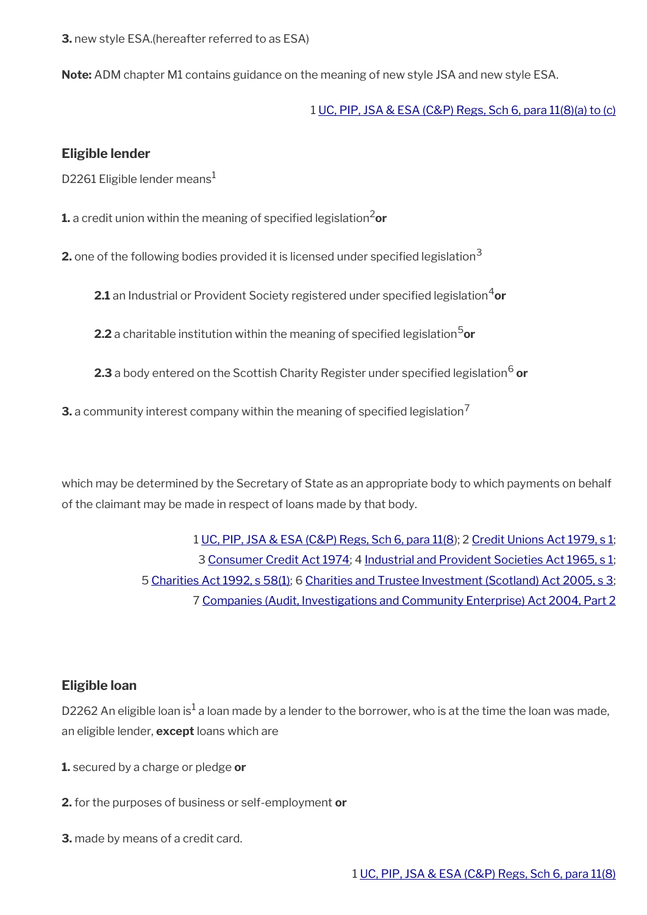**3.** new style ESA.(hereafter referred to as ESA)

**Note:** ADM chapter M1 contains guidance on the meaning of new style JSA and new style ESA.

1 UC, PIP, JSA & ESA (C&P) Regs, Sch 6, para 11(8)(a) to (c)

### Eligible lender

D2261 Eligible lender means[1]

**1.** a credit union within the meaning of specified legislation[2] **or**

**2.** one of the following bodies provided it is licensed under specified legislation[3]

> **2.1** an Industrial or Provident Society registered under specified legislation[4] **or**
>
> **2.2** a charitable institution within the meaning of specified legislation[5] **or**
>
> **2.3** a body entered on the Scottish Charity Register under specified legislation[6] **or**

**3.** a community interest company within the meaning of specified legislation[7]

which may be determined by the Secretary of State as an appropriate body to which payments on behalf of the claimant may be made in respect of loans made by that body.

1 UC, PIP, JSA & ESA (C&P) Regs, Sch 6, para 11(8); 2 Credit Unions Act 1979, s 1;
3 Consumer Credit Act 1974; 4 Industrial and Provident Societies Act 1965, s 1;
5 Charities Act 1992, s 58(1); 6 Charities and Trustee Investment (Scotland) Act 2005, s 3;
7 Companies (Audit, Investigations and Community Enterprise) Act 2004, Part 2

### Eligible loan

D2262 An eligible loan is[1] a loan made by a lender to the borrower, who is at the time the loan was made, an eligible lender, **except** loans which are

**1.** secured by a charge or pledge **or**

**2.** for the purposes of business or self-employment **or**

**3.** made by means of a credit card.

1 UC, PIP, JSA & ESA (C&P) Regs, Sch 6, para 11(8)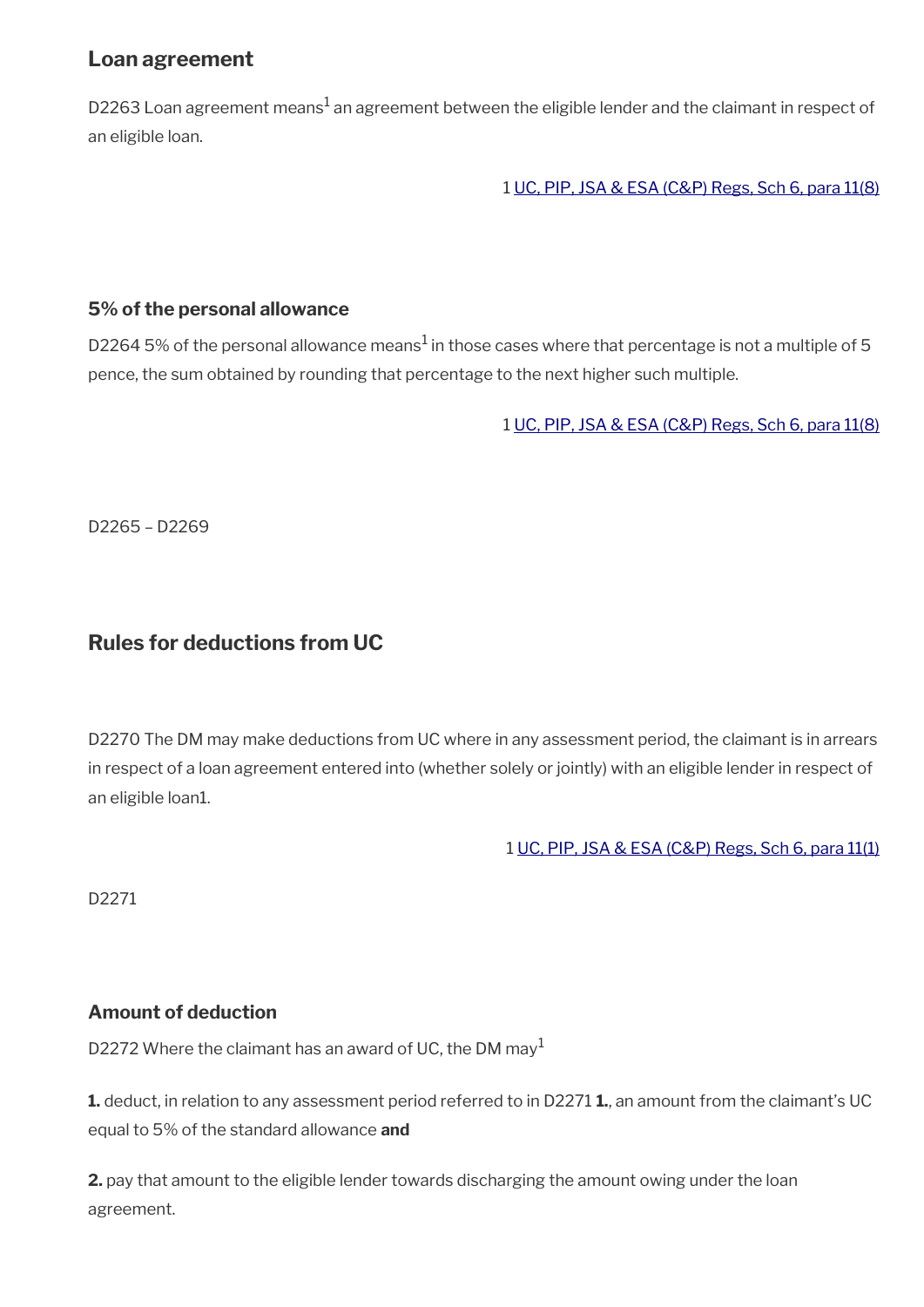### Loan agreement

D2263 Loan agreement means[1] an agreement between the eligible lender and the claimant in respect of an eligible loan.

1 UC, PIP, JSA & ESA (C&P) Regs, Sch 6, para 11(8)

### 5% of the personal allowance

D2264 5% of the personal allowance means[1] in those cases where that percentage is not a multiple of 5 pence, the sum obtained by rounding that percentage to the next higher such multiple.

1 UC, PIP, JSA & ESA (C&P) Regs, Sch 6, para 11(8)

D2265 – D2269

## Rules for deductions from UC

D2270 The DM may make deductions from UC where in any assessment period, the claimant is in arrears in respect of a loan agreement entered into (whether solely or jointly) with an eligible lender in respect of an eligible loan1.

1 UC, PIP, JSA & ESA (C&P) Regs, Sch 6, para 11(1)

D2271

### Amount of deduction

D2272 Where the claimant has an award of UC, the DM may[1]

**1.** deduct, in relation to any assessment period referred to in D2271 **1.**, an amount from the claimant's UC equal to 5% of the standard allowance **and**

**2.** pay that amount to the eligible lender towards discharging the amount owing under the loan agreement.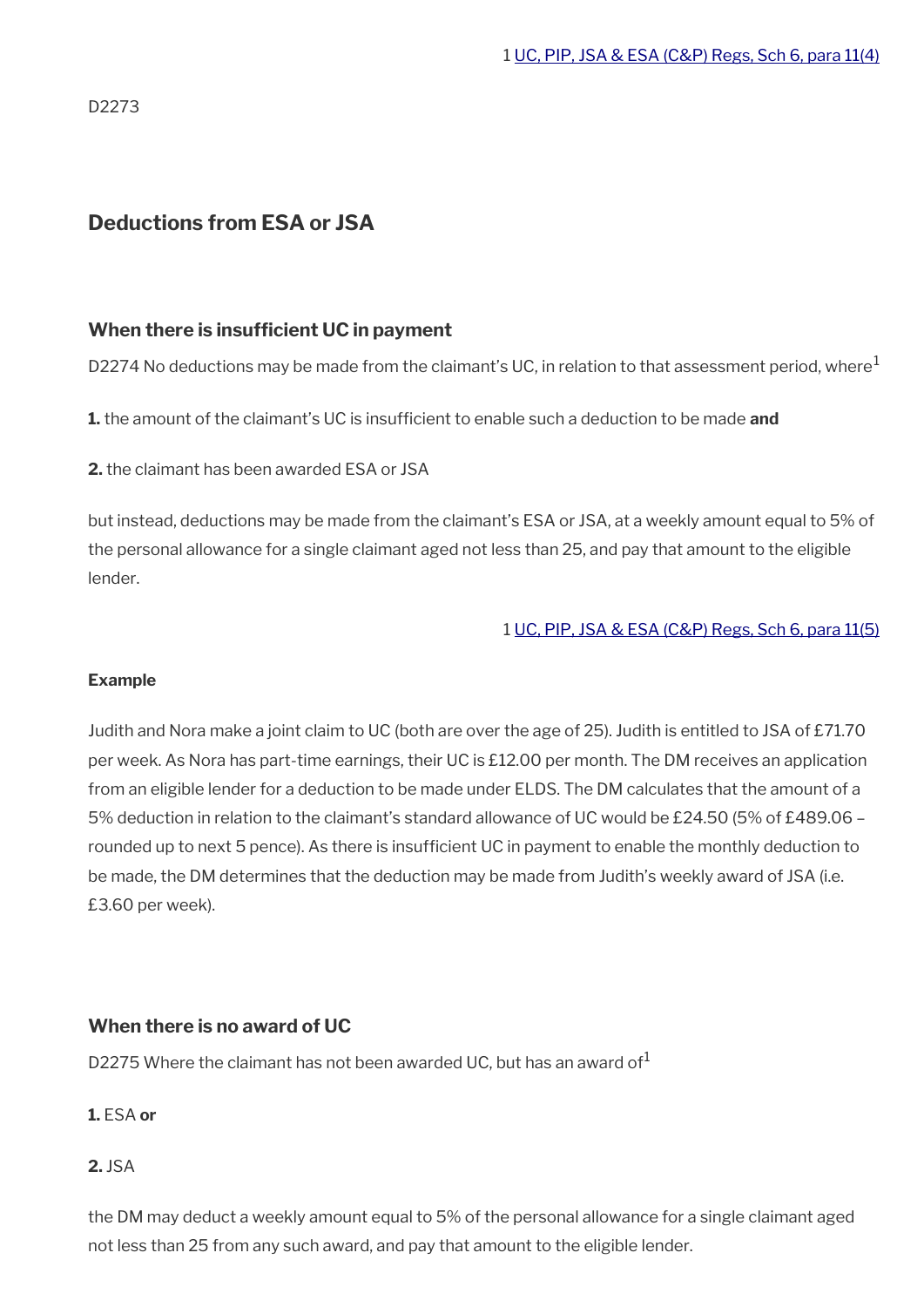1 UC, PIP, JSA & ESA (C&P) Regs, Sch 6, para 11(4)

D2273

## Deductions from ESA or JSA

### When there is insufficient UC in payment

D2274 No deductions may be made from the claimant's UC, in relation to that assessment period, where[1]

**1.** the amount of the claimant's UC is insufficient to enable such a deduction to be made **and**

**2.** the claimant has been awarded ESA or JSA

but instead, deductions may be made from the claimant's ESA or JSA, at a weekly amount equal to 5% of the personal allowance for a single claimant aged not less than 25, and pay that amount to the eligible lender.

1 UC, PIP, JSA & ESA (C&P) Regs, Sch 6, para 11(5)

**Example**

Judith and Nora make a joint claim to UC (both are over the age of 25). Judith is entitled to JSA of £71.70 per week. As Nora has part-time earnings, their UC is £12.00 per month. The DM receives an application from an eligible lender for a deduction to be made under ELDS. The DM calculates that the amount of a 5% deduction in relation to the claimant's standard allowance of UC would be £24.50 (5% of £489.06 – rounded up to next 5 pence). As there is insufficient UC in payment to enable the monthly deduction to be made, the DM determines that the deduction may be made from Judith's weekly award of JSA (i.e. £3.60 per week).

### When there is no award of UC

D2275 Where the claimant has not been awarded UC, but has an award of[1]

**1.** ESA **or**

**2.** JSA

the DM may deduct a weekly amount equal to 5% of the personal allowance for a single claimant aged not less than 25 from any such award, and pay that amount to the eligible lender.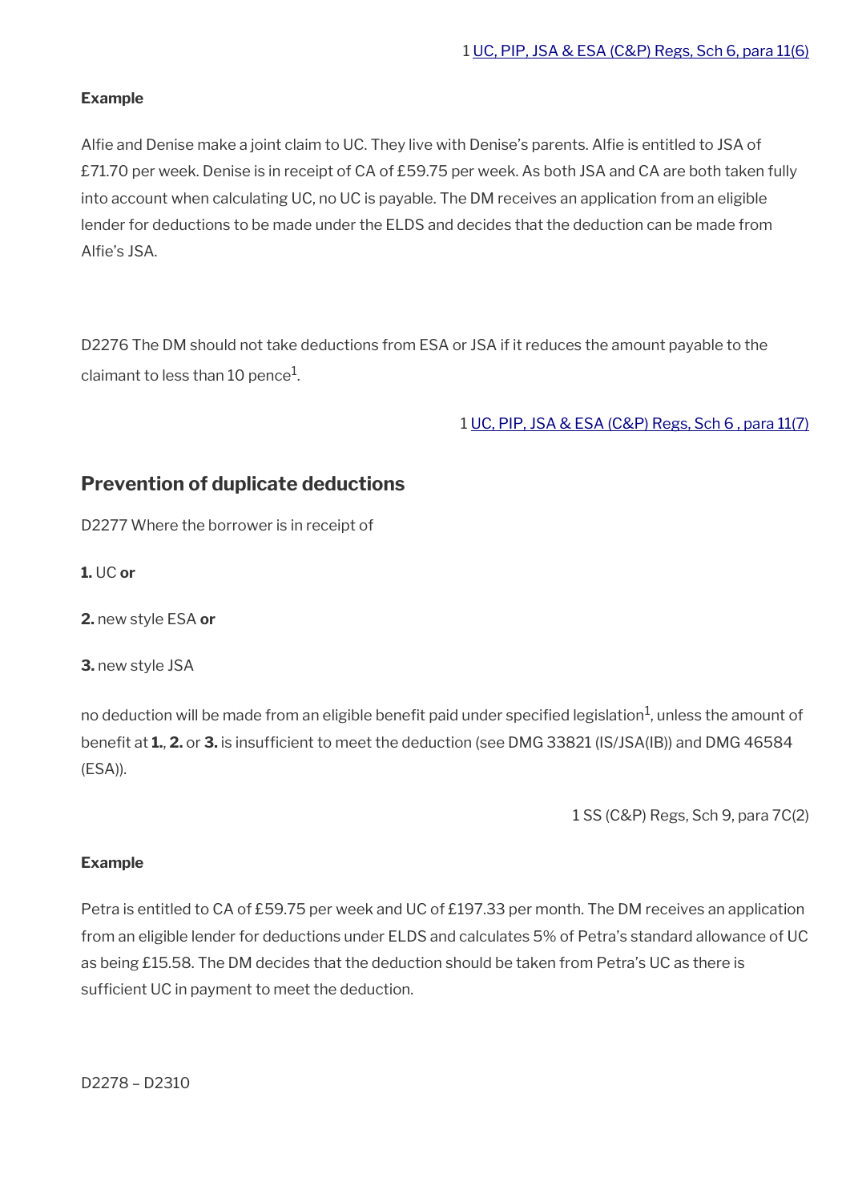1 UC, PIP, JSA & ESA (C&P) Regs, Sch 6, para 11(6)

**Example**

Alfie and Denise make a joint claim to UC. They live with Denise's parents. Alfie is entitled to JSA of £71.70 per week. Denise is in receipt of CA of £59.75 per week. As both JSA and CA are both taken fully into account when calculating UC, no UC is payable. The DM receives an application from an eligible lender for deductions to be made under the ELDS and decides that the deduction can be made from Alfie's JSA.

D2276 The DM should not take deductions from ESA or JSA if it reduces the amount payable to the claimant to less than 10 pence[1].

1 UC, PIP, JSA & ESA (C&P) Regs, Sch 6 , para 11(7)

## Prevention of duplicate deductions

D2277 Where the borrower is in receipt of

**1.** UC **or**

**2.** new style ESA **or**

**3.** new style JSA

no deduction will be made from an eligible benefit paid under specified legislation[1], unless the amount of benefit at **1.**, **2.** or **3.** is insufficient to meet the deduction (see DMG 33821 (IS/JSA(IB)) and DMG 46584 (ESA)).

1 SS (C&P) Regs, Sch 9, para 7C(2)

**Example**

Petra is entitled to CA of £59.75 per week and UC of £197.33 per month. The DM receives an application from an eligible lender for deductions under ELDS and calculates 5% of Petra's standard allowance of UC as being £15.58. The DM decides that the deduction should be taken from Petra's UC as there is sufficient UC in payment to meet the deduction.

D2278 – D2310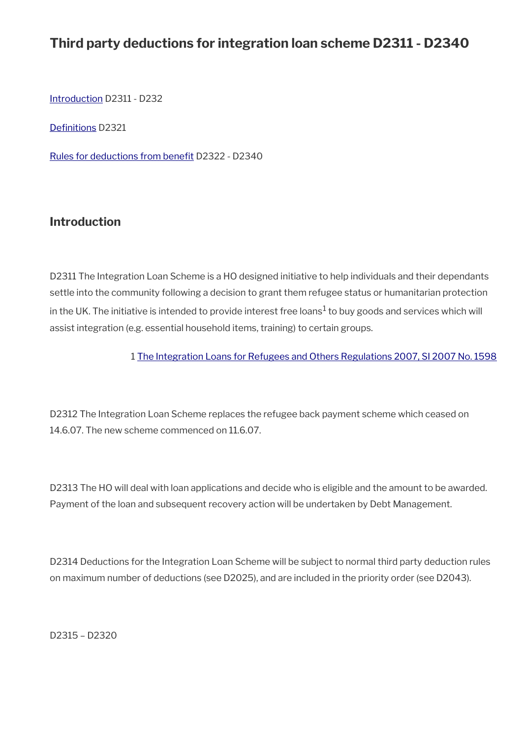# Third party deductions for integration loan scheme D2311 - D2340

[Introduction](#) D2311 - D232

[Definitions](#) D2321

[Rules for deductions from benefit](#) D2322 - D2340

## Introduction

D2311 The Integration Loan Scheme is a HO designed initiative to help individuals and their dependants settle into the community following a decision to grant them refugee status or humanitarian protection in the UK. The initiative is intended to provide interest free loans[1] to buy goods and services which will assist integration (e.g. essential household items, training) to certain groups.

1 [The Integration Loans for Refugees and Others Regulations 2007, SI 2007 No. 1598](#)

D2312 The Integration Loan Scheme replaces the refugee back payment scheme which ceased on 14.6.07. The new scheme commenced on 11.6.07.

D2313 The HO will deal with loan applications and decide who is eligible and the amount to be awarded. Payment of the loan and subsequent recovery action will be undertaken by Debt Management.

D2314 Deductions for the Integration Loan Scheme will be subject to normal third party deduction rules on maximum number of deductions (see D2025), and are included in the priority order (see D2043).

D2315 – D2320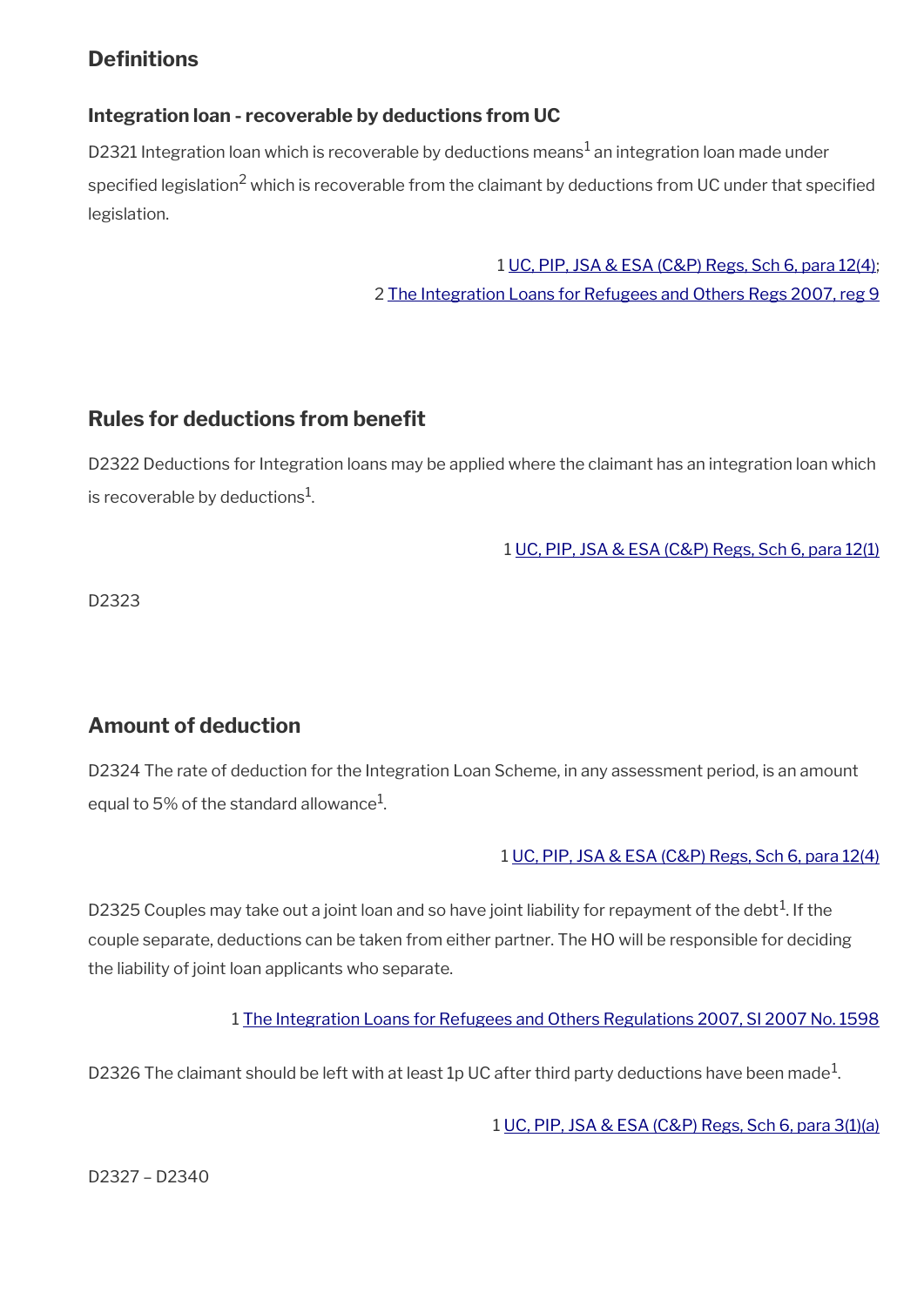## Definitions

### Integration loan - recoverable by deductions from UC

D2321 Integration loan which is recoverable by deductions means[1] an integration loan made under specified legislation[2] which is recoverable from the claimant by deductions from UC under that specified legislation.

1 UC, PIP, JSA & ESA (C&P) Regs, Sch 6, para 12(4);
2 The Integration Loans for Refugees and Others Regs 2007, reg 9

## Rules for deductions from benefit

D2322 Deductions for Integration loans may be applied where the claimant has an integration loan which is recoverable by deductions[1].

1 UC, PIP, JSA & ESA (C&P) Regs, Sch 6, para 12(1)

D2323

## Amount of deduction

D2324 The rate of deduction for the Integration Loan Scheme, in any assessment period, is an amount equal to 5% of the standard allowance[1].

1 UC, PIP, JSA & ESA (C&P) Regs, Sch 6, para 12(4)

D2325 Couples may take out a joint loan and so have joint liability for repayment of the debt[1]. If the couple separate, deductions can be taken from either partner. The HO will be responsible for deciding the liability of joint loan applicants who separate.

1 The Integration Loans for Refugees and Others Regulations 2007, SI 2007 No. 1598

D2326 The claimant should be left with at least 1p UC after third party deductions have been made[1].

1 UC, PIP, JSA & ESA (C&P) Regs, Sch 6, para 3(1)(a)

D2327 – D2340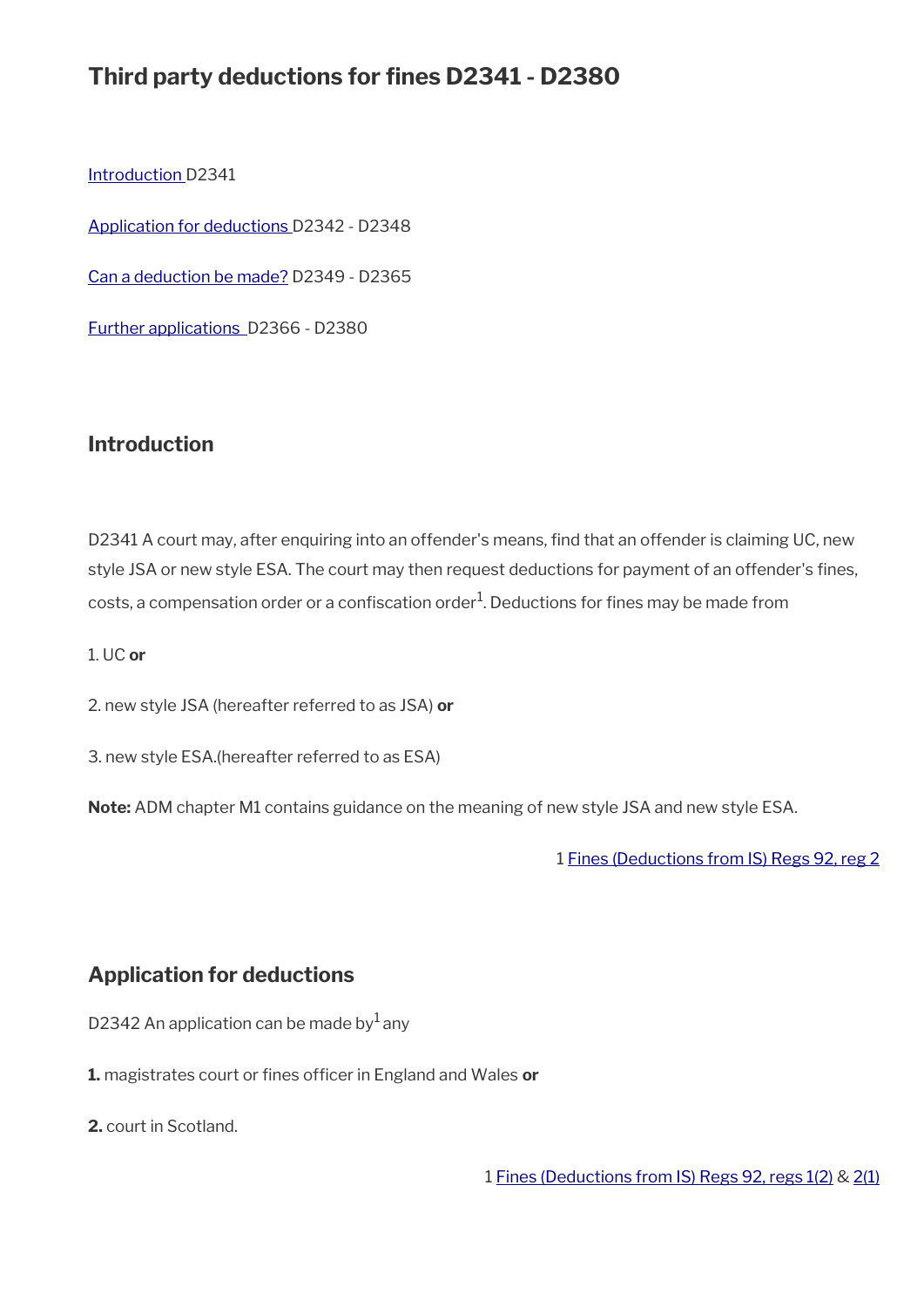# Third party deductions for fines D2341 - D2380

Introduction D2341

Application for deductions D2342 - D2348

Can a deduction be made? D2349 - D2365

Further applications D2366 - D2380

## Introduction

D2341 A court may, after enquiring into an offender's means, find that an offender is claiming UC, new style JSA or new style ESA. The court may then request deductions for payment of an offender's fines, costs, a compensation order or a confiscation order[1]. Deductions for fines may be made from

1. UC **or**

2. new style JSA (hereafter referred to as JSA) **or**

3. new style ESA.(hereafter referred to as ESA)

**Note:** ADM chapter M1 contains guidance on the meaning of new style JSA and new style ESA.

1 Fines (Deductions from IS) Regs 92, reg 2

## Application for deductions

D2342 An application can be made by[1] any

**1.** magistrates court or fines officer in England and Wales **or**

**2.** court in Scotland.

1 Fines (Deductions from IS) Regs 92, regs 1(2) & 2(1)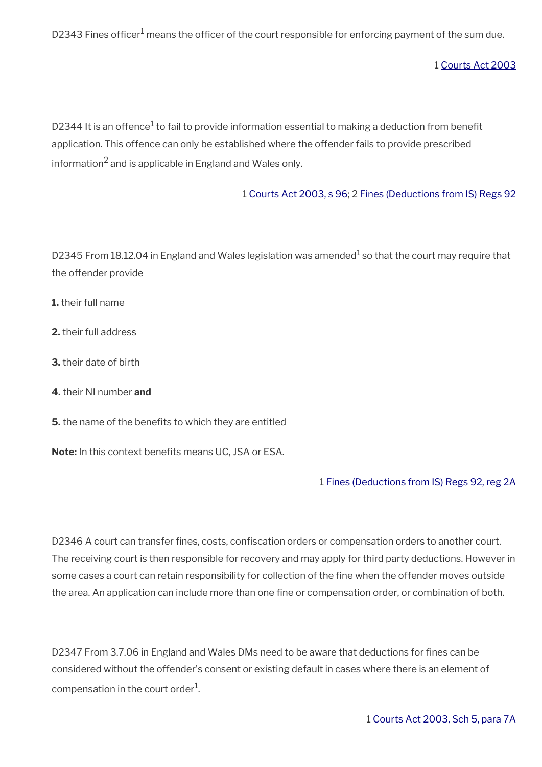D2343 Fines officer[1] means the officer of the court responsible for enforcing payment of the sum due.

1 Courts Act 2003

D2344 It is an offence[1] to fail to provide information essential to making a deduction from benefit application. This offence can only be established where the offender fails to provide prescribed information[2] and is applicable in England and Wales only.

1 Courts Act 2003, s 96; 2 Fines (Deductions from IS) Regs 92

D2345 From 18.12.04 in England and Wales legislation was amended[1] so that the court may require that the offender provide

**1.** their full name

**2.** their full address

**3.** their date of birth

**4.** their NI number **and**

**5.** the name of the benefits to which they are entitled

**Note:** In this context benefits means UC, JSA or ESA.

1 Fines (Deductions from IS) Regs 92, reg 2A

D2346 A court can transfer fines, costs, confiscation orders or compensation orders to another court. The receiving court is then responsible for recovery and may apply for third party deductions. However in some cases a court can retain responsibility for collection of the fine when the offender moves outside the area. An application can include more than one fine or compensation order, or combination of both.

D2347 From 3.7.06 in England and Wales DMs need to be aware that deductions for fines can be considered without the offender's consent or existing default in cases where there is an element of compensation in the court order[1].

1 Courts Act 2003, Sch 5, para 7A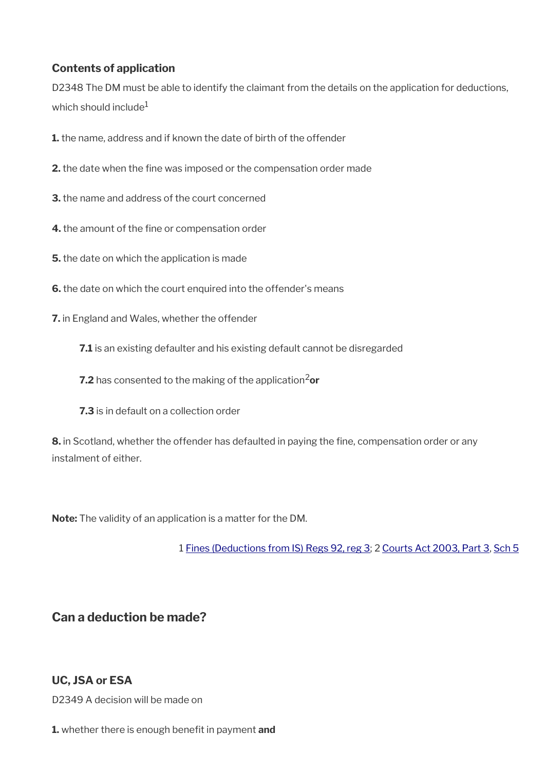### Contents of application

D2348 The DM must be able to identify the claimant from the details on the application for deductions, which should include[1]

**1.** the name, address and if known the date of birth of the offender

**2.** the date when the fine was imposed or the compensation order made

**3.** the name and address of the court concerned

**4.** the amount of the fine or compensation order

**5.** the date on which the application is made

**6.** the date on which the court enquired into the offender's means

**7.** in England and Wales, whether the offender

> **7.1** is an existing defaulter and his existing default cannot be disregarded
>
> **7.2** has consented to the making of the application[2] **or**
>
> **7.3** is in default on a collection order

**8.** in Scotland, whether the offender has defaulted in paying the fine, compensation order or any instalment of either.

**Note:** The validity of an application is a matter for the DM.

1 Fines (Deductions from IS) Regs 92, reg 3; 2 Courts Act 2003, Part 3, Sch 5

## Can a deduction be made?

### UC, JSA or ESA

D2349 A decision will be made on

**1.** whether there is enough benefit in payment **and**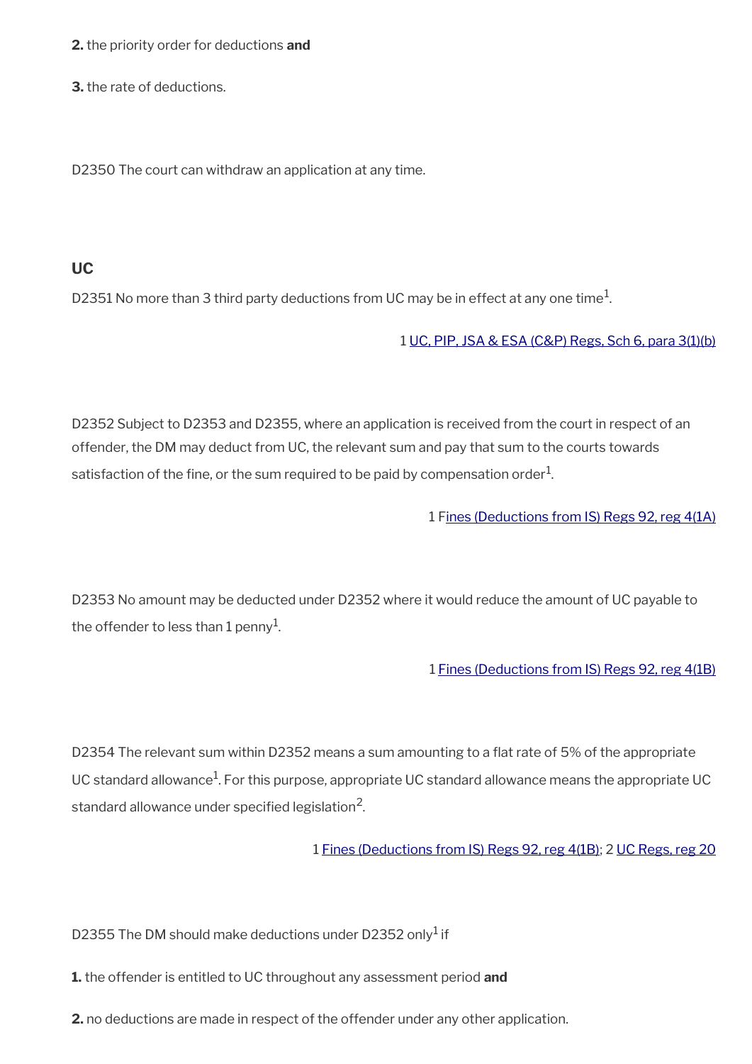**2.** the priority order for deductions **and**

**3.** the rate of deductions.

D2350 The court can withdraw an application at any time.

### UC

D2351 No more than 3 third party deductions from UC may be in effect at any one time[1].

1 UC, PIP, JSA & ESA (C&P) Regs, Sch 6, para 3(1)(b)

D2352 Subject to D2353 and D2355, where an application is received from the court in respect of an offender, the DM may deduct from UC, the relevant sum and pay that sum to the courts towards satisfaction of the fine, or the sum required to be paid by compensation order[1].

1 Fines (Deductions from IS) Regs 92, reg 4(1A)

D2353 No amount may be deducted under D2352 where it would reduce the amount of UC payable to the offender to less than 1 penny[1].

1 Fines (Deductions from IS) Regs 92, reg 4(1B)

D2354 The relevant sum within D2352 means a sum amounting to a flat rate of 5% of the appropriate UC standard allowance[1]. For this purpose, appropriate UC standard allowance means the appropriate UC standard allowance under specified legislation[2].

1 Fines (Deductions from IS) Regs 92, reg 4(1B); 2 UC Regs, reg 20

D2355 The DM should make deductions under D2352 only[1] if

**1.** the offender is entitled to UC throughout any assessment period **and**

**2.** no deductions are made in respect of the offender under any other application.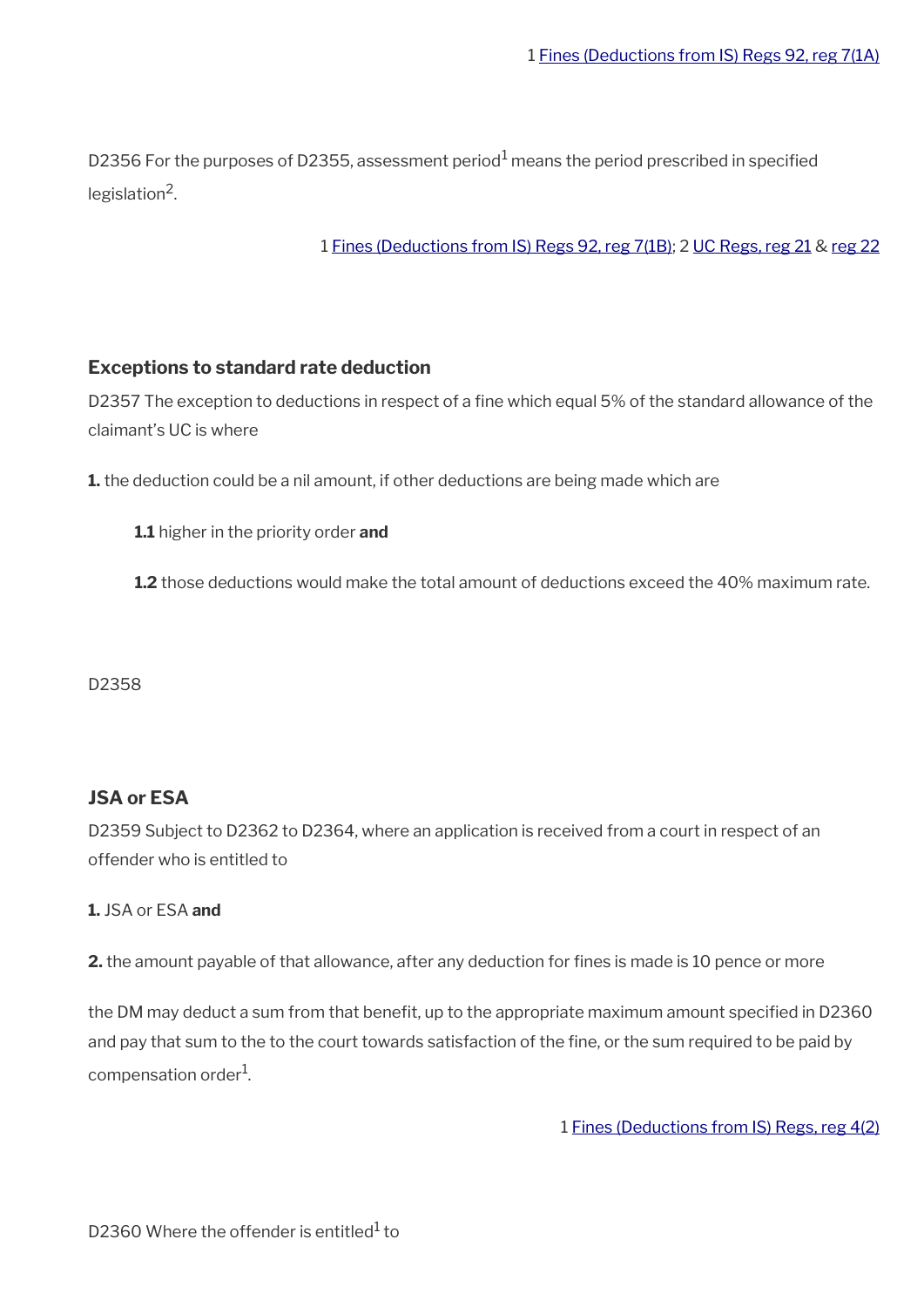1 [Fines (Deductions from IS) Regs 92, reg 7(1A)]

D2356 For the purposes of D2355, assessment period[1] means the period prescribed in specified legislation[2].

1 [Fines (Deductions from IS) Regs 92, reg 7(1B)]; 2 [UC Regs, reg 21] & [reg 22]

### Exceptions to standard rate deduction

D2357 The exception to deductions in respect of a fine which equal 5% of the standard allowance of the claimant's UC is where

**1.** the deduction could be a nil amount, if other deductions are being made which are

> **1.1** higher in the priority order **and**
>
> **1.2** those deductions would make the total amount of deductions exceed the 40% maximum rate.

D2358

### JSA or ESA

D2359 Subject to D2362 to D2364, where an application is received from a court in respect of an offender who is entitled to

**1.** JSA or ESA **and**

**2.** the amount payable of that allowance, after any deduction for fines is made is 10 pence or more

the DM may deduct a sum from that benefit, up to the appropriate maximum amount specified in D2360 and pay that sum to the to the court towards satisfaction of the fine, or the sum required to be paid by compensation order[1].

1 [Fines (Deductions from IS) Regs, reg 4(2)]

D2360 Where the offender is entitled[1] to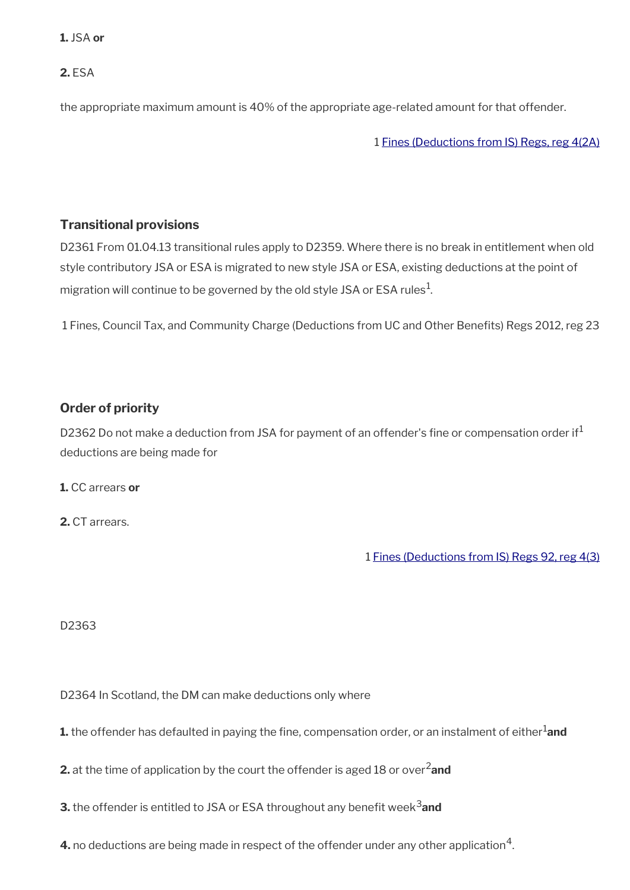**1.** JSA **or**

**2.** ESA

the appropriate maximum amount is 40% of the appropriate age-related amount for that offender.

1 Fines (Deductions from IS) Regs, reg 4(2A)

### Transitional provisions

D2361 From 01.04.13 transitional rules apply to D2359. Where there is no break in entitlement when old style contributory JSA or ESA is migrated to new style JSA or ESA, existing deductions at the point of migration will continue to be governed by the old style JSA or ESA rules[1].

1 Fines, Council Tax, and Community Charge (Deductions from UC and Other Benefits) Regs 2012, reg 23

### Order of priority

D2362 Do not make a deduction from JSA for payment of an offender's fine or compensation order if[1] deductions are being made for

**1.** CC arrears **or**

**2.** CT arrears.

1 Fines (Deductions from IS) Regs 92, reg 4(3)

D2363

D2364 In Scotland, the DM can make deductions only where

**1.** the offender has defaulted in paying the fine, compensation order, or an instalment of either[1] **and**

**2.** at the time of application by the court the offender is aged 18 or over[2] **and**

**3.** the offender is entitled to JSA or ESA throughout any benefit week[3] **and**

**4.** no deductions are being made in respect of the offender under any other application[4].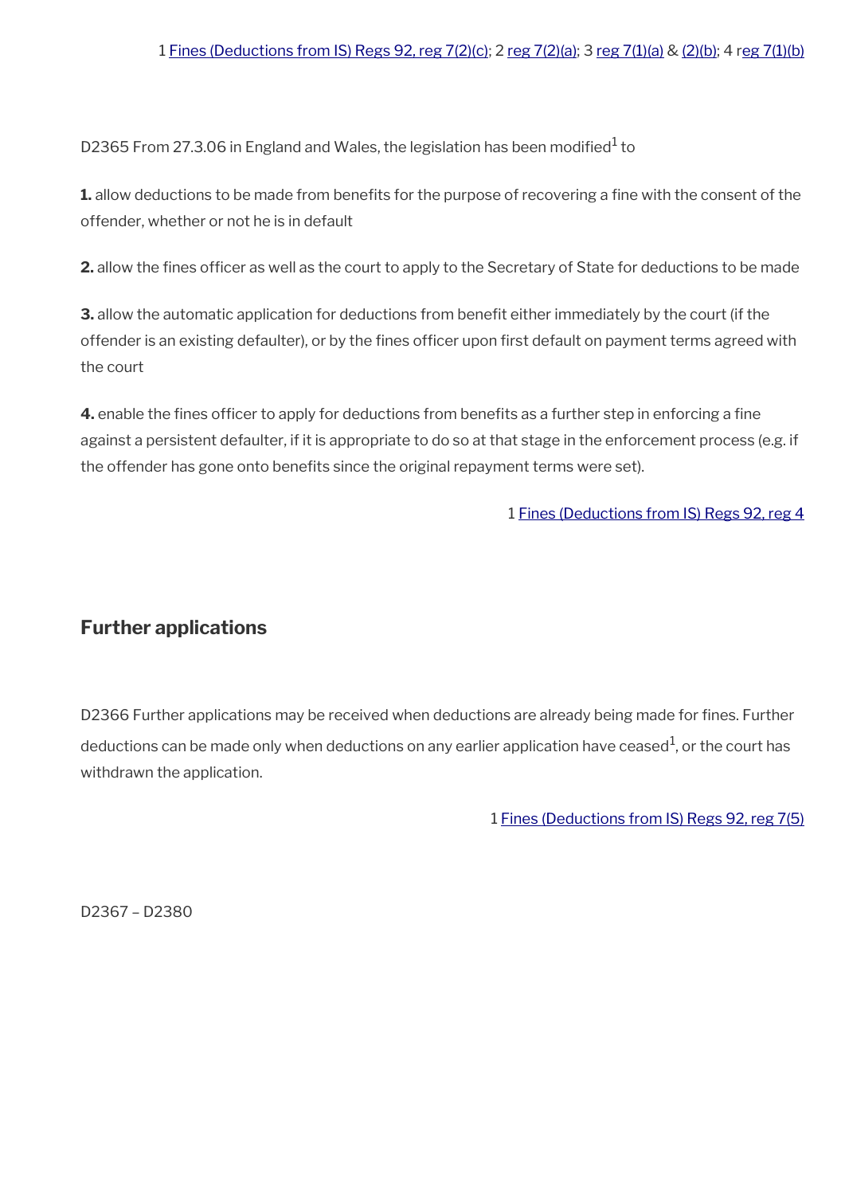1 Fines (Deductions from IS) Regs 92, reg 7(2)(c); 2 reg 7(2)(a); 3 reg 7(1)(a) & (2)(b); 4 reg 7(1)(b)

D2365 From 27.3.06 in England and Wales, the legislation has been modified[1] to

**1.** allow deductions to be made from benefits for the purpose of recovering a fine with the consent of the offender, whether or not he is in default

**2.** allow the fines officer as well as the court to apply to the Secretary of State for deductions to be made

**3.** allow the automatic application for deductions from benefit either immediately by the court (if the offender is an existing defaulter), or by the fines officer upon first default on payment terms agreed with the court

**4.** enable the fines officer to apply for deductions from benefits as a further step in enforcing a fine against a persistent defaulter, if it is appropriate to do so at that stage in the enforcement process (e.g. if the offender has gone onto benefits since the original repayment terms were set).

1 Fines (Deductions from IS) Regs 92, reg 4

## Further applications

D2366 Further applications may be received when deductions are already being made for fines. Further deductions can be made only when deductions on any earlier application have ceased[1], or the court has withdrawn the application.

1 Fines (Deductions from IS) Regs 92, reg 7(5)

D2367 – D2380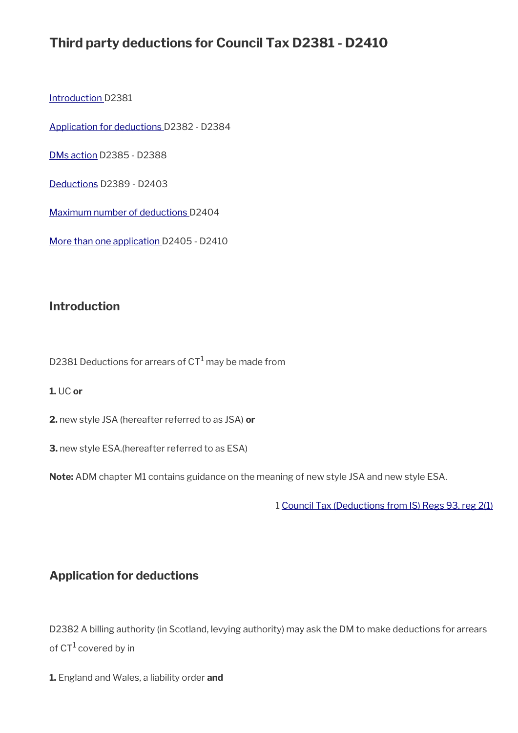# Third party deductions for Council Tax D2381 - D2410

[Introduction ](#)D2381

[Application for deductions ](#)D2382 - D2384

[DMs action](#) D2385 - D2388

[Deductions](#) D2389 - D2403

[Maximum number of deductions ](#)D2404

[More than one application ](#)D2405 - D2410

## Introduction

D2381 Deductions for arrears of CT[1] may be made from

**1.** UC **or**

**2.** new style JSA (hereafter referred to as JSA) **or**

**3.** new style ESA.(hereafter referred to as ESA)

**Note:** ADM chapter M1 contains guidance on the meaning of new style JSA and new style ESA.

1 [Council Tax (Deductions from IS) Regs 93, reg 2(1)](#)

## Application for deductions

D2382 A billing authority (in Scotland, levying authority) may ask the DM to make deductions for arrears of CT[1] covered by in

**1.** England and Wales, a liability order **and**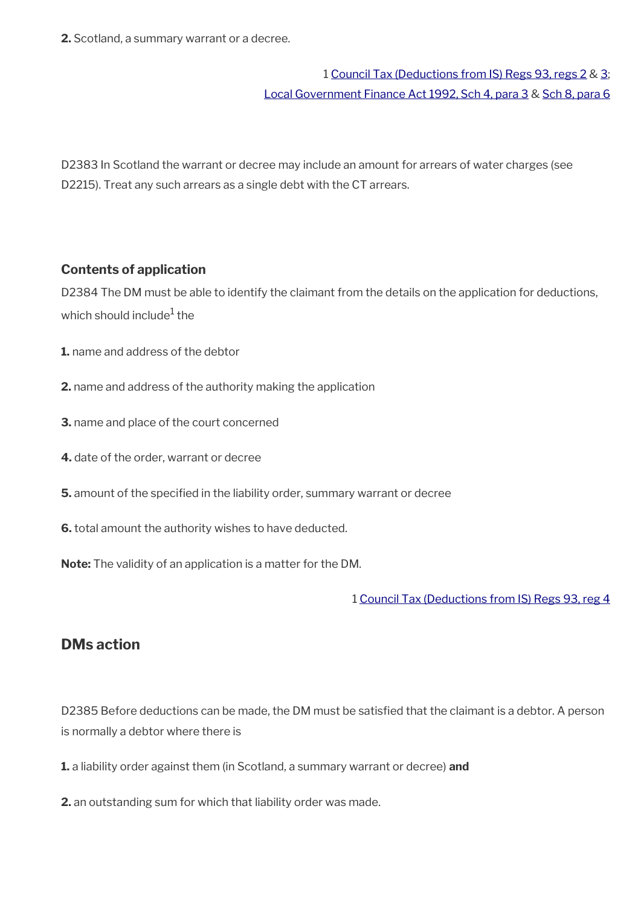**2.** Scotland, a summary warrant or a decree.

1 Council Tax (Deductions from IS) Regs 93, regs 2 & 3;
Local Government Finance Act 1992, Sch 4, para 3 & Sch 8, para 6

D2383 In Scotland the warrant or decree may include an amount for arrears of water charges (see D2215). Treat any such arrears as a single debt with the CT arrears.

### Contents of application

D2384 The DM must be able to identify the claimant from the details on the application for deductions, which should include[1] the

**1.** name and address of the debtor

**2.** name and address of the authority making the application

**3.** name and place of the court concerned

**4.** date of the order, warrant or decree

**5.** amount of the specified in the liability order, summary warrant or decree

**6.** total amount the authority wishes to have deducted.

**Note:** The validity of an application is a matter for the DM.

1 Council Tax (Deductions from IS) Regs 93, reg 4

## DMs action

D2385 Before deductions can be made, the DM must be satisfied that the claimant is a debtor. A person is normally a debtor where there is

**1.** a liability order against them (in Scotland, a summary warrant or decree) **and**

**2.** an outstanding sum for which that liability order was made.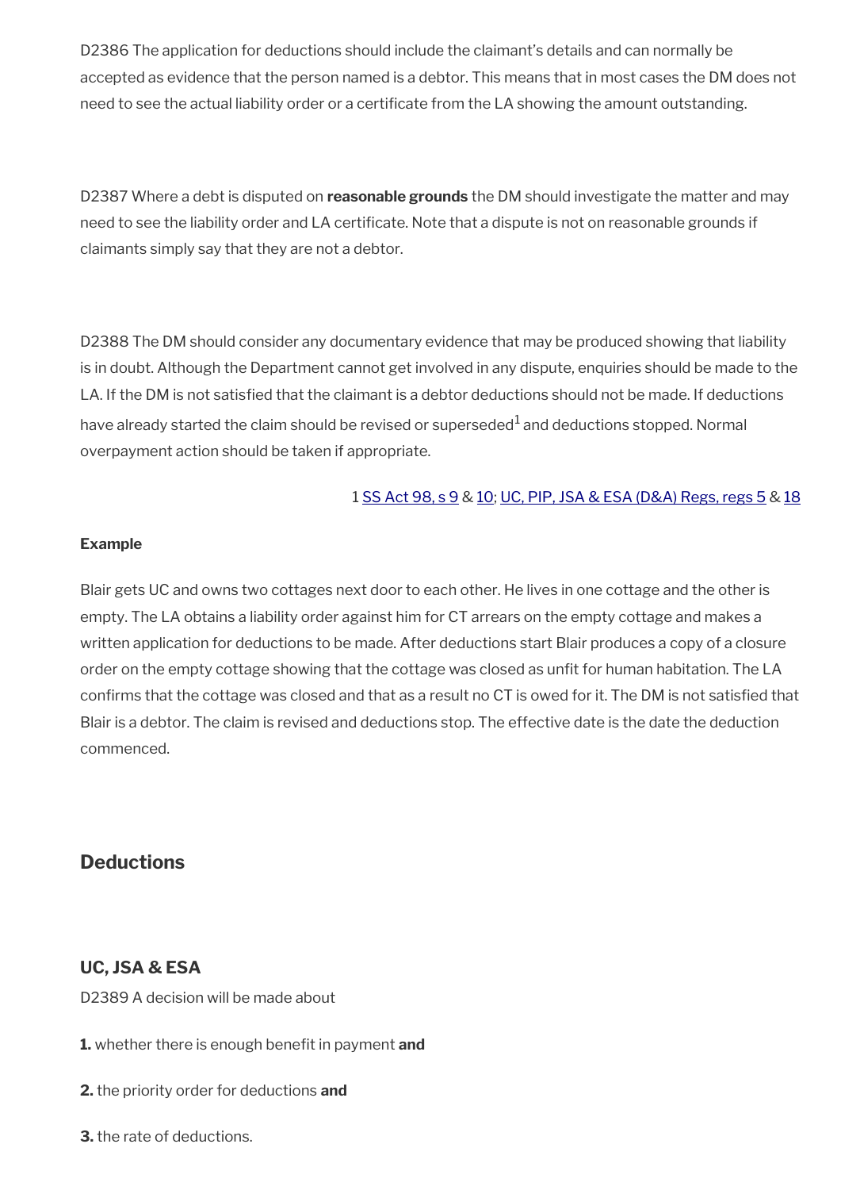D2386 The application for deductions should include the claimant's details and can normally be accepted as evidence that the person named is a debtor. This means that in most cases the DM does not need to see the actual liability order or a certificate from the LA showing the amount outstanding.

D2387 Where a debt is disputed on **reasonable grounds** the DM should investigate the matter and may need to see the liability order and LA certificate. Note that a dispute is not on reasonable grounds if claimants simply say that they are not a debtor.

D2388 The DM should consider any documentary evidence that may be produced showing that liability is in doubt. Although the Department cannot get involved in any dispute, enquiries should be made to the LA. If the DM is not satisfied that the claimant is a debtor deductions should not be made. If deductions have already started the claim should be revised or superseded[1] and deductions stopped. Normal overpayment action should be taken if appropriate.

1 SS Act 98, s 9 & 10; UC, PIP, JSA & ESA (D&A) Regs, regs 5 & 18

**Example**

Blair gets UC and owns two cottages next door to each other. He lives in one cottage and the other is empty. The LA obtains a liability order against him for CT arrears on the empty cottage and makes a written application for deductions to be made. After deductions start Blair produces a copy of a closure order on the empty cottage showing that the cottage was closed as unfit for human habitation. The LA confirms that the cottage was closed and that as a result no CT is owed for it. The DM is not satisfied that Blair is a debtor. The claim is revised and deductions stop. The effective date is the date the deduction commenced.

## Deductions

### UC, JSA & ESA

D2389 A decision will be made about

**1.** whether there is enough benefit in payment **and**

**2.** the priority order for deductions **and**

**3.** the rate of deductions.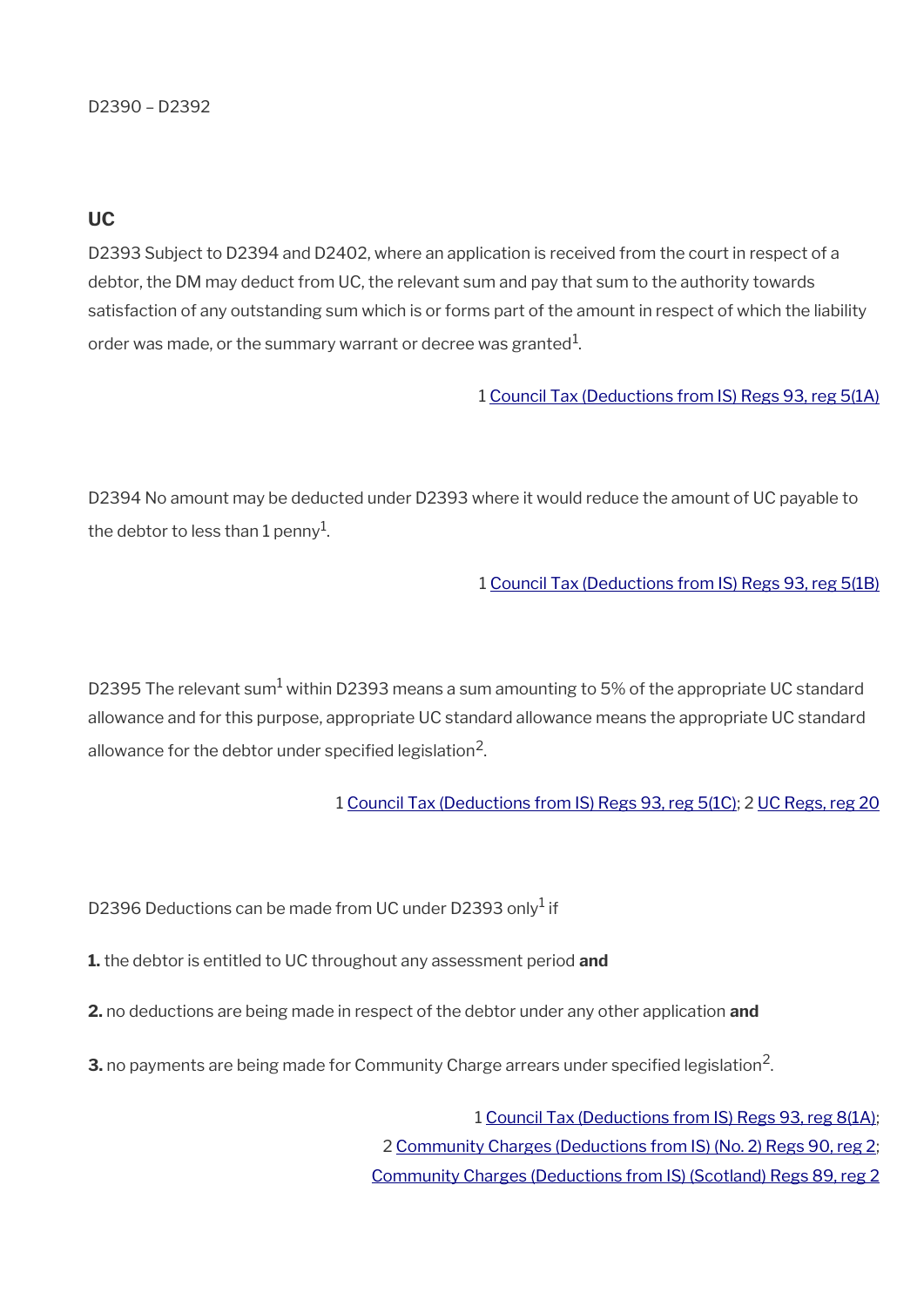D2390 – D2392

## UC

D2393 Subject to D2394 and D2402, where an application is received from the court in respect of a debtor, the DM may deduct from UC, the relevant sum and pay that sum to the authority towards satisfaction of any outstanding sum which is or forms part of the amount in respect of which the liability order was made, or the summary warrant or decree was granted[1].

1 Council Tax (Deductions from IS) Regs 93, reg 5(1A)

D2394 No amount may be deducted under D2393 where it would reduce the amount of UC payable to the debtor to less than 1 penny[1].

1 Council Tax (Deductions from IS) Regs 93, reg 5(1B)

D2395 The relevant sum[1] within D2393 means a sum amounting to 5% of the appropriate UC standard allowance and for this purpose, appropriate UC standard allowance means the appropriate UC standard allowance for the debtor under specified legislation[2].

1 Council Tax (Deductions from IS) Regs 93, reg 5(1C); 2 UC Regs, reg 20

D2396 Deductions can be made from UC under D2393 only[1] if

**1.** the debtor is entitled to UC throughout any assessment period **and**

**2.** no deductions are being made in respect of the debtor under any other application **and**

**3.** no payments are being made for Community Charge arrears under specified legislation[2].

1 Council Tax (Deductions from IS) Regs 93, reg 8(1A);
2 Community Charges (Deductions from IS) (No. 2) Regs 90, reg 2;
Community Charges (Deductions from IS) (Scotland) Regs 89, reg 2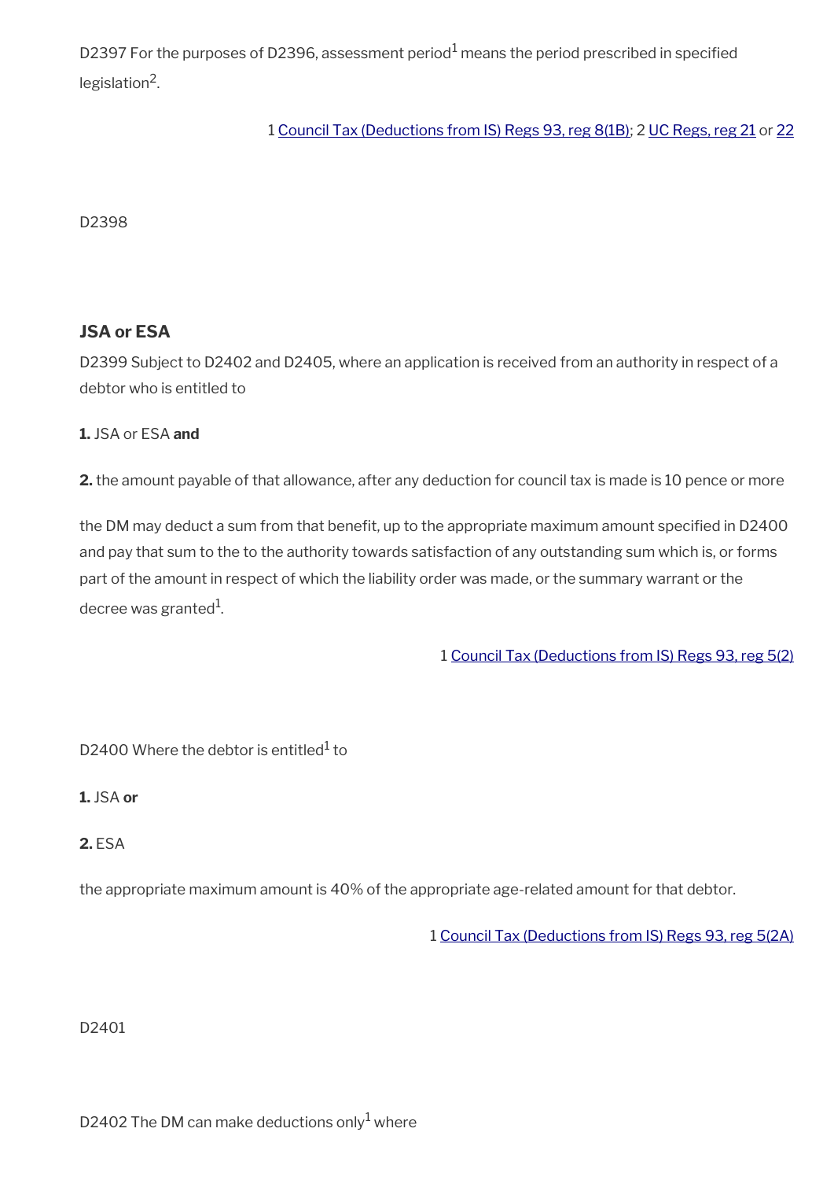D2397 For the purposes of D2396, assessment period[1] means the period prescribed in specified legislation[2].

1 Council Tax (Deductions from IS) Regs 93, reg 8(1B); 2 UC Regs, reg 21 or 22

D2398

### JSA or ESA

D2399 Subject to D2402 and D2405, where an application is received from an authority in respect of a debtor who is entitled to

**1.** JSA or ESA **and**

**2.** the amount payable of that allowance, after any deduction for council tax is made is 10 pence or more

the DM may deduct a sum from that benefit, up to the appropriate maximum amount specified in D2400 and pay that sum to the to the authority towards satisfaction of any outstanding sum which is, or forms part of the amount in respect of which the liability order was made, or the summary warrant or the decree was granted[1].

1 Council Tax (Deductions from IS) Regs 93, reg 5(2)

D2400 Where the debtor is entitled[1] to

**1.** JSA **or**

**2.** ESA

the appropriate maximum amount is 40% of the appropriate age-related amount for that debtor.

1 Council Tax (Deductions from IS) Regs 93, reg 5(2A)

D2401

D2402 The DM can make deductions only[1] where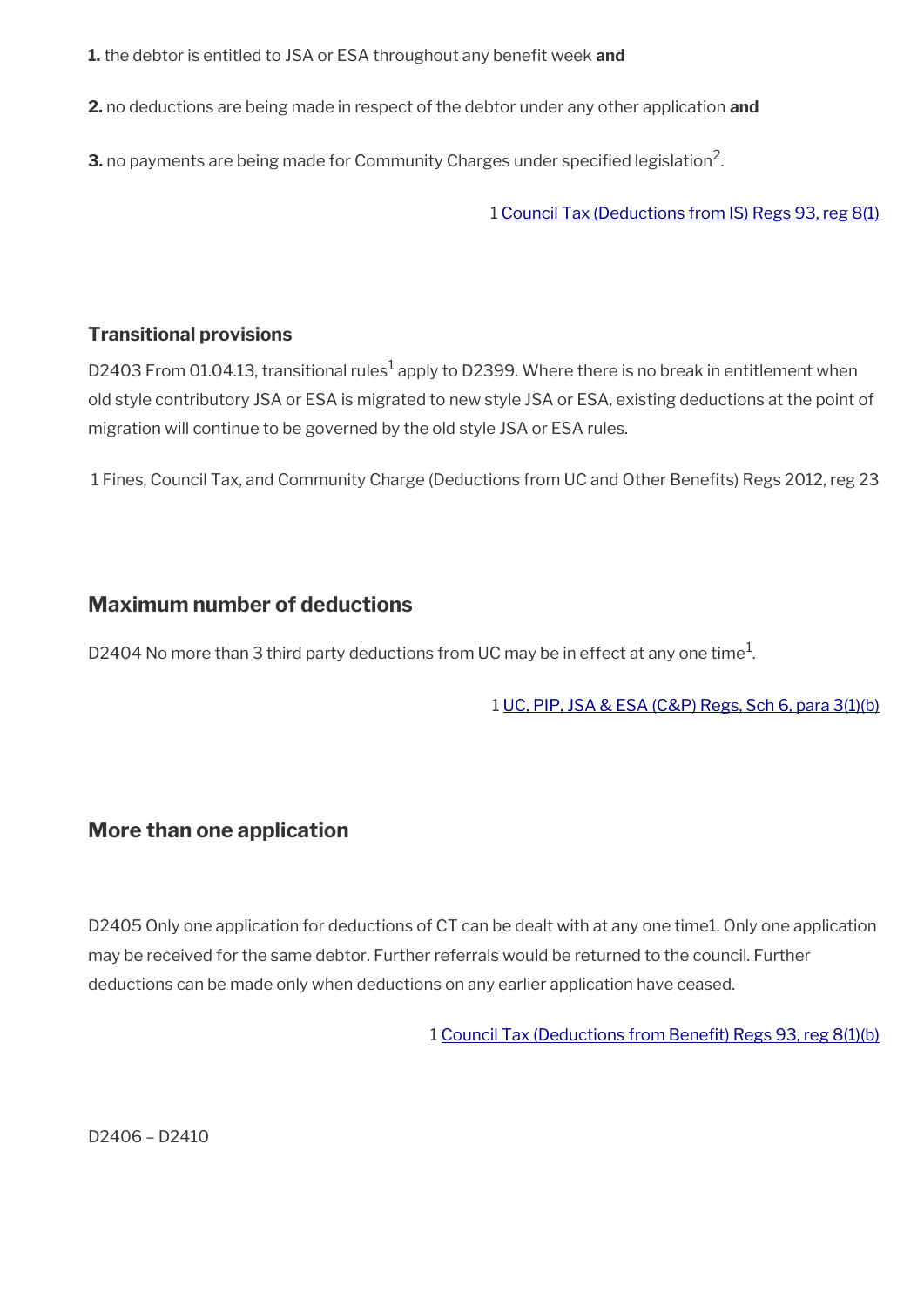**1.** the debtor is entitled to JSA or ESA throughout any benefit week **and**

**2.** no deductions are being made in respect of the debtor under any other application **and**

**3.** no payments are being made for Community Charges under specified legislation[2].

1 Council Tax (Deductions from IS) Regs 93, reg 8(1)

### Transitional provisions

D2403 From 01.04.13, transitional rules[1] apply to D2399. Where there is no break in entitlement when old style contributory JSA or ESA is migrated to new style JSA or ESA, existing deductions at the point of migration will continue to be governed by the old style JSA or ESA rules.

1 Fines, Council Tax, and Community Charge (Deductions from UC and Other Benefits) Regs 2012, reg 23

## Maximum number of deductions

D2404 No more than 3 third party deductions from UC may be in effect at any one time[1].

1 UC, PIP, JSA & ESA (C&P) Regs, Sch 6, para 3(1)(b)

## More than one application

D2405 Only one application for deductions of CT can be dealt with at any one time1. Only one application may be received for the same debtor. Further referrals would be returned to the council. Further deductions can be made only when deductions on any earlier application have ceased.

1 Council Tax (Deductions from Benefit) Regs 93, reg 8(1)(b)

D2406 – D2410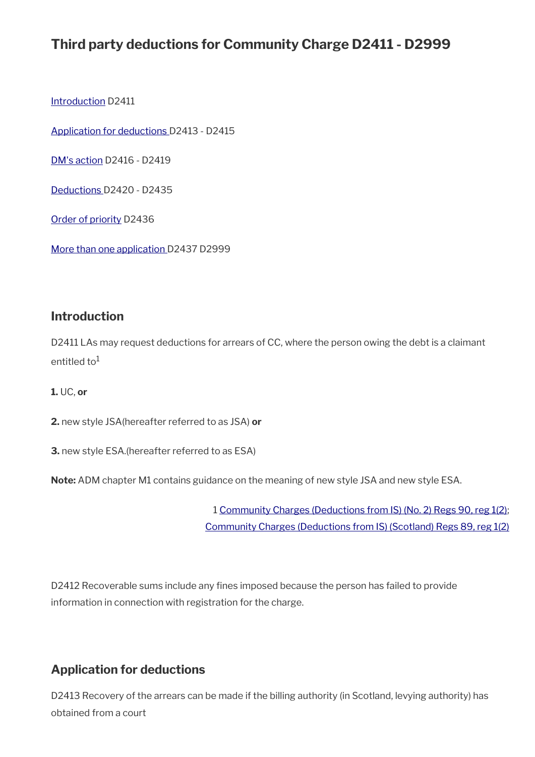# Third party deductions for Community Charge D2411 - D2999

Introduction D2411

Application for deductions D2413 - D2415

DM's action D2416 - D2419

Deductions D2420 - D2435

Order of priority D2436

More than one application D2437 D2999

## Introduction

D2411 LAs may request deductions for arrears of CC, where the person owing the debt is a claimant entitled to[1]

**1.** UC, **or**

**2.** new style JSA(hereafter referred to as JSA) **or**

**3.** new style ESA.(hereafter referred to as ESA)

**Note:** ADM chapter M1 contains guidance on the meaning of new style JSA and new style ESA.

1 Community Charges (Deductions from IS) (No. 2) Regs 90, reg 1(2); Community Charges (Deductions from IS) (Scotland) Regs 89, reg 1(2)

D2412 Recoverable sums include any fines imposed because the person has failed to provide information in connection with registration for the charge.

## Application for deductions

D2413 Recovery of the arrears can be made if the billing authority (in Scotland, levying authority) has obtained from a court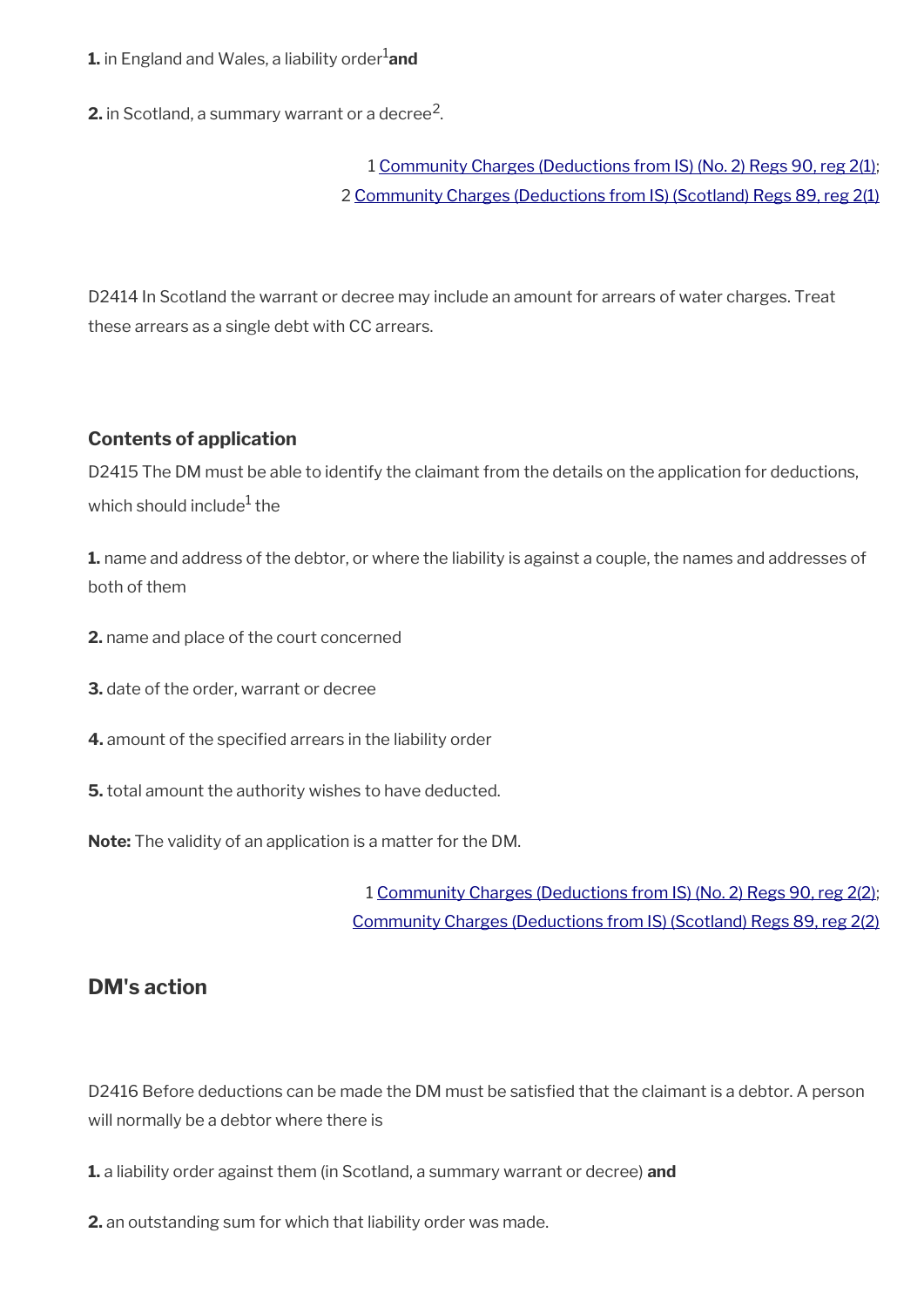**1.** in England and Wales, a liability order[1] **and**

**2.** in Scotland, a summary warrant or a decree[2].

1 Community Charges (Deductions from IS) (No. 2) Regs 90, reg 2(1);
2 Community Charges (Deductions from IS) (Scotland) Regs 89, reg 2(1)

D2414 In Scotland the warrant or decree may include an amount for arrears of water charges. Treat these arrears as a single debt with CC arrears.

### Contents of application

D2415 The DM must be able to identify the claimant from the details on the application for deductions, which should include[1] the

**1.** name and address of the debtor, or where the liability is against a couple, the names and addresses of both of them

**2.** name and place of the court concerned

**3.** date of the order, warrant or decree

**4.** amount of the specified arrears in the liability order

**5.** total amount the authority wishes to have deducted.

**Note:** The validity of an application is a matter for the DM.

1 Community Charges (Deductions from IS) (No. 2) Regs 90, reg 2(2);
Community Charges (Deductions from IS) (Scotland) Regs 89, reg 2(2)

## DM's action

D2416 Before deductions can be made the DM must be satisfied that the claimant is a debtor. A person will normally be a debtor where there is

**1.** a liability order against them (in Scotland, a summary warrant or decree) **and**

**2.** an outstanding sum for which that liability order was made.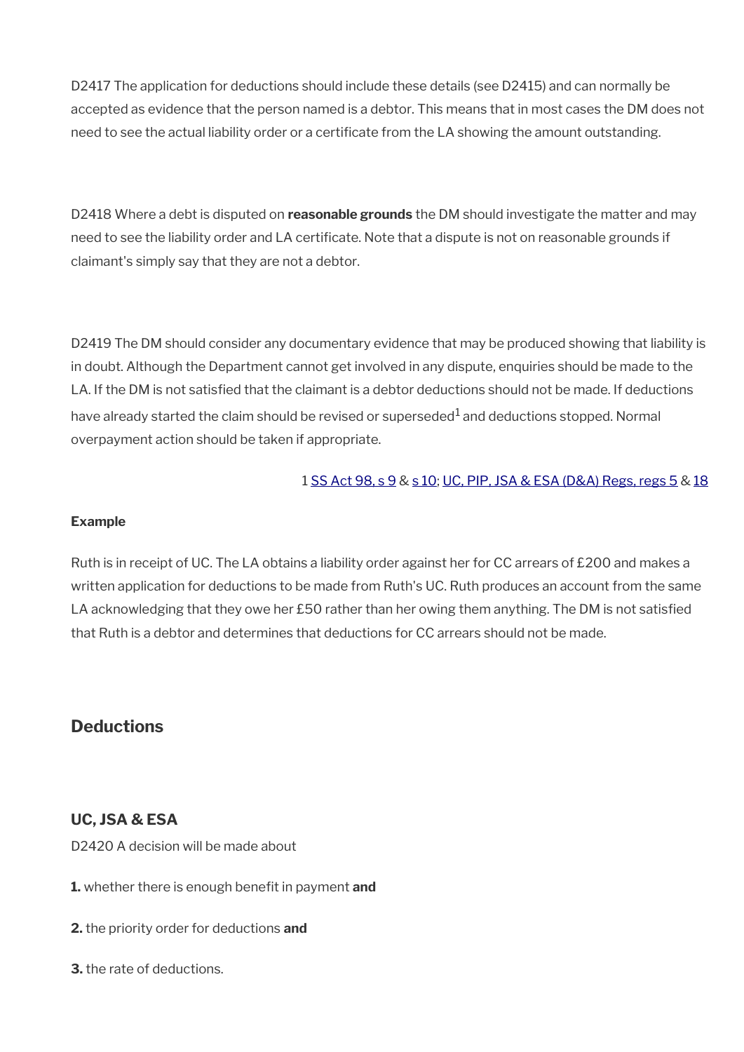D2417 The application for deductions should include these details (see D2415) and can normally be accepted as evidence that the person named is a debtor. This means that in most cases the DM does not need to see the actual liability order or a certificate from the LA showing the amount outstanding.

D2418 Where a debt is disputed on **reasonable grounds** the DM should investigate the matter and may need to see the liability order and LA certificate. Note that a dispute is not on reasonable grounds if claimant's simply say that they are not a debtor.

D2419 The DM should consider any documentary evidence that may be produced showing that liability is in doubt. Although the Department cannot get involved in any dispute, enquiries should be made to the LA. If the DM is not satisfied that the claimant is a debtor deductions should not be made. If deductions have already started the claim should be revised or superseded[1] and deductions stopped. Normal overpayment action should be taken if appropriate.

1 SS Act 98, s 9 & s 10; UC, PIP, JSA & ESA (D&A) Regs, regs 5 & 18

**Example**

Ruth is in receipt of UC. The LA obtains a liability order against her for CC arrears of £200 and makes a written application for deductions to be made from Ruth's UC. Ruth produces an account from the same LA acknowledging that they owe her £50 rather than her owing them anything. The DM is not satisfied that Ruth is a debtor and determines that deductions for CC arrears should not be made.

## Deductions

### UC, JSA & ESA

D2420 A decision will be made about

**1.** whether there is enough benefit in payment **and**

**2.** the priority order for deductions **and**

**3.** the rate of deductions.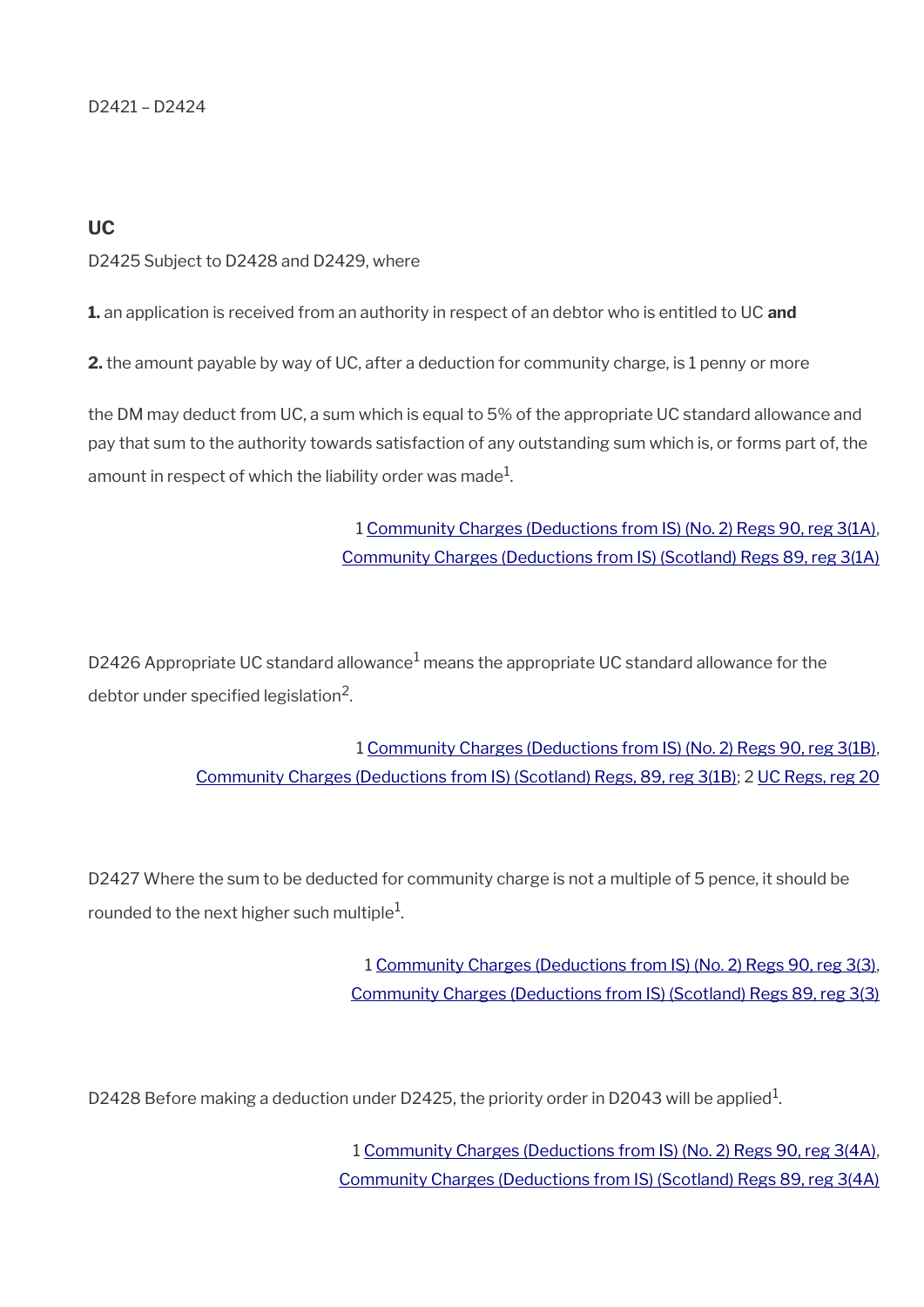D2421 – D2424

## UC

D2425 Subject to D2428 and D2429, where

**1.** an application is received from an authority in respect of an debtor who is entitled to UC **and**

**2.** the amount payable by way of UC, after a deduction for community charge, is 1 penny or more

the DM may deduct from UC, a sum which is equal to 5% of the appropriate UC standard allowance and pay that sum to the authority towards satisfaction of any outstanding sum which is, or forms part of, the amount in respect of which the liability order was made[1].

1 Community Charges (Deductions from IS) (No. 2) Regs 90, reg 3(1A), Community Charges (Deductions from IS) (Scotland) Regs 89, reg 3(1A)

D2426 Appropriate UC standard allowance[1] means the appropriate UC standard allowance for the debtor under specified legislation[2].

1 Community Charges (Deductions from IS) (No. 2) Regs 90, reg 3(1B), Community Charges (Deductions from IS) (Scotland) Regs, 89, reg 3(1B); 2 UC Regs, reg 20

D2427 Where the sum to be deducted for community charge is not a multiple of 5 pence, it should be rounded to the next higher such multiple[1].

1 Community Charges (Deductions from IS) (No. 2) Regs 90, reg 3(3), Community Charges (Deductions from IS) (Scotland) Regs 89, reg 3(3)

D2428 Before making a deduction under D2425, the priority order in D2043 will be applied[1].

1 Community Charges (Deductions from IS) (No. 2) Regs 90, reg 3(4A), Community Charges (Deductions from IS) (Scotland) Regs 89, reg 3(4A)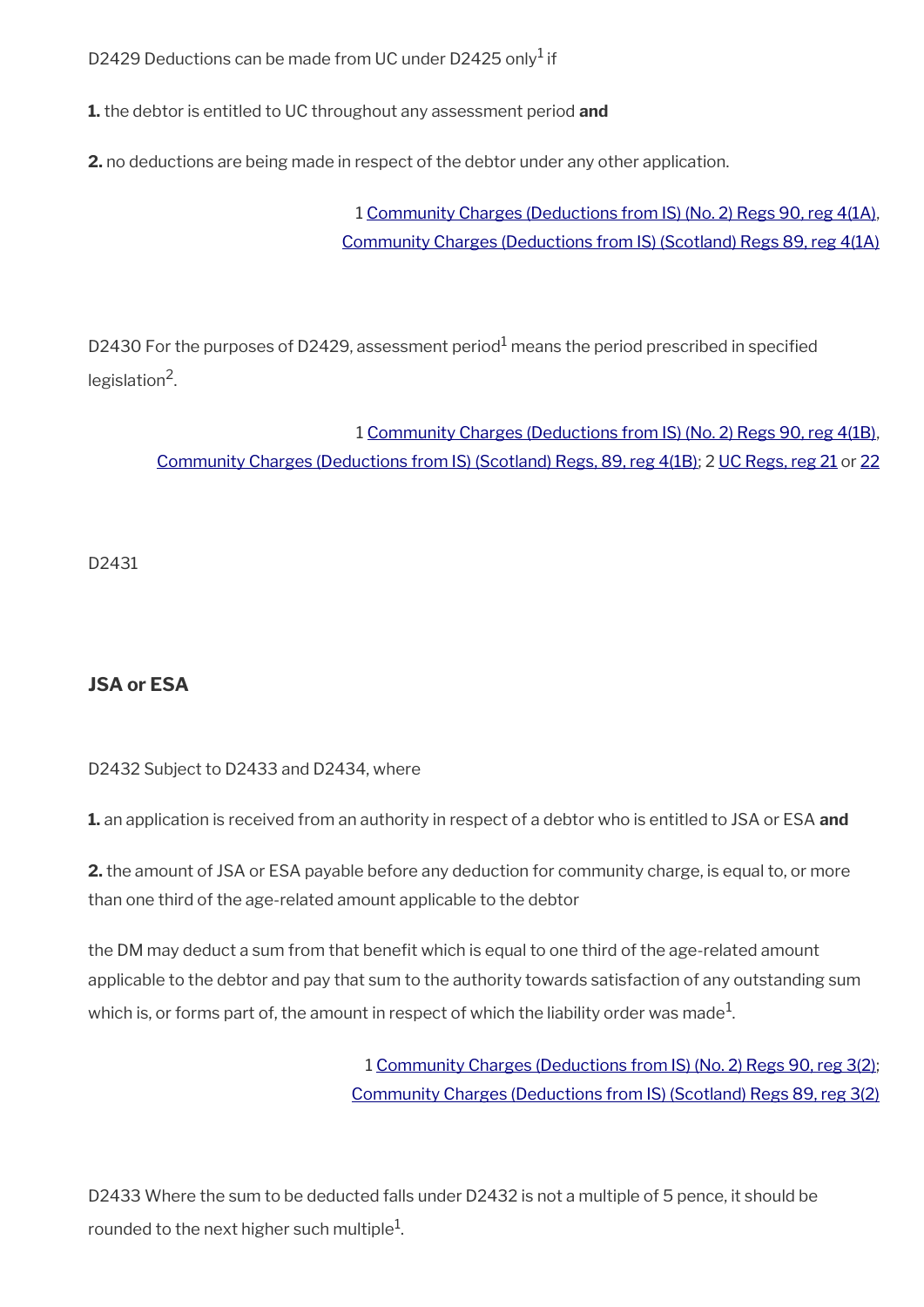D2429 Deductions can be made from UC under D2425 only[1] if

**1.** the debtor is entitled to UC throughout any assessment period **and**

**2.** no deductions are being made in respect of the debtor under any other application.

1 Community Charges (Deductions from IS) (No. 2) Regs 90, reg 4(1A), Community Charges (Deductions from IS) (Scotland) Regs 89, reg 4(1A)

D2430 For the purposes of D2429, assessment period[1] means the period prescribed in specified legislation[2].

1 Community Charges (Deductions from IS) (No. 2) Regs 90, reg 4(1B), Community Charges (Deductions from IS) (Scotland) Regs, 89, reg 4(1B); 2 UC Regs, reg 21 or 22

D2431

### JSA or ESA

D2432 Subject to D2433 and D2434, where

**1.** an application is received from an authority in respect of a debtor who is entitled to JSA or ESA **and**

**2.** the amount of JSA or ESA payable before any deduction for community charge, is equal to, or more than one third of the age-related amount applicable to the debtor

the DM may deduct a sum from that benefit which is equal to one third of the age-related amount applicable to the debtor and pay that sum to the authority towards satisfaction of any outstanding sum which is, or forms part of, the amount in respect of which the liability order was made[1].

1 Community Charges (Deductions from IS) (No. 2) Regs 90, reg 3(2); Community Charges (Deductions from IS) (Scotland) Regs 89, reg 3(2)

D2433 Where the sum to be deducted falls under D2432 is not a multiple of 5 pence, it should be rounded to the next higher such multiple[1].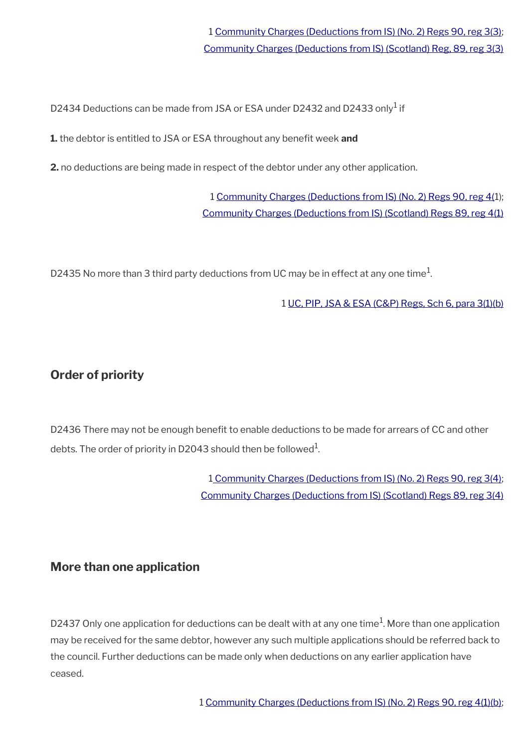1 Community Charges (Deductions from IS) (No. 2) Regs 90, reg 3(3); Community Charges (Deductions from IS) (Scotland) Reg, 89, reg 3(3)

D2434 Deductions can be made from JSA or ESA under D2432 and D2433 only[1] if

**1.** the debtor is entitled to JSA or ESA throughout any benefit week **and**

**2.** no deductions are being made in respect of the debtor under any other application.

1 Community Charges (Deductions from IS) (No. 2) Regs 90, reg 4(1); Community Charges (Deductions from IS) (Scotland) Regs 89, reg 4(1)

D2435 No more than 3 third party deductions from UC may be in effect at any one time[1].

1 UC, PIP, JSA & ESA (C&P) Regs, Sch 6, para 3(1)(b)

## Order of priority

D2436 There may not be enough benefit to enable deductions to be made for arrears of CC and other debts. The order of priority in D2043 should then be followed[1].

1 Community Charges (Deductions from IS) (No. 2) Regs 90, reg 3(4); Community Charges (Deductions from IS) (Scotland) Regs 89, reg 3(4)

## More than one application

D2437 Only one application for deductions can be dealt with at any one time[1]. More than one application may be received for the same debtor, however any such multiple applications should be referred back to the council. Further deductions can be made only when deductions on any earlier application have ceased.

1 Community Charges (Deductions from IS) (No. 2) Regs 90, reg 4(1)(b);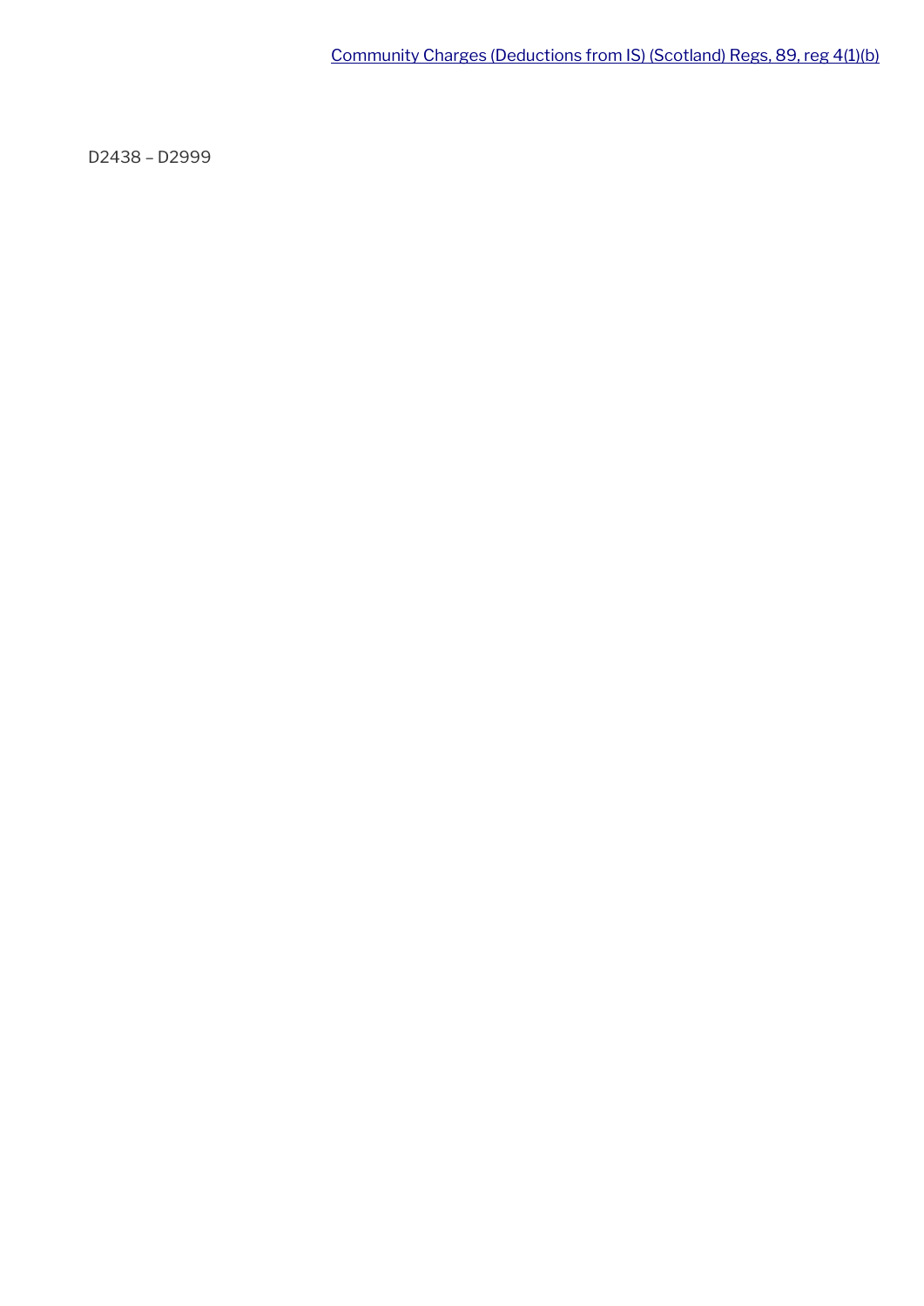[Community Charges (Deductions from IS) (Scotland) Regs, 89, reg 4(1)(b)]

D2438 – D2999